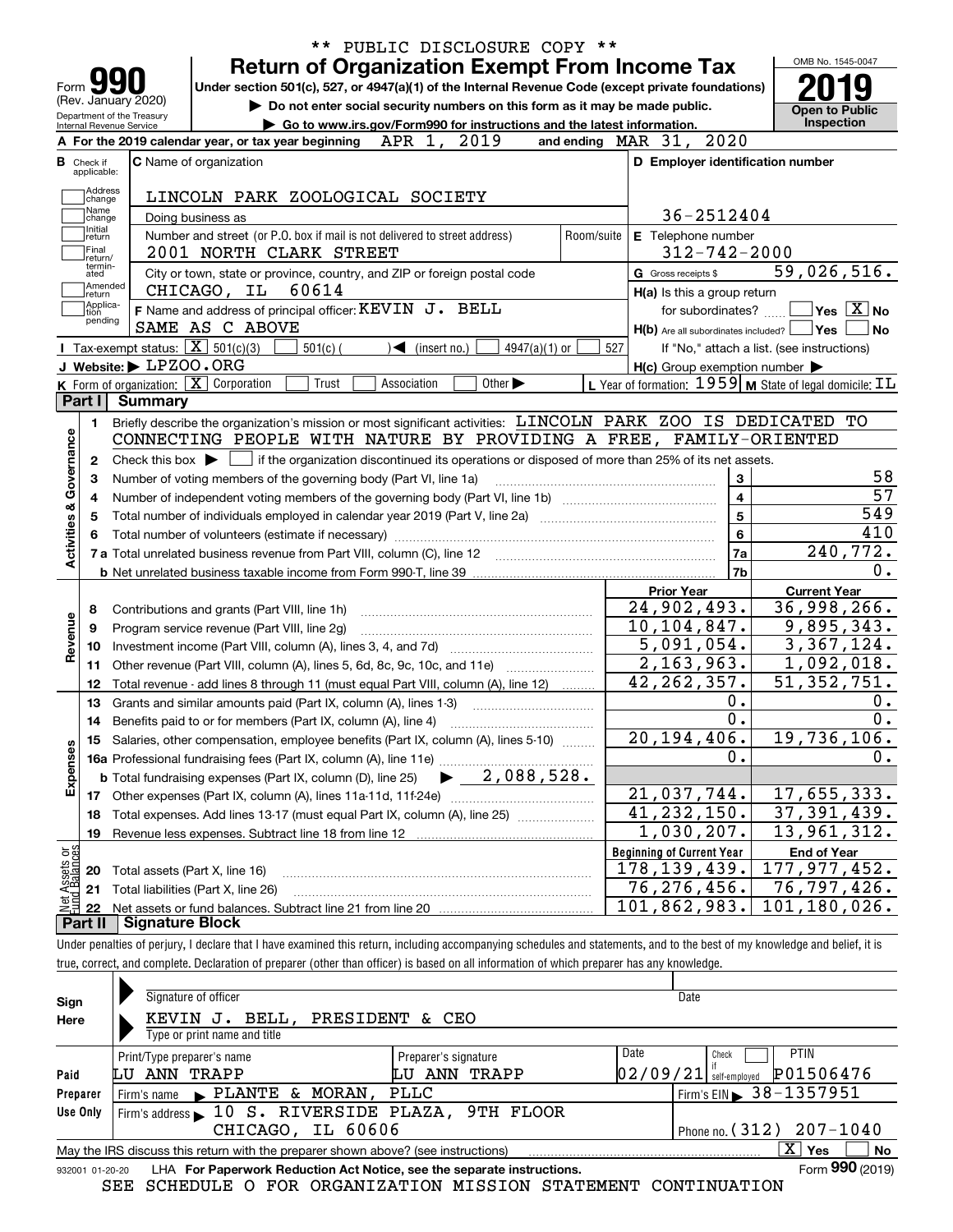\*\* PUBLIC DISCLOSURE COPY \*\*

# Form 990 — Return of Organization Exempt From Income Tax

(Rev. January 2020)

Department of the Treasury
Internal Revenue Service

Under section 501(c), 527, or 4947(a)(1) of the Internal Revenue Code (except private foundations)

▶ Do not enter social security numbers on this form as it may be made public.

▶ Go to www.irs.gov/Form990 for instructions and the latest information.

OMB No. 1545-0047

**2019**

**Open to Public Inspection**

**A** For the 2019 calendar year, or tax year beginning APR 1, 2019 and ending MAR 31, 2020

**B** Check if applicable: Address change, Name change, Initial return, Final return/terminated, Amended return, Application pending

**C** Name of organization: LINCOLN PARK ZOOLOGICAL SOCIETY

Doing business as

Number and street (or P.O. box if mail is not delivered to street address): 2001 NORTH CLARK STREET | Room/suite

City or town, state or province, country, and ZIP or foreign postal code: CHICAGO, IL 60614

**D** Employer identification number: 36-2512404

**E** Telephone number: 312-742-2000

**G** Gross receipts $ 59,026,516.

**F** Name and address of principal officer: KEVIN J. BELL, SAME AS C ABOVE

**H(a)** Is this a group return for subordinates? ☐ Yes ☒ No

**H(b)** Are all subordinates included? ☐ Yes ☐ No — If "No," attach a list. (see instructions)

**I** Tax-exempt status: ☒ 501(c)(3) ☐ 501(c) ( ) ◀ (insert no.) ☐ 4947(a)(1) or ☐ 527

**J** Website: ▶ LPZOO.ORG

**H(c)** Group exemption number ▶

**K** Form of organization: ☒ Corporation ☐ Trust ☐ Association ☐ Other ▶

**L** Year of formation: 1959 **M** State of legal domicile: IL

## Part I Summary

**Activities & Governance**

1 Briefly describe the organization's mission or most significant activities: LINCOLN PARK ZOO IS DEDICATED TO CONNECTING PEOPLE WITH NATURE BY PROVIDING A FREE, FAMILY-ORIENTED

2 Check this box ▶ ☐ if the organization discontinued its operations or disposed of more than 25% of its net assets.

| Line | Description | No. | Value |
|---|---|---|---|
| 3 | Number of voting members of the governing body (Part VI, line 1a) | 3 | 58 |
| 4 | Number of independent voting members of the governing body (Part VI, line 1b) | 4 | 57 |
| 5 | Total number of individuals employed in calendar year 2019 (Part V, line 2a) | 5 | 549 |
| 6 | Total number of volunteers (estimate if necessary) | 6 | 410 |
| 7a | Total unrelated business revenue from Part VIII, column (C), line 12 | 7a | 240,772. |
| 7b | Net unrelated business taxable income from Form 990-T, line 39 | 7b | 0. |

| Line | Description | Prior Year | Current Year |
|---|---|---|---|
| **Revenue** | | | |
| 8 | Contributions and grants (Part VIII, line 1h) | 24,902,493. | 36,998,266. |
| 9 | Program service revenue (Part VIII, line 2g) | 10,104,847. | 9,895,343. |
| 10 | Investment income (Part VIII, column (A), lines 3, 4, and 7d) | 5,091,054. | 3,367,124. |
| 11 | Other revenue (Part VIII, column (A), lines 5, 6d, 8c, 9c, 10c, and 11e) | 2,163,963. | 1,092,018. |
| 12 | Total revenue - add lines 8 through 11 (must equal Part VIII, column (A), line 12) | 42,262,357. | 51,352,751. |
| **Expenses** | | | |
| 13 | Grants and similar amounts paid (Part IX, column (A), lines 1-3) | 0. | 0. |
| 14 | Benefits paid to or for members (Part IX, column (A), line 4) | 0. | 0. |
| 15 | Salaries, other compensation, employee benefits (Part IX, column (A), lines 5-10) | 20,194,406. | 19,736,106. |
| 16a | Professional fundraising fees (Part IX, column (A), line 11e) | 0. | 0. |
| b | Total fundraising expenses (Part IX, column (D), line 25) ▶ 2,088,528. | | |
| 17 | Other expenses (Part IX, column (A), lines 11a-11d, 11f-24e) | 21,037,744. | 17,655,333. |
| 18 | Total expenses. Add lines 13-17 (must equal Part IX, column (A), line 25) | 41,232,150. | 37,391,439. |
| 19 | Revenue less expenses. Subtract line 18 from line 12 | 1,030,207. | 13,961,312. |
| **Net Assets or Fund Balances** | | **Beginning of Current Year** | **End of Year** |
| 20 | Total assets (Part X, line 16) | 178,139,439. | 177,977,452. |
| 21 | Total liabilities (Part X, line 26) | 76,276,456. | 76,797,426. |
| 22 | Net assets or fund balances. Subtract line 21 from line 20 | 101,862,983. | 101,180,026. |

## Part II Signature Block

Under penalties of perjury, I declare that I have examined this return, including accompanying schedules and statements, and to the best of my knowledge and belief, it is true, correct, and complete. Declaration of preparer (other than officer) is based on all information of which preparer has any knowledge.

**Sign Here**

Signature of officer | Date

KEVIN J. BELL, PRESIDENT & CEO
Type or print name and title

**Paid Preparer Use Only**

| Print/Type preparer's name | Preparer's signature | Date | Check if self-employed | PTIN |
|---|---|---|---|---|
| LU ANN TRAPP | LU ANN TRAPP | 02/09/21 | ☐ | P01506476 |

Firm's name ▶ PLANTE & MORAN, PLLC — Firm's EIN ▶ 38-1357951

Firm's address ▶ 10 S. RIVERSIDE PLAZA, 9TH FLOOR, CHICAGO, IL 60606 — Phone no. (312) 207-1040

May the IRS discuss this return with the preparer shown above? (see instructions) ☒ Yes ☐ No

932001 01-20-20 LHA For Paperwork Reduction Act Notice, see the separate instructions. Form **990** (2019)

SEE SCHEDULE O FOR ORGANIZATION MISSION STATEMENT CONTINUATION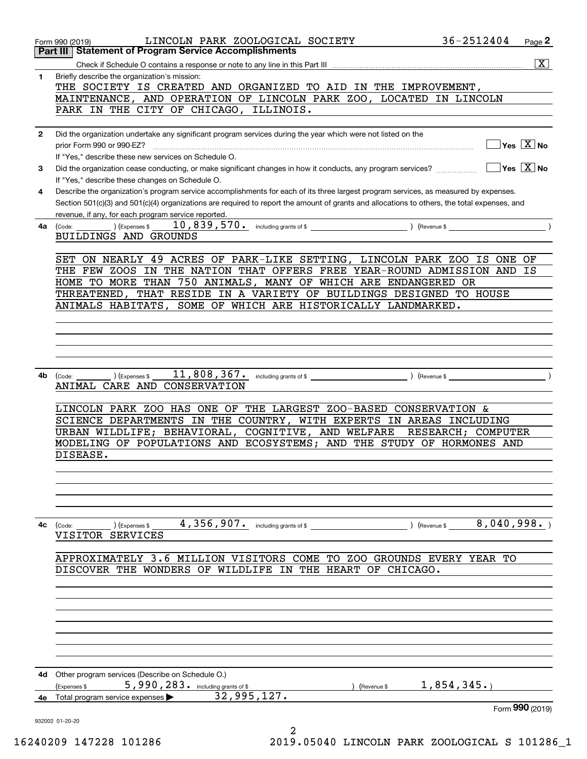Form 990 (2019) LINCOLN PARK ZOOLOGICAL SOCIETY 36-2512404

## Part III Statement of Program Service Accomplishments

Check if Schedule O contains a response or note to any line in this Part III [X]

**1** Briefly describe the organization's mission:

THE SOCIETY IS CREATED AND ORGANIZED TO AID IN THE IMPROVEMENT, MAINTENANCE, AND OPERATION OF LINCOLN PARK ZOO, LOCATED IN LINCOLN PARK IN THE CITY OF CHICAGO, ILLINOIS.

**2** Did the organization undertake any significant program services during the year which were not listed on the prior Form 990 or 990-EZ? [ ] Yes [X] No

If "Yes," describe these new services on Schedule O.

**3** Did the organization cease conducting, or make significant changes in how it conducts, any program services? [ ] Yes [X] No

If "Yes," describe these changes on Schedule O.

**4** Describe the organization's program service accomplishments for each of its three largest program services, as measured by expenses. Section 501(c)(3) and 501(c)(4) organizations are required to report the amount of grants and allocations to others, the total expenses, and revenue, if any, for each program service reported.

**4a** (Code: ) (Expenses $ 10,839,570. including grants of $ ) (Revenue $ )

BUILDINGS AND GROUNDS

SET ON NEARLY 49 ACRES OF PARK-LIKE SETTING, LINCOLN PARK ZOO IS ONE OF THE FEW ZOOS IN THE NATION THAT OFFERS FREE YEAR-ROUND ADMISSION AND IS HOME TO MORE THAN 750 ANIMALS, MANY OF WHICH ARE ENDANGERED OR THREATENED, THAT RESIDE IN A VARIETY OF BUILDINGS DESIGNED TO HOUSE ANIMALS HABITATS, SOME OF WHICH ARE HISTORICALLY LANDMARKED.

**4b** (Code: ) (Expenses $ 11,808,367. including grants of $ ) (Revenue $ )

ANIMAL CARE AND CONSERVATION

LINCOLN PARK ZOO HAS ONE OF THE LARGEST ZOO-BASED CONSERVATION & SCIENCE DEPARTMENTS IN THE COUNTRY, WITH EXPERTS IN AREAS INCLUDING URBAN WILDLIFE; BEHAVIORAL, COGNITIVE, AND WELFARE RESEARCH; COMPUTER MODELING OF POPULATIONS AND ECOSYSTEMS; AND THE STUDY OF HORMONES AND DISEASE.

**4c** (Code: ) (Expenses $ 4,356,907. including grants of $ ) (Revenue $ 8,040,998.)

VISITOR SERVICES

APPROXIMATELY 3.6 MILLION VISITORS COME TO ZOO GROUNDS EVERY YEAR TO DISCOVER THE WONDERS OF WILDLIFE IN THE HEART OF CHICAGO.

**4d** Other program services (Describe on Schedule O.)

(Expenses $ 5,990,283. including grants of $ ) (Revenue $ 1,854,345.)

**4e** Total program service expenses ▶ 32,995,127.

Form **990** (2019)

932002 01-20-20

16240209 147228 101286 2019.05040 LINCOLN PARK ZOOLOGICAL S 101286_1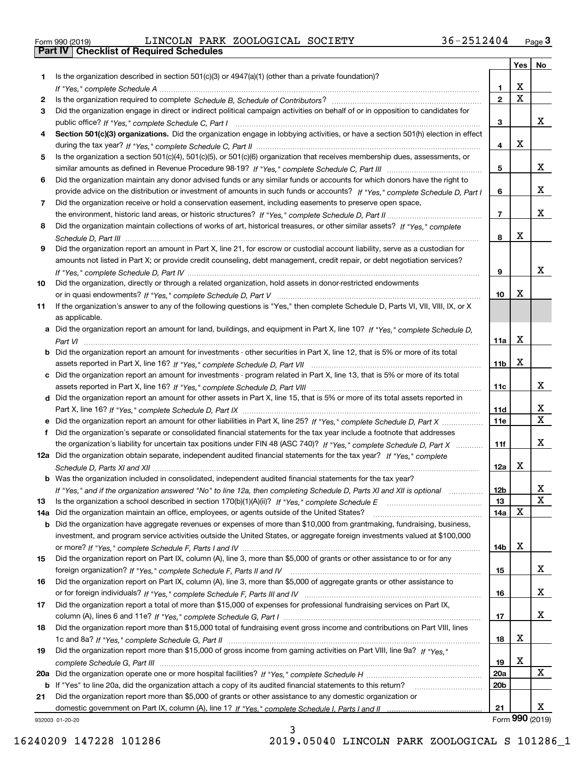Form 990 (2019) LINCOLN PARK ZOOLOGICAL SOCIETY 36-2512404 Page 3

## Part IV Checklist of Required Schedules

| | | | Yes | No |
|---|---|---|---|---|
| 1 | Is the organization described in section 501(c)(3) or 4947(a)(1) (other than a private foundation)? *If "Yes," complete Schedule A* | 1 | X | |
| 2 | Is the organization required to complete *Schedule B, Schedule of Contributors*? | 2 | X | |
| 3 | Did the organization engage in direct or indirect political campaign activities on behalf of or in opposition to candidates for public office? *If "Yes," complete Schedule C, Part I* | 3 | | X |
| 4 | **Section 501(c)(3) organizations.** Did the organization engage in lobbying activities, or have a section 501(h) election in effect during the tax year? *If "Yes," complete Schedule C, Part II* | 4 | X | |
| 5 | Is the organization a section 501(c)(4), 501(c)(5), or 501(c)(6) organization that receives membership dues, assessments, or similar amounts as defined in Revenue Procedure 98-19? *If "Yes," complete Schedule C, Part III* | 5 | | X |
| 6 | Did the organization maintain any donor advised funds or any similar funds or accounts for which donors have the right to provide advice on the distribution or investment of amounts in such funds or accounts? *If "Yes," complete Schedule D, Part I* | 6 | | X |
| 7 | Did the organization receive or hold a conservation easement, including easements to preserve open space, the environment, historic land areas, or historic structures? *If "Yes," complete Schedule D, Part II* | 7 | | X |
| 8 | Did the organization maintain collections of works of art, historical treasures, or other similar assets? *If "Yes," complete Schedule D, Part III* | 8 | X | |
| 9 | Did the organization report an amount in Part X, line 21, for escrow or custodial account liability, serve as a custodian for amounts not listed in Part X; or provide credit counseling, debt management, credit repair, or debt negotiation services? *If "Yes," complete Schedule D, Part IV* | 9 | | X |
| 10 | Did the organization, directly or through a related organization, hold assets in donor-restricted endowments or in quasi endowments? *If "Yes," complete Schedule D, Part V* | 10 | X | |
| 11 | If the organization's answer to any of the following questions is "Yes," then complete Schedule D, Parts VI, VII, VIII, IX, or X as applicable. | | | |
| a | Did the organization report an amount for land, buildings, and equipment in Part X, line 10? *If "Yes," complete Schedule D, Part VI* | 11a | X | |
| b | Did the organization report an amount for investments - other securities in Part X, line 12, that is 5% or more of its total assets reported in Part X, line 16? *If "Yes," complete Schedule D, Part VII* | 11b | X | |
| c | Did the organization report an amount for investments - program related in Part X, line 13, that is 5% or more of its total assets reported in Part X, line 16? *If "Yes," complete Schedule D, Part VIII* | 11c | | X |
| d | Did the organization report an amount for other assets in Part X, line 15, that is 5% or more of its total assets reported in Part X, line 16? *If "Yes," complete Schedule D, Part IX* | 11d | | X |
| e | Did the organization report an amount for other liabilities in Part X, line 25? *If "Yes," complete Schedule D, Part X* | 11e | | X |
| f | Did the organization's separate or consolidated financial statements for the tax year include a footnote that addresses the organization's liability for uncertain tax positions under FIN 48 (ASC 740)? *If "Yes," complete Schedule D, Part X* | 11f | | X |
| 12a | Did the organization obtain separate, independent audited financial statements for the tax year? *If "Yes," complete Schedule D, Parts XI and XII* | 12a | X | |
| b | Was the organization included in consolidated, independent audited financial statements for the tax year? *If "Yes," and if the organization answered "No" to line 12a, then completing Schedule D, Parts XI and XII is optional* | 12b | | X |
| 13 | Is the organization a school described in section 170(b)(1)(A)(ii)? *If "Yes," complete Schedule E* | 13 | | X |
| 14a | Did the organization maintain an office, employees, or agents outside of the United States? | 14a | X | |
| b | Did the organization have aggregate revenues or expenses of more than $10,000 from grantmaking, fundraising, business, investment, and program service activities outside the United States, or aggregate foreign investments valued at $100,000 or more? *If "Yes," complete Schedule F, Parts I and IV* | 14b | X | |
| 15 | Did the organization report on Part IX, column (A), line 3, more than $5,000 of grants or other assistance to or for any foreign organization? *If "Yes," complete Schedule F, Parts II and IV* | 15 | | X |
| 16 | Did the organization report on Part IX, column (A), line 3, more than $5,000 of aggregate grants or other assistance to or for foreign individuals? *If "Yes," complete Schedule F, Parts III and IV* | 16 | | X |
| 17 | Did the organization report a total of more than $15,000 of expenses for professional fundraising services on Part IX, column (A), lines 6 and 11e? *If "Yes," complete Schedule G, Part I* | 17 | | X |
| 18 | Did the organization report more than $15,000 total of fundraising event gross income and contributions on Part VIII, lines 1c and 8a? *If "Yes," complete Schedule G, Part II* | 18 | X | |
| 19 | Did the organization report more than $15,000 of gross income from gaming activities on Part VIII, line 9a? *If "Yes," complete Schedule G, Part III* | 19 | X | |
| 20a | Did the organization operate one or more hospital facilities? *If "Yes," complete Schedule H* | 20a | | X |
| b | If "Yes" to line 20a, did the organization attach a copy of its audited financial statements to this return? | 20b | | |
| 21 | Did the organization report more than $5,000 of grants or other assistance to any domestic organization or domestic government on Part IX, column (A), line 1? *If "Yes," complete Schedule I, Parts I and II* | 21 | | X |

932003 01-20-20 Form **990** (2019)

16240209 147228 101286 2019.05040 LINCOLN PARK ZOOLOGICAL S 101286_1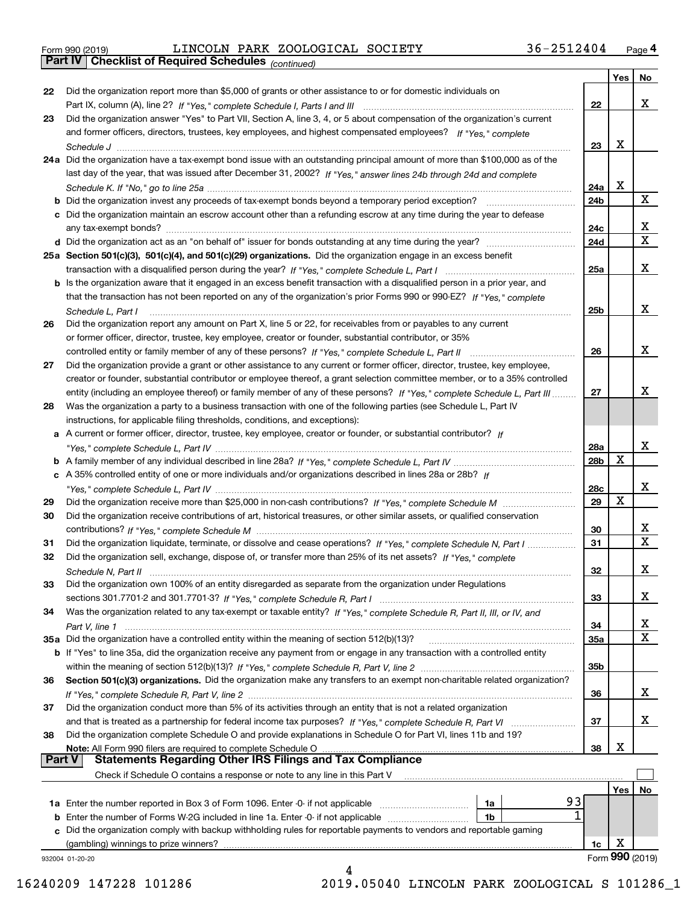Form 990 (2019) LINCOLN PARK ZOOLOGICAL SOCIETY 36-2512404 Page 4

## Part IV Checklist of Required Schedules *(continued)*

| | | | Yes | No |
|---|---|---|---|---|
| 22 | Did the organization report more than $5,000 of grants or other assistance to or for domestic individuals on Part IX, column (A), line 2? *If "Yes," complete Schedule I, Parts I and III* | 22 | | X |
| 23 | Did the organization answer "Yes" to Part VII, Section A, line 3, 4, or 5 about compensation of the organization's current and former officers, directors, trustees, key employees, and highest compensated employees? *If "Yes," complete Schedule J* | 23 | X | |
| 24a | Did the organization have a tax-exempt bond issue with an outstanding principal amount of more than $100,000 as of the last day of the year, that was issued after December 31, 2002? *If "Yes," answer lines 24b through 24d and complete Schedule K. If "No," go to line 25a* | 24a | X | |
| b | Did the organization invest any proceeds of tax-exempt bonds beyond a temporary period exception? | 24b | | X |
| c | Did the organization maintain an escrow account other than a refunding escrow at any time during the year to defease any tax-exempt bonds? | 24c | | X |
| d | Did the organization act as an "on behalf of" issuer for bonds outstanding at any time during the year? | 24d | | X |
| 25a | **Section 501(c)(3), 501(c)(4), and 501(c)(29) organizations.** Did the organization engage in an excess benefit transaction with a disqualified person during the year? *If "Yes," complete Schedule L, Part I* | 25a | | X |
| b | Is the organization aware that it engaged in an excess benefit transaction with a disqualified person in a prior year, and that the transaction has not been reported on any of the organization's prior Forms 990 or 990-EZ? *If "Yes," complete Schedule L, Part I* | 25b | | X |
| 26 | Did the organization report any amount on Part X, line 5 or 22, for receivables from or payables to any current or former officer, director, trustee, key employee, creator or founder, substantial contributor, or 35% controlled entity or family member of any of these persons? *If "Yes," complete Schedule L, Part II* | 26 | | X |
| 27 | Did the organization provide a grant or other assistance to any current or former officer, director, trustee, key employee, creator or founder, substantial contributor or employee thereof, a grant selection committee member, or to a 35% controlled entity (including an employee thereof) or family member of any of these persons? *If "Yes," complete Schedule L, Part III* | 27 | | X |
| 28 | Was the organization a party to a business transaction with one of the following parties (see Schedule L, Part IV instructions, for applicable filing thresholds, conditions, and exceptions): | | | |
| a | A current or former officer, director, trustee, key employee, creator or founder, or substantial contributor? *If "Yes," complete Schedule L, Part IV* | 28a | | X |
| b | A family member of any individual described in line 28a? *If "Yes," complete Schedule L, Part IV* | 28b | X | |
| c | A 35% controlled entity of one or more individuals and/or organizations described in lines 28a or 28b? *If "Yes," complete Schedule L, Part IV* | 28c | | X |
| 29 | Did the organization receive more than $25,000 in non-cash contributions? *If "Yes," complete Schedule M* | 29 | X | |
| 30 | Did the organization receive contributions of art, historical treasures, or other similar assets, or qualified conservation contributions? *If "Yes," complete Schedule M* | 30 | | X |
| 31 | Did the organization liquidate, terminate, or dissolve and cease operations? *If "Yes," complete Schedule N, Part I* | 31 | | X |
| 32 | Did the organization sell, exchange, dispose of, or transfer more than 25% of its net assets? *If "Yes," complete Schedule N, Part II* | 32 | | X |
| 33 | Did the organization own 100% of an entity disregarded as separate from the organization under Regulations sections 301.7701-2 and 301.7701-3? *If "Yes," complete Schedule R, Part I* | 33 | | X |
| 34 | Was the organization related to any tax-exempt or taxable entity? *If "Yes," complete Schedule R, Part II, III, or IV, and Part V, line 1* | 34 | | X |
| 35a | Did the organization have a controlled entity within the meaning of section 512(b)(13)? | 35a | | X |
| b | If "Yes" to line 35a, did the organization receive any payment from or engage in any transaction with a controlled entity within the meaning of section 512(b)(13)? *If "Yes," complete Schedule R, Part V, line 2* | 35b | | |
| 36 | **Section 501(c)(3) organizations.** Did the organization make any transfers to an exempt non-charitable related organization? *If "Yes," complete Schedule R, Part V, line 2* | 36 | | X |
| 37 | Did the organization conduct more than 5% of its activities through an entity that is not a related organization and that is treated as a partnership for federal income tax purposes? *If "Yes," complete Schedule R, Part VI* | 37 | | X |
| 38 | Did the organization complete Schedule O and provide explanations in Schedule O for Part VI, lines 11b and 19? **Note:** All Form 990 filers are required to complete Schedule O | 38 | X | |

## Part V Statements Regarding Other IRS Filings and Tax Compliance

Check if Schedule O contains a response or note to any line in this Part V ☐

| | | | | | Yes | No |
|---|---|---|---|---|---|---|
| 1a | Enter the number reported in Box 3 of Form 1096. Enter -0- if not applicable | 1a | 93 | | | |
| b | Enter the number of Forms W-2G included in line 1a. Enter -0- if not applicable | 1b | 1 | | | |
| c | Did the organization comply with backup withholding rules for reportable payments to vendors and reportable gaming (gambling) winnings to prize winners? | | | 1c | X | |

932004 01-20-20 Form **990** (2019)

16240209 147228 101286 2019.05040 LINCOLN PARK ZOOLOGICAL S 101286_1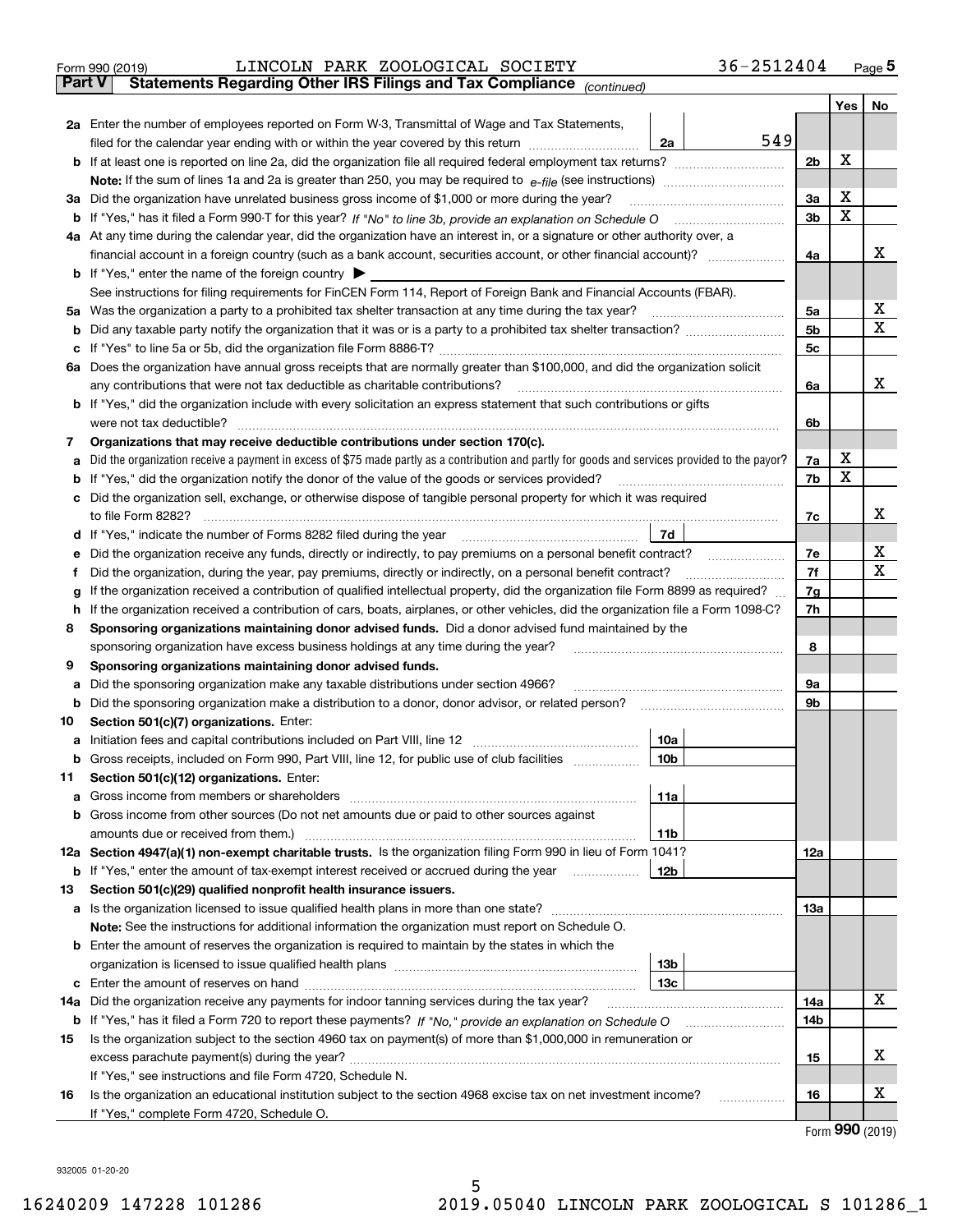Form 990 (2019) LINCOLN PARK ZOOLOGICAL SOCIETY 36-2512404

## Part V Statements Regarding Other IRS Filings and Tax Compliance *(continued)*

| | | | | Yes | No |
|---|---|---|---|---|---|
| 2a | Enter the number of employees reported on Form W-3, Transmittal of Wage and Tax Statements, filed for the calendar year ending with or within the year covered by this return | 2a | 549 | | |
| b | If at least one is reported on line 2a, did the organization file all required federal employment tax returns? | | 2b | X | |
| | Note: If the sum of lines 1a and 2a is greater than 250, you may be required to e-file (see instructions) | | | | |
| 3a | Did the organization have unrelated business gross income of $1,000 or more during the year? | | 3a | X | |
| b | If "Yes," has it filed a Form 990-T for this year? *If "No" to line 3b, provide an explanation on Schedule O* | | 3b | X | |
| 4a | At any time during the calendar year, did the organization have an interest in, or a signature or other authority over, a financial account in a foreign country (such as a bank account, securities account, or other financial account)? | | 4a | | X |
| b | If "Yes," enter the name of the foreign country ▶ | | | | |
| | See instructions for filing requirements for FinCEN Form 114, Report of Foreign Bank and Financial Accounts (FBAR). | | | | |
| 5a | Was the organization a party to a prohibited tax shelter transaction at any time during the tax year? | | 5a | | X |
| b | Did any taxable party notify the organization that it was or is a party to a prohibited tax shelter transaction? | | 5b | | X |
| c | If "Yes" to line 5a or 5b, did the organization file Form 8886-T? | | 5c | | |
| 6a | Does the organization have annual gross receipts that are normally greater than $100,000, and did the organization solicit any contributions that were not tax deductible as charitable contributions? | | 6a | | X |
| b | If "Yes," did the organization include with every solicitation an express statement that such contributions or gifts were not tax deductible? | | 6b | | |
| 7 | **Organizations that may receive deductible contributions under section 170(c).** | | | | |
| a | Did the organization receive a payment in excess of $75 made partly as a contribution and partly for goods and services provided to the payor? | | 7a | X | |
| b | If "Yes," did the organization notify the donor of the value of the goods or services provided? | | 7b | X | |
| c | Did the organization sell, exchange, or otherwise dispose of tangible personal property for which it was required to file Form 8282? | | 7c | | X |
| d | If "Yes," indicate the number of Forms 8282 filed during the year | 7d | | | |
| e | Did the organization receive any funds, directly or indirectly, to pay premiums on a personal benefit contract? | | 7e | | X |
| f | Did the organization, during the year, pay premiums, directly or indirectly, on a personal benefit contract? | | 7f | | X |
| g | If the organization received a contribution of qualified intellectual property, did the organization file Form 8899 as required? | | 7g | | |
| h | If the organization received a contribution of cars, boats, airplanes, or other vehicles, did the organization file a Form 1098-C? | | 7h | | |
| 8 | **Sponsoring organizations maintaining donor advised funds.** Did a donor advised fund maintained by the sponsoring organization have excess business holdings at any time during the year? | | 8 | | |
| 9 | **Sponsoring organizations maintaining donor advised funds.** | | | | |
| a | Did the sponsoring organization make any taxable distributions under section 4966? | | 9a | | |
| b | Did the sponsoring organization make a distribution to a donor, donor advisor, or related person? | | 9b | | |
| 10 | **Section 501(c)(7) organizations.** Enter: | | | | |
| a | Initiation fees and capital contributions included on Part VIII, line 12 | 10a | | | |
| b | Gross receipts, included on Form 990, Part VIII, line 12, for public use of club facilities | 10b | | | |
| 11 | **Section 501(c)(12) organizations.** Enter: | | | | |
| a | Gross income from members or shareholders | 11a | | | |
| b | Gross income from other sources (Do not net amounts due or paid to other sources against amounts due or received from them.) | 11b | | | |
| 12a | **Section 4947(a)(1) non-exempt charitable trusts.** Is the organization filing Form 990 in lieu of Form 1041? | | 12a | | |
| b | If "Yes," enter the amount of tax-exempt interest received or accrued during the year | 12b | | | |
| 13 | **Section 501(c)(29) qualified nonprofit health insurance issuers.** | | | | |
| a | Is the organization licensed to issue qualified health plans in more than one state? | | 13a | | |
| | **Note:** See the instructions for additional information the organization must report on Schedule O. | | | | |
| b | Enter the amount of reserves the organization is required to maintain by the states in which the organization is licensed to issue qualified health plans | 13b | | | |
| c | Enter the amount of reserves on hand | 13c | | | |
| 14a | Did the organization receive any payments for indoor tanning services during the tax year? | | 14a | | X |
| b | If "Yes," has it filed a Form 720 to report these payments? *If "No," provide an explanation on Schedule O* | | 14b | | |
| 15 | Is the organization subject to the section 4960 tax on payment(s) of more than $1,000,000 in remuneration or excess parachute payment(s) during the year? | | 15 | | X |
| | If "Yes," see instructions and file Form 4720, Schedule N. | | | | |
| 16 | Is the organization an educational institution subject to the section 4968 excise tax on net investment income? | | 16 | | X |
| | If "Yes," complete Form 4720, Schedule O. | | | | |

Form **990** (2019)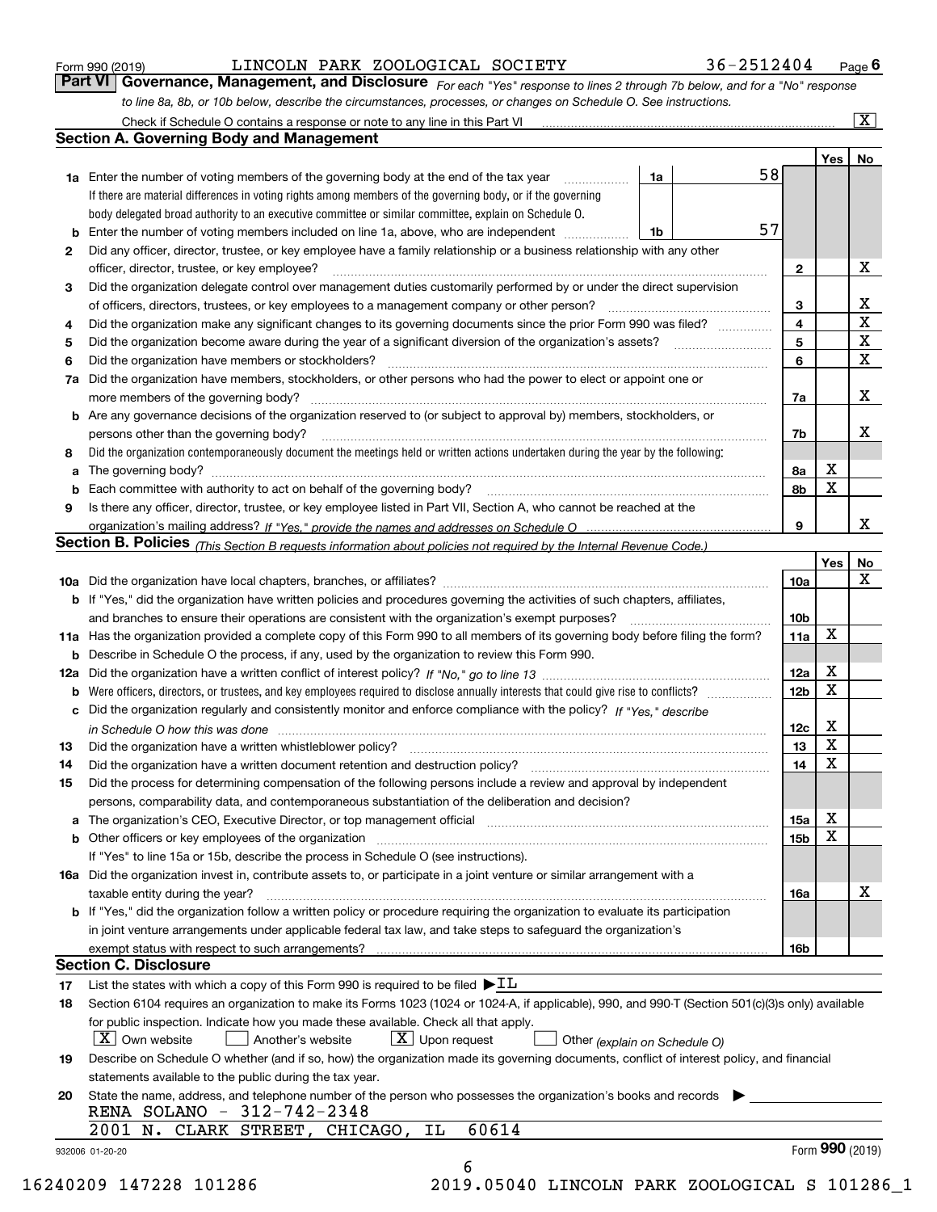Form 990 (2019) LINCOLN PARK ZOOLOGICAL SOCIETY 36-2512404 Page 6

## Part VI Governance, Management, and Disclosure

*For each "Yes" response to lines 2 through 7b below, and for a "No" response to line 8a, 8b, or 10b below, describe the circumstances, processes, or changes on Schedule O. See instructions.*

Check if Schedule O contains a response or note to any line in this Part VI [X]

### Section A. Governing Body and Management

| | | | | Yes | No |
|---|---|---|---|---|---|
| 1a | Enter the number of voting members of the governing body at the end of the tax year. If there are material differences in voting rights among members of the governing body, or if the governing body delegated broad authority to an executive committee or similar committee, explain on Schedule O. | 1a | 58 | | |
| b | Enter the number of voting members included on line 1a, above, who are independent | 1b | 57 | | |
| 2 | Did any officer, director, trustee, or key employee have a family relationship or a business relationship with any other officer, director, trustee, or key employee? | 2 | | | X |
| 3 | Did the organization delegate control over management duties customarily performed by or under the direct supervision of officers, directors, trustees, or key employees to a management company or other person? | 3 | | | X |
| 4 | Did the organization make any significant changes to its governing documents since the prior Form 990 was filed? | 4 | | | X |
| 5 | Did the organization become aware during the year of a significant diversion of the organization's assets? | 5 | | | X |
| 6 | Did the organization have members or stockholders? | 6 | | | X |
| 7a | Did the organization have members, stockholders, or other persons who had the power to elect or appoint one or more members of the governing body? | 7a | | | X |
| b | Are any governance decisions of the organization reserved to (or subject to approval by) members, stockholders, or persons other than the governing body? | 7b | | | X |
| 8 | Did the organization contemporaneously document the meetings held or written actions undertaken during the year by the following: | | | | |
| a | The governing body? | 8a | | X | |
| b | Each committee with authority to act on behalf of the governing body? | 8b | | X | |
| 9 | Is there any officer, director, trustee, or key employee listed in Part VII, Section A, who cannot be reached at the organization's mailing address? *If "Yes," provide the names and addresses on Schedule O* | 9 | | | X |

### Section B. Policies *(This Section B requests information about policies not required by the Internal Revenue Code.)*

| | | | Yes | No |
|---|---|---|---|---|
| 10a | Did the organization have local chapters, branches, or affiliates? | 10a | | X |
| b | If "Yes," did the organization have written policies and procedures governing the activities of such chapters, affiliates, and branches to ensure their operations are consistent with the organization's exempt purposes? | 10b | | |
| 11a | Has the organization provided a complete copy of this Form 990 to all members of its governing body before filing the form? | 11a | X | |
| b | Describe in Schedule O the process, if any, used by the organization to review this Form 990. | | | |
| 12a | Did the organization have a written conflict of interest policy? *If "No," go to line 13* | 12a | X | |
| b | Were officers, directors, or trustees, and key employees required to disclose annually interests that could give rise to conflicts? | 12b | X | |
| c | Did the organization regularly and consistently monitor and enforce compliance with the policy? *If "Yes," describe in Schedule O how this was done* | 12c | X | |
| 13 | Did the organization have a written whistleblower policy? | 13 | X | |
| 14 | Did the organization have a written document retention and destruction policy? | 14 | X | |
| 15 | Did the process for determining compensation of the following persons include a review and approval by independent persons, comparability data, and contemporaneous substantiation of the deliberation and decision? | | | |
| a | The organization's CEO, Executive Director, or top management official | 15a | X | |
| b | Other officers or key employees of the organization | 15b | X | |
| | If "Yes" to line 15a or 15b, describe the process in Schedule O (see instructions). | | | |
| 16a | Did the organization invest in, contribute assets to, or participate in a joint venture or similar arrangement with a taxable entity during the year? | 16a | | X |
| b | If "Yes," did the organization follow a written policy or procedure requiring the organization to evaluate its participation in joint venture arrangements under applicable federal tax law, and take steps to safeguard the organization's exempt status with respect to such arrangements? | 16b | | |

### Section C. Disclosure

17 List the states with which a copy of this Form 990 is required to be filed ▶ IL

18 Section 6104 requires an organization to make its Forms 1023 (1024 or 1024-A, if applicable), 990, and 990-T (Section 501(c)(3)s only) available for public inspection. Indicate how you made these available. Check all that apply.

[X] Own website [ ] Another's website [X] Upon request [ ] Other *(explain on Schedule O)*

19 Describe on Schedule O whether (and if so, how) the organization made its governing documents, conflict of interest policy, and financial statements available to the public during the tax year.

20 State the name, address, and telephone number of the person who possesses the organization's books and records ▶

RENA SOLANO - 312-742-2348
2001 N. CLARK STREET, CHICAGO, IL 60614

932006 01-20-20 Form 990 (2019)

16240209 147228 101286 2019.05040 LINCOLN PARK ZOOLOGICAL S 101286_1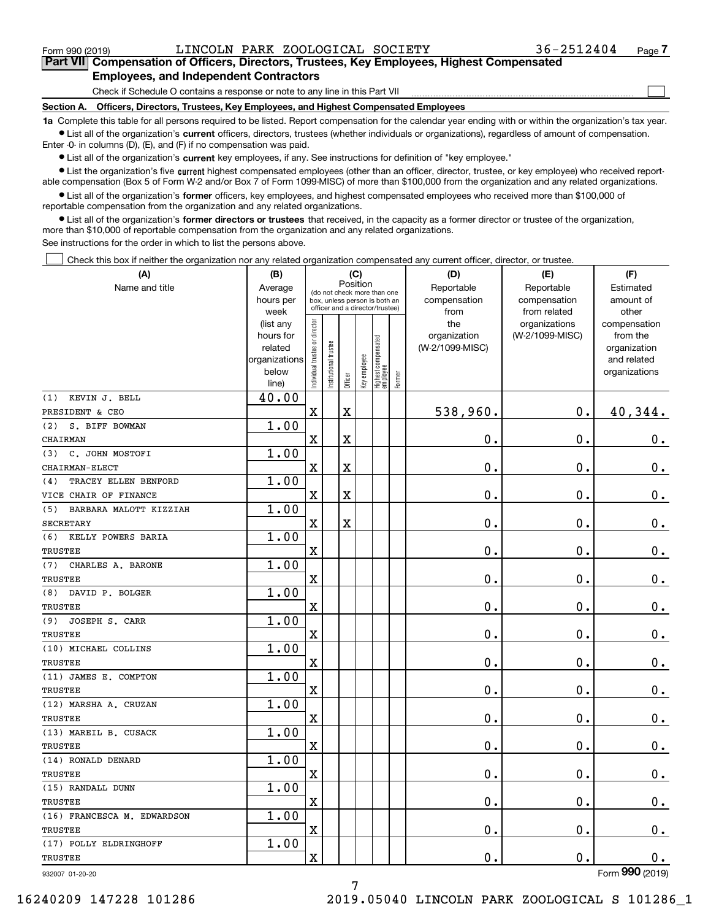Form 990 (2019) LINCOLN PARK ZOOLOGICAL SOCIETY 36-2512404

## Part VII Compensation of Officers, Directors, Trustees, Key Employees, Highest Compensated Employees, and Independent Contractors

Check if Schedule O contains a response or note to any line in this Part VII ☐

### Section A. Officers, Directors, Trustees, Key Employees, and Highest Compensated Employees

**1a** Complete this table for all persons required to be listed. Report compensation for the calendar year ending with or within the organization's tax year.

- List all of the organization's **current** officers, directors, trustees (whether individuals or organizations), regardless of amount of compensation. Enter -0- in columns (D), (E), and (F) if no compensation was paid.
- List all of the organization's **current** key employees, if any. See instructions for definition of "key employee."
- List the organization's five **current** highest compensated employees (other than an officer, director, trustee, or key employee) who received reportable compensation (Box 5 of Form W-2 and/or Box 7 of Form 1099-MISC) of more than $100,000 from the organization and any related organizations.
- List all of the organization's **former** officers, key employees, and highest compensated employees who received more than $100,000 of reportable compensation from the organization and any related organizations.
- List all of the organization's **former directors or trustees** that received, in the capacity as a former director or trustee of the organization, more than $10,000 of reportable compensation from the organization and any related organizations.

See instructions for the order in which to list the persons above.

☐ Check this box if neither the organization nor any related organization compensated any current officer, director, or trustee.

| (A) Name and title | (B) Average hours per week (list any hours for related organizations below line) | (C) Position: Individual trustee or director | Institutional trustee | Officer | Key employee | Highest compensated employee | Former | (D) Reportable compensation from the organization (W-2/1099-MISC) | (E) Reportable compensation from related organizations (W-2/1099-MISC) | (F) Estimated amount of other compensation from the organization and related organizations |
|---|---|---|---|---|---|---|---|---|---|---|
| (1) KEVIN J. BELL<br>PRESIDENT & CEO | 40.00 | X | | X | | | | 538,960. | 0. | 40,344. |
| (2) S. BIFF BOWMAN<br>CHAIRMAN | 1.00 | X | | X | | | | 0. | 0. | 0. |
| (3) C. JOHN MOSTOFI<br>CHAIRMAN-ELECT | 1.00 | X | | X | | | | 0. | 0. | 0. |
| (4) TRACEY ELLEN BENFORD<br>VICE CHAIR OF FINANCE | 1.00 | X | | X | | | | 0. | 0. | 0. |
| (5) BARBARA MALOTT KIZZIAH<br>SECRETARY | 1.00 | X | | X | | | | 0. | 0. | 0. |
| (6) KELLY POWERS BARIA<br>TRUSTEE | 1.00 | X | | | | | | 0. | 0. | 0. |
| (7) CHARLES A. BARONE<br>TRUSTEE | 1.00 | X | | | | | | 0. | 0. | 0. |
| (8) DAVID P. BOLGER<br>TRUSTEE | 1.00 | X | | | | | | 0. | 0. | 0. |
| (9) JOSEPH S. CARR<br>TRUSTEE | 1.00 | X | | | | | | 0. | 0. | 0. |
| (10) MICHAEL COLLINS<br>TRUSTEE | 1.00 | X | | | | | | 0. | 0. | 0. |
| (11) JAMES E. COMPTON<br>TRUSTEE | 1.00 | X | | | | | | 0. | 0. | 0. |
| (12) MARSHA A. CRUZAN<br>TRUSTEE | 1.00 | X | | | | | | 0. | 0. | 0. |
| (13) MAREIL B. CUSACK<br>TRUSTEE | 1.00 | X | | | | | | 0. | 0. | 0. |
| (14) RONALD DENARD<br>TRUSTEE | 1.00 | X | | | | | | 0. | 0. | 0. |
| (15) RANDALL DUNN<br>TRUSTEE | 1.00 | X | | | | | | 0. | 0. | 0. |
| (16) FRANCESCA M. EDWARDSON<br>TRUSTEE | 1.00 | X | | | | | | 0. | 0. | 0. |
| (17) POLLY ELDRINGHOFF<br>TRUSTEE | 1.00 | X | | | | | | 0. | 0. | 0. |

932007 01-20-20 Form **990** (2019)

16240209 147228 101286 2019.05040 LINCOLN PARK ZOOLOGICAL S 101286_1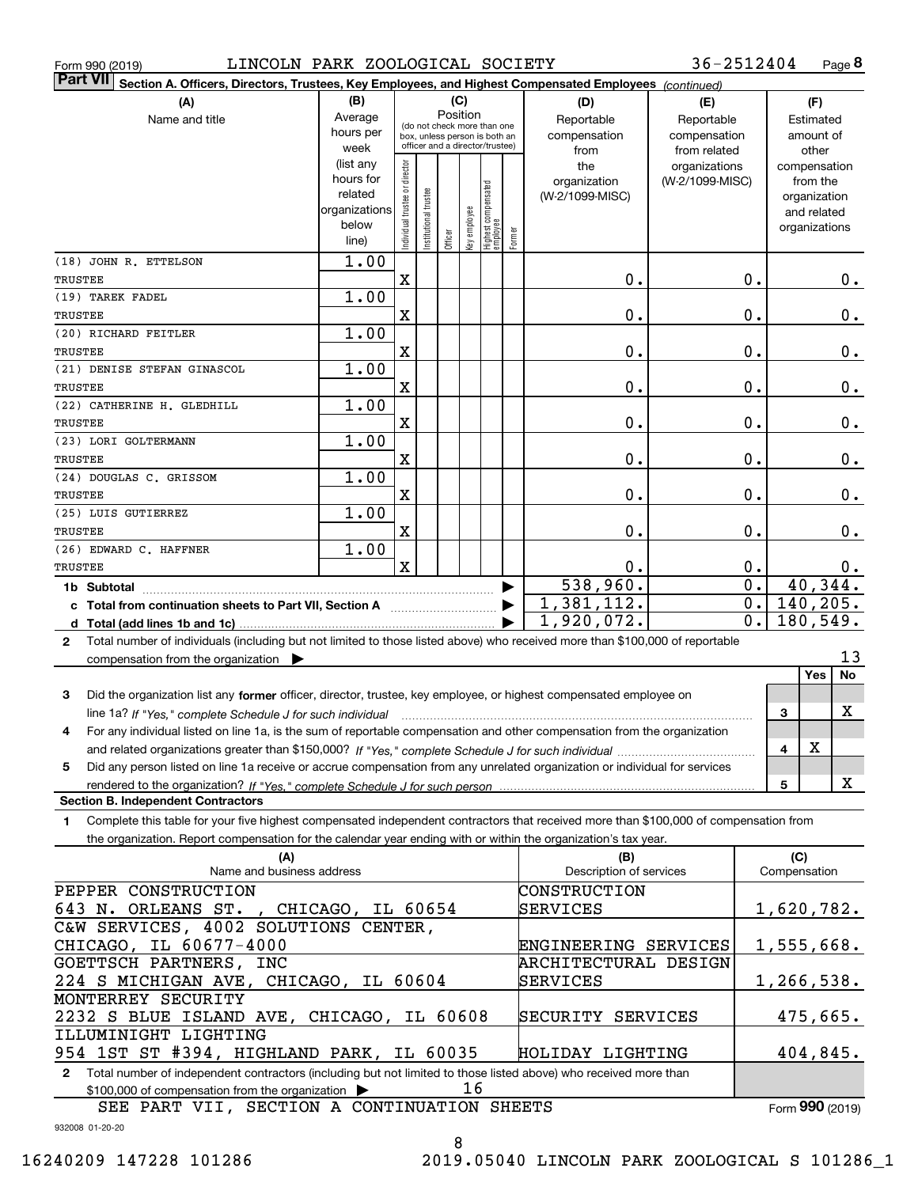Form 990 (2019) LINCOLN PARK ZOOLOGICAL SOCIETY 36-2512404

**Part VII** Section A. Officers, Directors, Trustees, Key Employees, and Highest Compensated Employees *(continued)*

| (A) Name and title | (B) Average hours per week (list any hours for related organizations below line) | (C) Position: Individual trustee or director | Institutional trustee | Officer | Key employee | Highest compensated employee | Former | (D) Reportable compensation from the organization (W-2/1099-MISC) | (E) Reportable compensation from related organizations (W-2/1099-MISC) | (F) Estimated amount of other compensation from the organization and related organizations |
|---|---|---|---|---|---|---|---|---|---|---|
| (18) JOHN R. ETTELSON<br>TRUSTEE | 1.00 | X | | | | | | 0. | 0. | 0. |
| (19) TAREK FADEL<br>TRUSTEE | 1.00 | X | | | | | | 0. | 0. | 0. |
| (20) RICHARD FEITLER<br>TRUSTEE | 1.00 | X | | | | | | 0. | 0. | 0. |
| (21) DENISE STEFAN GINASCOL<br>TRUSTEE | 1.00 | X | | | | | | 0. | 0. | 0. |
| (22) CATHERINE H. GLEDHILL<br>TRUSTEE | 1.00 | X | | | | | | 0. | 0. | 0. |
| (23) LORI GOLTERMANN<br>TRUSTEE | 1.00 | X | | | | | | 0. | 0. | 0. |
| (24) DOUGLAS C. GRISSOM<br>TRUSTEE | 1.00 | X | | | | | | 0. | 0. | 0. |
| (25) LUIS GUTIERREZ<br>TRUSTEE | 1.00 | X | | | | | | 0. | 0. | 0. |
| (26) EDWARD C. HAFFNER<br>TRUSTEE | 1.00 | X | | | | | | 0. | 0. | 0. |
| **1b Subtotal** | | | | | | | | 538,960. | 0. | 40,344. |
| **c Total from continuation sheets to Part VII, Section A** | | | | | | | | 1,381,112. | 0. | 140,205. |
| **d Total (add lines 1b and 1c)** | | | | | | | | 1,920,072. | 0. | 180,549. |

2 Total number of individuals (including but not limited to those listed above) who received more than $100,000 of reportable compensation from the organization ▶ 13

| | | Yes | No |
|---|---|---|---|
| 3 Did the organization list any **former** officer, director, trustee, key employee, or highest compensated employee on line 1a? *If "Yes," complete Schedule J for such individual* | 3 | | X |
| 4 For any individual listed on line 1a, is the sum of reportable compensation and other compensation from the organization and related organizations greater than $150,000? *If "Yes," complete Schedule J for such individual* | 4 | X | |
| 5 Did any person listed on line 1a receive or accrue compensation from any unrelated organization or individual for services rendered to the organization? *If "Yes," complete Schedule J for such person* | 5 | | X |

**Section B. Independent Contractors**

1 Complete this table for your five highest compensated independent contractors that received more than $100,000 of compensation from the organization. Report compensation for the calendar year ending with or within the organization's tax year.

| (A) Name and business address | (B) Description of services | (C) Compensation |
|---|---|---|
| PEPPER CONSTRUCTION<br>643 N. ORLEANS ST. , CHICAGO, IL 60654 | CONSTRUCTION SERVICES | 1,620,782. |
| C&W SERVICES, 4002 SOLUTIONS CENTER,<br>CHICAGO, IL 60677-4000 | ENGINEERING SERVICES | 1,555,668. |
| GOETTSCH PARTNERS, INC<br>224 S MICHIGAN AVE, CHICAGO, IL 60604 | ARCHITECTURAL DESIGN SERVICES | 1,266,538. |
| MONTERREY SECURITY<br>2232 S BLUE ISLAND AVE, CHICAGO, IL 60608 | SECURITY SERVICES | 475,665. |
| ILLUMINIGHT LIGHTING<br>954 1ST ST #394, HIGHLAND PARK, IL 60035 | HOLIDAY LIGHTING | 404,845. |

2 Total number of independent contractors (including but not limited to those listed above) who received more than $100,000 of compensation from the organization ▶ 16

SEE PART VII, SECTION A CONTINUATION SHEETS

Form **990** (2019)

932008 01-20-20

16240209 147228 101286 2019.05040 LINCOLN PARK ZOOLOGICAL S 101286_1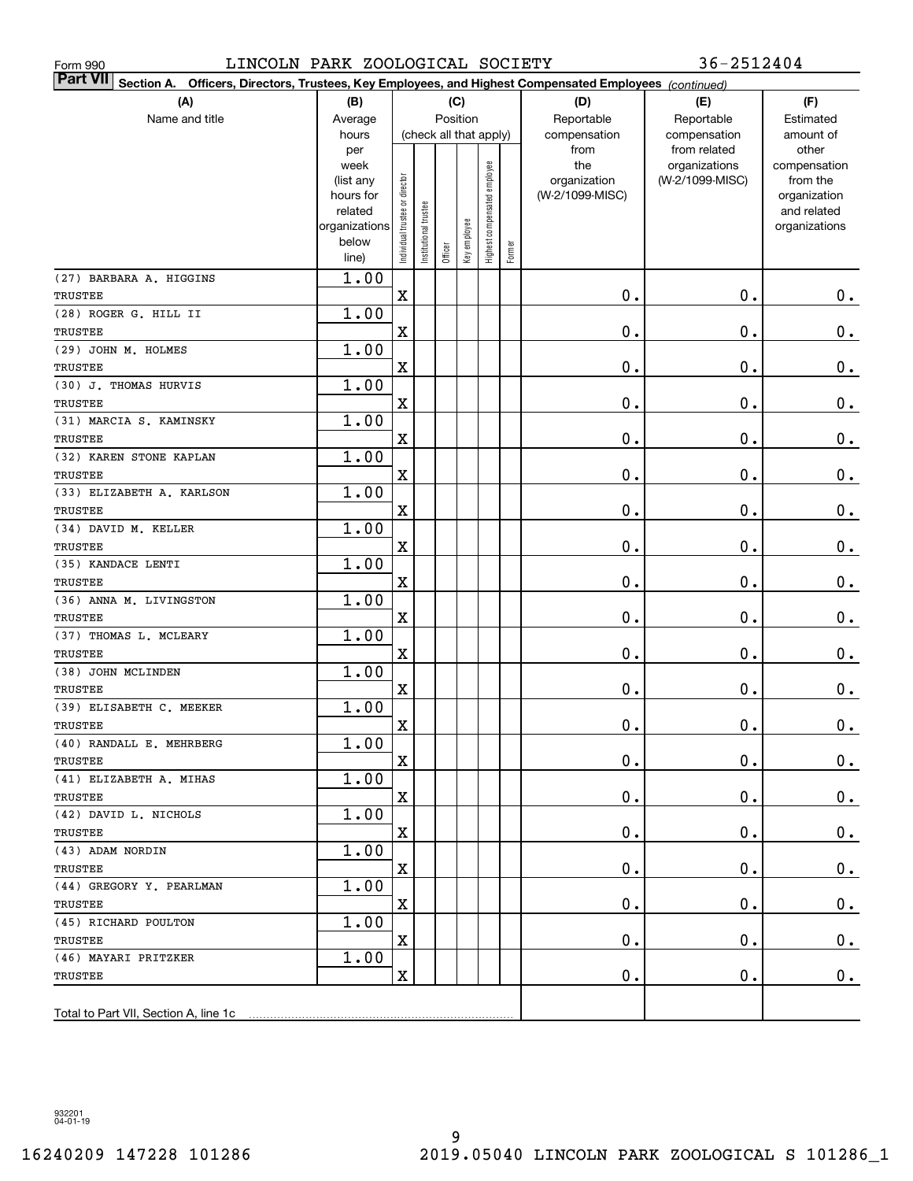Form 990 LINCOLN PARK ZOOLOGICAL SOCIETY 36-2512404

**Part VII Section A. Officers, Directors, Trustees, Key Employees, and Highest Compensated Employees** *(continued)*

| (A) Name and title | (B) Average hours per week (list any hours for related organizations below line) | (C) Position (check all that apply): Individual trustee or director | Institutional trustee | Officer | Key employee | Highest compensated employee | Former | (D) Reportable compensation from the organization (W-2/1099-MISC) | (E) Reportable compensation from related organizations (W-2/1099-MISC) | (F) Estimated amount of other compensation from the organization and related organizations |
|---|---|---|---|---|---|---|---|---|---|---|
| (27) BARBARA A. HIGGINS<br>TRUSTEE | 1.00 | X | | | | | | 0. | 0. | 0. |
| (28) ROGER G. HILL II<br>TRUSTEE | 1.00 | X | | | | | | 0. | 0. | 0. |
| (29) JOHN M. HOLMES<br>TRUSTEE | 1.00 | X | | | | | | 0. | 0. | 0. |
| (30) J. THOMAS HURVIS<br>TRUSTEE | 1.00 | X | | | | | | 0. | 0. | 0. |
| (31) MARCIA S. KAMINSKY<br>TRUSTEE | 1.00 | X | | | | | | 0. | 0. | 0. |
| (32) KAREN STONE KAPLAN<br>TRUSTEE | 1.00 | X | | | | | | 0. | 0. | 0. |
| (33) ELIZABETH A. KARLSON<br>TRUSTEE | 1.00 | X | | | | | | 0. | 0. | 0. |
| (34) DAVID M. KELLER<br>TRUSTEE | 1.00 | X | | | | | | 0. | 0. | 0. |
| (35) KANDACE LENTI<br>TRUSTEE | 1.00 | X | | | | | | 0. | 0. | 0. |
| (36) ANNA M. LIVINGSTON<br>TRUSTEE | 1.00 | X | | | | | | 0. | 0. | 0. |
| (37) THOMAS L. MCLEARY<br>TRUSTEE | 1.00 | X | | | | | | 0. | 0. | 0. |
| (38) JOHN MCLINDEN<br>TRUSTEE | 1.00 | X | | | | | | 0. | 0. | 0. |
| (39) ELISABETH C. MEEKER<br>TRUSTEE | 1.00 | X | | | | | | 0. | 0. | 0. |
| (40) RANDALL E. MEHRBERG<br>TRUSTEE | 1.00 | X | | | | | | 0. | 0. | 0. |
| (41) ELIZABETH A. MIHAS<br>TRUSTEE | 1.00 | X | | | | | | 0. | 0. | 0. |
| (42) DAVID L. NICHOLS<br>TRUSTEE | 1.00 | X | | | | | | 0. | 0. | 0. |
| (43) ADAM NORDIN<br>TRUSTEE | 1.00 | X | | | | | | 0. | 0. | 0. |
| (44) GREGORY Y. PEARLMAN<br>TRUSTEE | 1.00 | X | | | | | | 0. | 0. | 0. |
| (45) RICHARD POULTON<br>TRUSTEE | 1.00 | X | | | | | | 0. | 0. | 0. |
| (46) MAYARI PRITZKER<br>TRUSTEE | 1.00 | X | | | | | | 0. | 0. | 0. |
| Total to Part VII, Section A, line 1c | | | | | | | | | | |

932201 04-01-19

16240209 147228 101286 2019.05040 LINCOLN PARK ZOOLOGICAL S 101286_1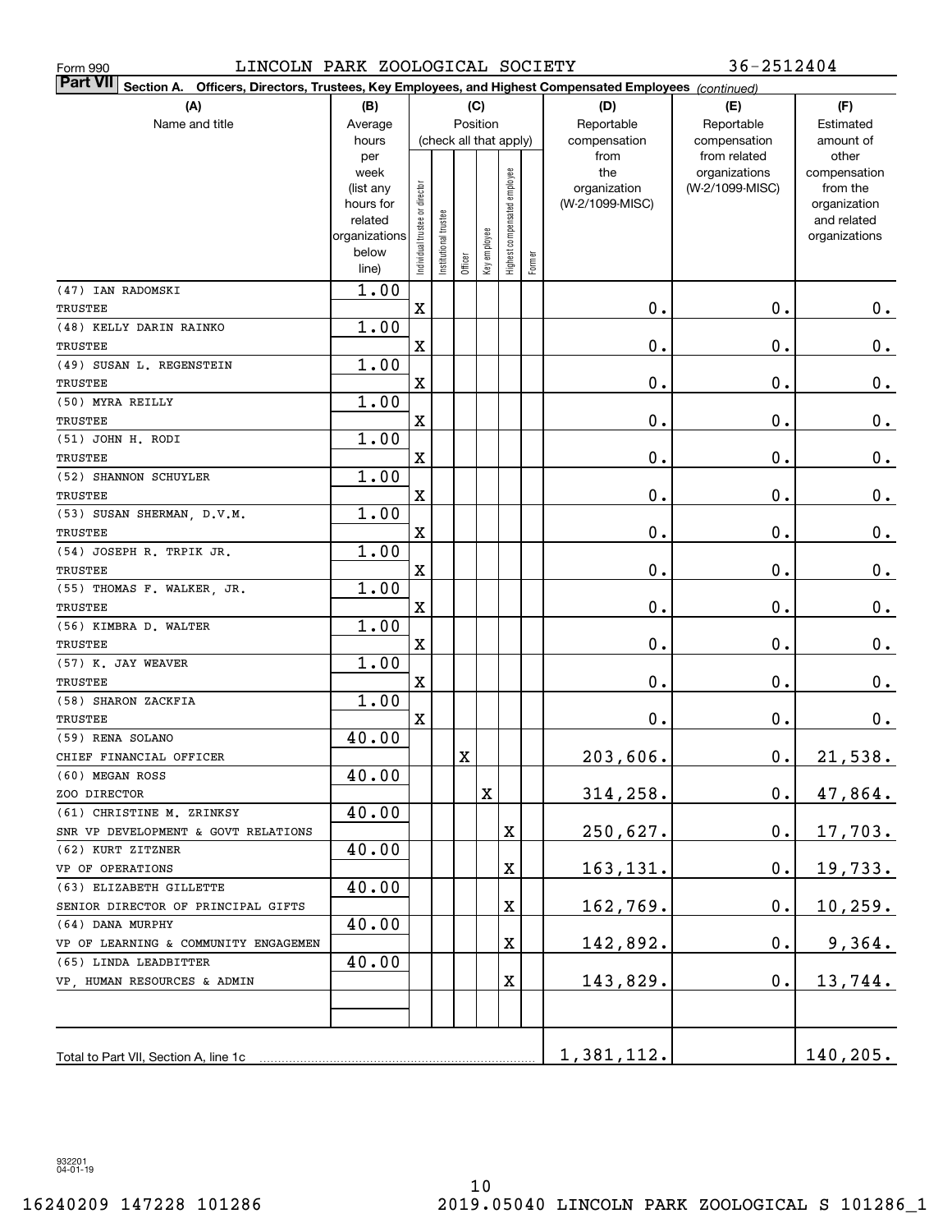Form 990 LINCOLN PARK ZOOLOGICAL SOCIETY 36-2512404

**Part VII Section A. Officers, Directors, Trustees, Key Employees, and Highest Compensated Employees** *(continued)*

| (A) Name and title | (B) Average hours per week (list any hours for related organizations below line) | (C) Position (check all that apply): Individual trustee or director | Institutional trustee | Officer | Key employee | Highest compensated employee | Former | (D) Reportable compensation from the organization (W-2/1099-MISC) | (E) Reportable compensation from related organizations (W-2/1099-MISC) | (F) Estimated amount of other compensation from the organization and related organizations |
|---|---|---|---|---|---|---|---|---|---|---|
| (47) IAN RADOMSKI<br>TRUSTEE | 1.00 | X | | | | | | 0. | 0. | 0. |
| (48) KELLY DARIN RAINKO<br>TRUSTEE | 1.00 | X | | | | | | 0. | 0. | 0. |
| (49) SUSAN L. REGENSTEIN<br>TRUSTEE | 1.00 | X | | | | | | 0. | 0. | 0. |
| (50) MYRA REILLY<br>TRUSTEE | 1.00 | X | | | | | | 0. | 0. | 0. |
| (51) JOHN H. RODI<br>TRUSTEE | 1.00 | X | | | | | | 0. | 0. | 0. |
| (52) SHANNON SCHUYLER<br>TRUSTEE | 1.00 | X | | | | | | 0. | 0. | 0. |
| (53) SUSAN SHERMAN, D.V.M.<br>TRUSTEE | 1.00 | X | | | | | | 0. | 0. | 0. |
| (54) JOSEPH R. TRPIK JR.<br>TRUSTEE | 1.00 | X | | | | | | 0. | 0. | 0. |
| (55) THOMAS F. WALKER, JR.<br>TRUSTEE | 1.00 | X | | | | | | 0. | 0. | 0. |
| (56) KIMBRA D. WALTER<br>TRUSTEE | 1.00 | X | | | | | | 0. | 0. | 0. |
| (57) K. JAY WEAVER<br>TRUSTEE | 1.00 | X | | | | | | 0. | 0. | 0. |
| (58) SHARON ZACKFIA<br>TRUSTEE | 1.00 | X | | | | | | 0. | 0. | 0. |
| (59) RENA SOLANO<br>CHIEF FINANCIAL OFFICER | 40.00 | | | X | | | | 203,606. | 0. | 21,538. |
| (60) MEGAN ROSS<br>ZOO DIRECTOR | 40.00 | | | | X | | | 314,258. | 0. | 47,864. |
| (61) CHRISTINE M. ZRINKSY<br>SNR VP DEVELOPMENT & GOVT RELATIONS | 40.00 | | | | | X | | 250,627. | 0. | 17,703. |
| (62) KURT ZITZNER<br>VP OF OPERATIONS | 40.00 | | | | | X | | 163,131. | 0. | 19,733. |
| (63) ELIZABETH GILLETTE<br>SENIOR DIRECTOR OF PRINCIPAL GIFTS | 40.00 | | | | | X | | 162,769. | 0. | 10,259. |
| (64) DANA MURPHY<br>VP OF LEARNING & COMMUNITY ENGAGEMEN | 40.00 | | | | | X | | 142,892. | 0. | 9,364. |
| (65) LINDA LEADBITTER<br>VP, HUMAN RESOURCES & ADMIN | 40.00 | | | | | X | | 143,829. | 0. | 13,744. |
| Total to Part VII, Section A, line 1c | | | | | | | | 1,381,112. | | 140,205. |

932201 04-01-19

16240209 147228 101286 2019.05040 LINCOLN PARK ZOOLOGICAL S 101286_1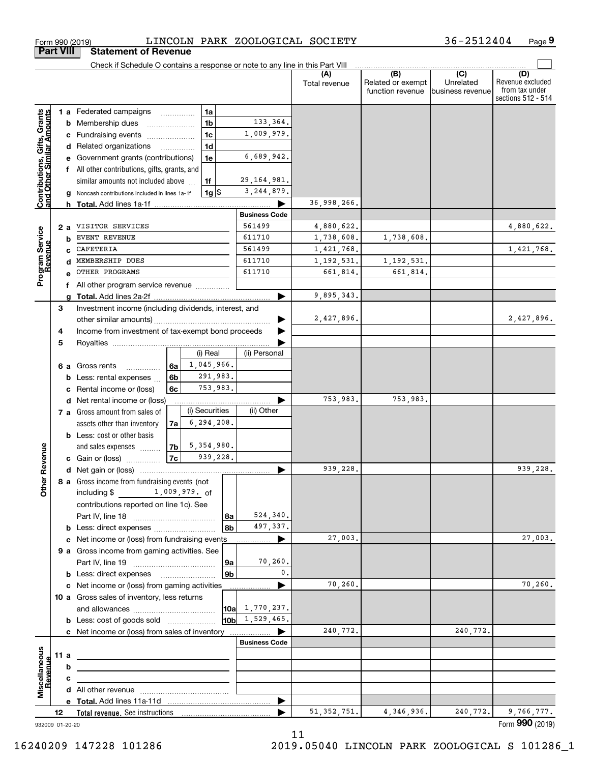Form 990 (2019) LINCOLN PARK ZOOLOGICAL SOCIETY 36-2512404 Page 9

## Part VIII Statement of Revenue

Check if Schedule O contains a response or note to any line in this Part VIII

| | | | (A) Total revenue | (B) Related or exempt function revenue | (C) Unrelated business revenue | (D) Revenue excluded from tax under sections 512 - 514 |
|---|---|---|---|---|---|---|
| **Contributions, Gifts, Grants and Other Similar Amounts** | | | | | | |
| 1 a Federated campaigns | 1a | | | | | |
| b Membership dues | 1b | 133,364. | | | | |
| c Fundraising events | 1c | 1,009,979. | | | | |
| d Related organizations | 1d | | | | | |
| e Government grants (contributions) | 1e | 6,689,942. | | | | |
| f All other contributions, gifts, grants, and similar amounts not included above | 1f | 29,164,981. | | | | |
| g Noncash contributions included in lines 1a-1f | 1g $ | 3,244,879. | | | | |
| h **Total.** Add lines 1a-1f | | | 36,998,266. | | | |
| **Program Service Revenue** | | **Business Code** | | | | |
| 2 a VISITOR SERVICES | | 561499 | 4,880,622. | | | 4,880,622. |
| b EVENT REVENUE | | 611710 | 1,738,608. | 1,738,608. | | |
| c CAFETERIA | | 561499 | 1,421,768. | | | 1,421,768. |
| d MEMBERSHIP DUES | | 611710 | 1,192,531. | 1,192,531. | | |
| e OTHER PROGRAMS | | 611710 | 661,814. | 661,814. | | |
| f All other program service revenue | | | | | | |
| g **Total.** Add lines 2a-2f | | | 9,895,343. | | | |
| **Other Revenue** | | | | | | |
| 3 Investment income (including dividends, interest, and other similar amounts) | | | 2,427,896. | | | 2,427,896. |
| 4 Income from investment of tax-exempt bond proceeds | | | | | | |
| 5 Royalties | | | | | | |
| | | (i) Real / (ii) Personal | | | | |
| 6 a Gross rents | 6a | 1,045,966. | | | | |
| b Less: rental expenses | 6b | 291,983. | | | | |
| c Rental income or (loss) | 6c | 753,983. | | | | |
| d Net rental income or (loss) | | | 753,983. | 753,983. | | |
| | | (i) Securities / (ii) Other | | | | |
| 7 a Gross amount from sales of assets other than inventory | 7a | 6,294,208. | | | | |
| b Less: cost or other basis and sales expenses | 7b | 5,354,980. | | | | |
| c Gain or (loss) | 7c | 939,228. | | | | |
| d Net gain or (loss) | | | 939,228. | | | 939,228. |
| 8 a Gross income from fundraising events (not including $ 1,009,979. of contributions reported on line 1c). See Part IV, line 18 | 8a | 524,340. | | | | |
| b Less: direct expenses | 8b | 497,337. | | | | |
| c Net income or (loss) from fundraising events | | | 27,003. | | | 27,003. |
| 9 a Gross income from gaming activities. See Part IV, line 19 | 9a | 70,260. | | | | |
| b Less: direct expenses | 9b | 0. | | | | |
| c Net income or (loss) from gaming activities | | | 70,260. | | | 70,260. |
| 10 a Gross sales of inventory, less returns and allowances | 10a | 1,770,237. | | | | |
| b Less: cost of goods sold | 10b | 1,529,465. | | | | |
| c Net income or (loss) from sales of inventory | | | 240,772. | | 240,772. | |
| **Miscellaneous Revenue** | | **Business Code** | | | | |
| 11 a | | | | | | |
| b | | | | | | |
| c | | | | | | |
| d All other revenue | | | | | | |
| e **Total.** Add lines 11a-11d | | | | | | |
| 12 **Total revenue.** See instructions | | | 51,352,751. | 4,346,936. | 240,772. | 9,766,777. |

932009 01-20-20 Form **990** (2019)

16240209 147228 101286 2019.05040 LINCOLN PARK ZOOLOGICAL S 101286_1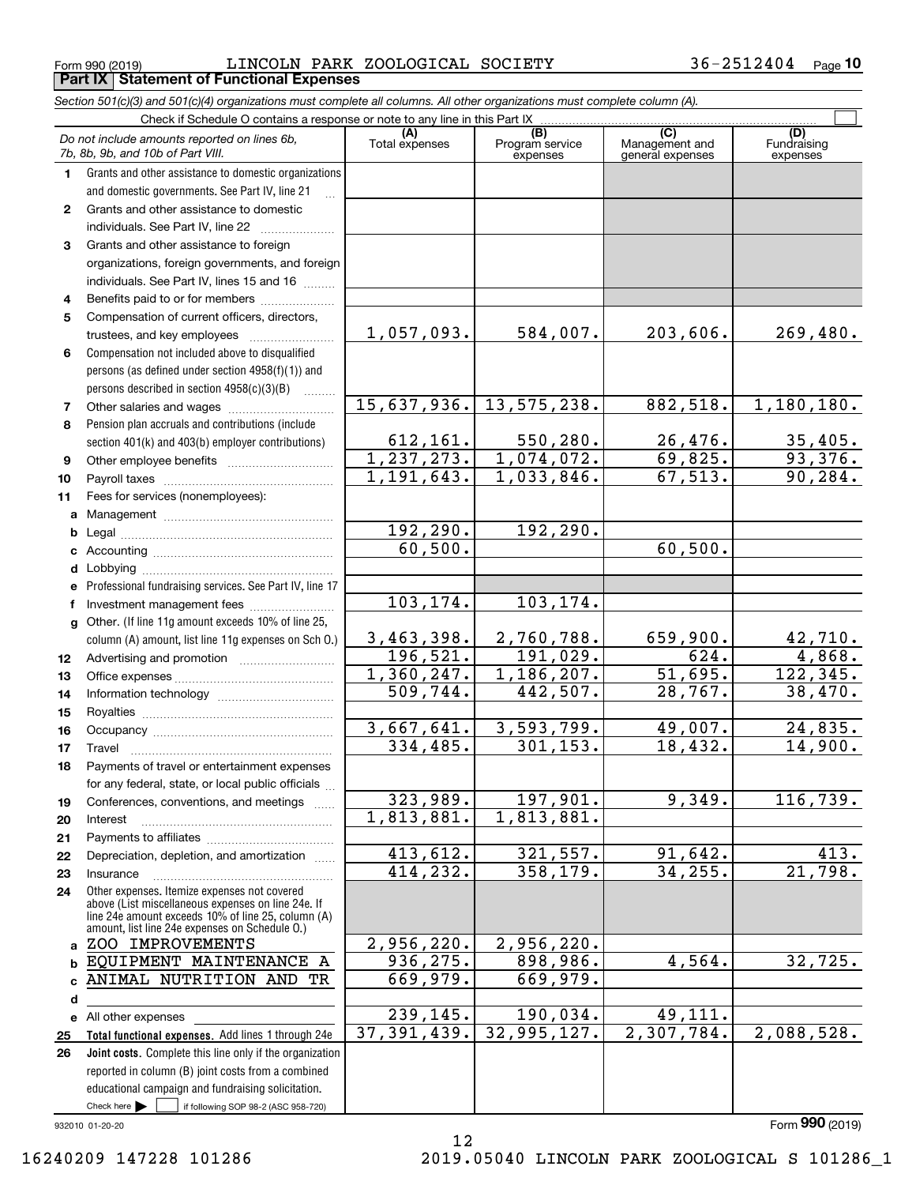Form 990 (2019) LINCOLN PARK ZOOLOGICAL SOCIETY 36-2512404 Page 10

**Part IX Statement of Functional Expenses**

*Section 501(c)(3) and 501(c)(4) organizations must complete all columns. All other organizations must complete column (A).*

Check if Schedule O contains a response or note to any line in this Part IX ☐

| | *Do not include amounts reported on lines 6b, 7b, 8b, 9b, and 10b of Part VIII.* | (A) Total expenses | (B) Program service expenses | (C) Management and general expenses | (D) Fundraising expenses |
|---|---|---|---|---|---|
| 1 | Grants and other assistance to domestic organizations and domestic governments. See Part IV, line 21 | | | | |
| 2 | Grants and other assistance to domestic individuals. See Part IV, line 22 | | | | |
| 3 | Grants and other assistance to foreign organizations, foreign governments, and foreign individuals. See Part IV, lines 15 and 16 | | | | |
| 4 | Benefits paid to or for members | | | | |
| 5 | Compensation of current officers, directors, trustees, and key employees | 1,057,093. | 584,007. | 203,606. | 269,480. |
| 6 | Compensation not included above to disqualified persons (as defined under section 4958(f)(1)) and persons described in section 4958(c)(3)(B) | | | | |
| 7 | Other salaries and wages | 15,637,936. | 13,575,238. | 882,518. | 1,180,180. |
| 8 | Pension plan accruals and contributions (include section 401(k) and 403(b) employer contributions) | 612,161. | 550,280. | 26,476. | 35,405. |
| 9 | Other employee benefits | 1,237,273. | 1,074,072. | 69,825. | 93,376. |
| 10 | Payroll taxes | 1,191,643. | 1,033,846. | 67,513. | 90,284. |
| 11 | Fees for services (nonemployees): | | | | |
| a | Management | | | | |
| b | Legal | 192,290. | 192,290. | | |
| c | Accounting | 60,500. | | 60,500. | |
| d | Lobbying | | | | |
| e | Professional fundraising services. See Part IV, line 17 | | | | |
| f | Investment management fees | 103,174. | 103,174. | | |
| g | Other. (If line 11g amount exceeds 10% of line 25, column (A) amount, list line 11g expenses on Sch O.) | 3,463,398. | 2,760,788. | 659,900. | 42,710. |
| 12 | Advertising and promotion | 196,521. | 191,029. | 624. | 4,868. |
| 13 | Office expenses | 1,360,247. | 1,186,207. | 51,695. | 122,345. |
| 14 | Information technology | 509,744. | 442,507. | 28,767. | 38,470. |
| 15 | Royalties | | | | |
| 16 | Occupancy | 3,667,641. | 3,593,799. | 49,007. | 24,835. |
| 17 | Travel | 334,485. | 301,153. | 18,432. | 14,900. |
| 18 | Payments of travel or entertainment expenses for any federal, state, or local public officials | | | | |
| 19 | Conferences, conventions, and meetings | 323,989. | 197,901. | 9,349. | 116,739. |
| 20 | Interest | 1,813,881. | 1,813,881. | | |
| 21 | Payments to affiliates | | | | |
| 22 | Depreciation, depletion, and amortization | 413,612. | 321,557. | 91,642. | 413. |
| 23 | Insurance | 414,232. | 358,179. | 34,255. | 21,798. |
| 24 | Other expenses. Itemize expenses not covered above (List miscellaneous expenses on line 24e. If line 24e amount exceeds 10% of line 25, column (A) amount, list line 24e expenses on Schedule O.) | | | | |
| a | ZOO IMPROVEMENTS | 2,956,220. | 2,956,220. | | |
| b | EQUIPMENT MAINTENANCE A | 936,275. | 898,986. | 4,564. | 32,725. |
| c | ANIMAL NUTRITION AND TR | 669,979. | 669,979. | | |
| d | | | | | |
| e | All other expenses | 239,145. | 190,034. | 49,111. | |
| 25 | **Total functional expenses.** Add lines 1 through 24e | 37,391,439. | 32,995,127. | 2,307,784. | 2,088,528. |
| 26 | **Joint costs.** Complete this line only if the organization reported in column (B) joint costs from a combined educational campaign and fundraising solicitation. Check here ☐ if following SOP 98-2 (ASC 958-720) | | | | |

932010 01-20-20

Form **990** (2019)

16240209 147228 101286 2019.05040 LINCOLN PARK ZOOLOGICAL S 101286_1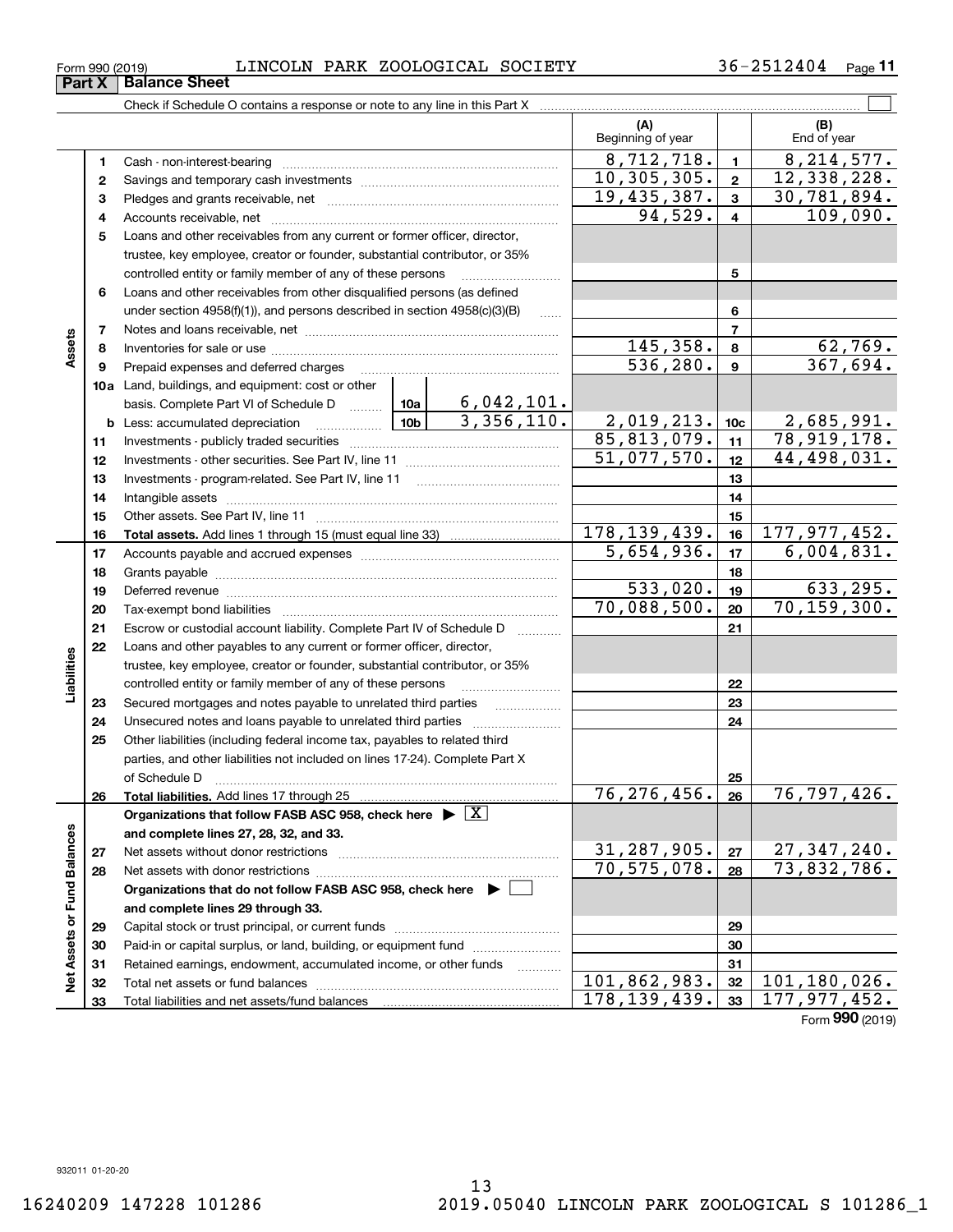Form 990 (2019) LINCOLN PARK ZOOLOGICAL SOCIETY 36-2512404 Page 11

**Part X | Balance Sheet**

Check if Schedule O contains a response or note to any line in this Part X

| | | | | | (A) Beginning of year | | (B) End of year |
|---|---|---|---|---|---|---|---|
| Assets | 1 | Cash - non-interest-bearing | | | 8,712,718. | 1 | 8,214,577. |
| | 2 | Savings and temporary cash investments | | | 10,305,305. | 2 | 12,338,228. |
| | 3 | Pledges and grants receivable, net | | | 19,435,387. | 3 | 30,781,894. |
| | 4 | Accounts receivable, net | | | 94,529. | 4 | 109,090. |
| | 5 | Loans and other receivables from any current or former officer, director, trustee, key employee, creator or founder, substantial contributor, or 35% controlled entity or family member of any of these persons | | | | 5 | |
| | 6 | Loans and other receivables from other disqualified persons (as defined under section 4958(f)(1)), and persons described in section 4958(c)(3)(B) | | | | 6 | |
| | 7 | Notes and loans receivable, net | | | | 7 | |
| | 8 | Inventories for sale or use | | | 145,358. | 8 | 62,769. |
| | 9 | Prepaid expenses and deferred charges | | | 536,280. | 9 | 367,694. |
| | 10a | Land, buildings, and equipment: cost or other basis. Complete Part VI of Schedule D | 10a | 6,042,101. | | | |
| | b | Less: accumulated depreciation | 10b | 3,356,110. | 2,019,213. | 10c | 2,685,991. |
| | 11 | Investments - publicly traded securities | | | 85,813,079. | 11 | 78,919,178. |
| | 12 | Investments - other securities. See Part IV, line 11 | | | 51,077,570. | 12 | 44,498,031. |
| | 13 | Investments - program-related. See Part IV, line 11 | | | | 13 | |
| | 14 | Intangible assets | | | | 14 | |
| | 15 | Other assets. See Part IV, line 11 | | | | 15 | |
| | 16 | **Total assets.** Add lines 1 through 15 (must equal line 33) | | | 178,139,439. | 16 | 177,977,452. |
| Liabilities | 17 | Accounts payable and accrued expenses | | | 5,654,936. | 17 | 6,004,831. |
| | 18 | Grants payable | | | | 18 | |
| | 19 | Deferred revenue | | | 533,020. | 19 | 633,295. |
| | 20 | Tax-exempt bond liabilities | | | 70,088,500. | 20 | 70,159,300. |
| | 21 | Escrow or custodial account liability. Complete Part IV of Schedule D | | | | 21 | |
| | 22 | Loans and other payables to any current or former officer, director, trustee, key employee, creator or founder, substantial contributor, or 35% controlled entity or family member of any of these persons | | | | 22 | |
| | 23 | Secured mortgages and notes payable to unrelated third parties | | | | 23 | |
| | 24 | Unsecured notes and loans payable to unrelated third parties | | | | 24 | |
| | 25 | Other liabilities (including federal income tax, payables to related third parties, and other liabilities not included on lines 17-24). Complete Part X of Schedule D | | | | 25 | |
| | 26 | **Total liabilities.** Add lines 17 through 25 | | | 76,276,456. | 26 | 76,797,426. |
| Net Assets or Fund Balances | | **Organizations that follow FASB ASC 958, check here ▶ [X] and complete lines 27, 28, 32, and 33.** | | | | | |
| | 27 | Net assets without donor restrictions | | | 31,287,905. | 27 | 27,347,240. |
| | 28 | Net assets with donor restrictions | | | 70,575,078. | 28 | 73,832,786. |
| | | **Organizations that do not follow FASB ASC 958, check here ▶ [ ] and complete lines 29 through 33.** | | | | | |
| | 29 | Capital stock or trust principal, or current funds | | | | 29 | |
| | 30 | Paid-in or capital surplus, or land, building, or equipment fund | | | | 30 | |
| | 31 | Retained earnings, endowment, accumulated income, or other funds | | | | 31 | |
| | 32 | Total net assets or fund balances | | | 101,862,983. | 32 | 101,180,026. |
| | 33 | Total liabilities and net assets/fund balances | | | 178,139,439. | 33 | 177,977,452. |

Form **990** (2019)

932011 01-20-20

16240209 147228 101286 2019.05040 LINCOLN PARK ZOOLOGICAL S 101286_1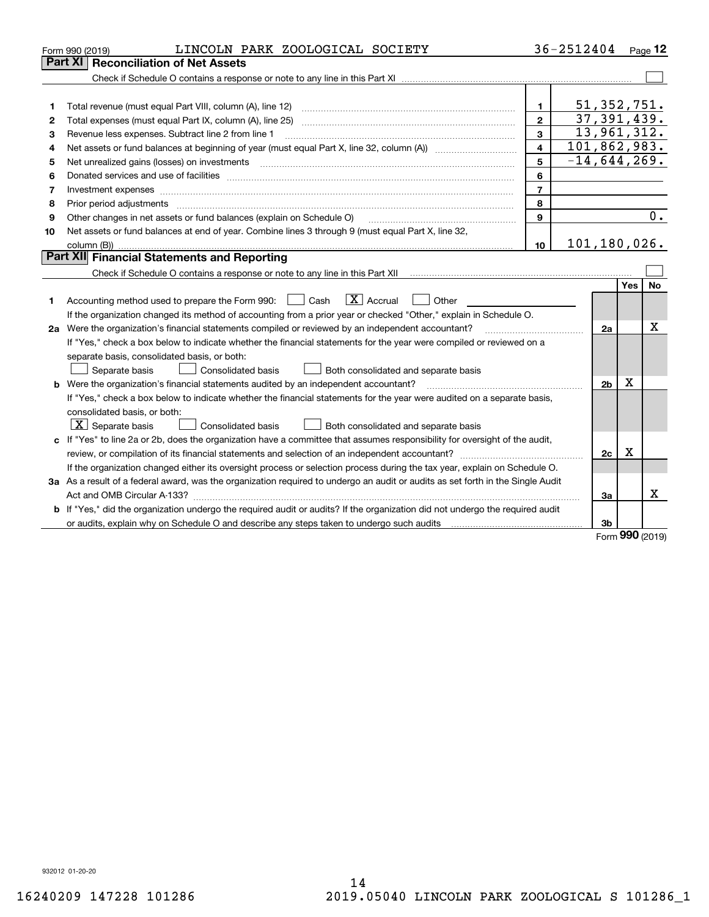Form 990 (2019) LINCOLN PARK ZOOLOGICAL SOCIETY 36-2512404 Page 12

## Part XI Reconciliation of Net Assets

Check if Schedule O contains a response or note to any line in this Part XI ☐

| | | | |
|---|---|---|---|
| 1 | Total revenue (must equal Part VIII, column (A), line 12) | 1 | 51,352,751. |
| 2 | Total expenses (must equal Part IX, column (A), line 25) | 2 | 37,391,439. |
| 3 | Revenue less expenses. Subtract line 2 from line 1 | 3 | 13,961,312. |
| 4 | Net assets or fund balances at beginning of year (must equal Part X, line 32, column (A)) | 4 | 101,862,983. |
| 5 | Net unrealized gains (losses) on investments | 5 | -14,644,269. |
| 6 | Donated services and use of facilities | 6 | |
| 7 | Investment expenses | 7 | |
| 8 | Prior period adjustments | 8 | |
| 9 | Other changes in net assets or fund balances (explain on Schedule O) | 9 | 0. |
| 10 | Net assets or fund balances at end of year. Combine lines 3 through 9 (must equal Part X, line 32, column (B)) | 10 | 101,180,026. |

## Part XII Financial Statements and Reporting

Check if Schedule O contains a response or note to any line in this Part XII ☐

| | | | Yes | No |
|---|---|---|---|---|
| 1 | Accounting method used to prepare the Form 990: ☐ Cash ☒ Accrual ☐ Other<br>If the organization changed its method of accounting from a prior year or checked "Other," explain in Schedule O. | | | |
| 2a | Were the organization's financial statements compiled or reviewed by an independent accountant?<br>If "Yes," check a box below to indicate whether the financial statements for the year were compiled or reviewed on a separate basis, consolidated basis, or both:<br>☐ Separate basis ☐ Consolidated basis ☐ Both consolidated and separate basis | 2a | | X |
| b | Were the organization's financial statements audited by an independent accountant?<br>If "Yes," check a box below to indicate whether the financial statements for the year were audited on a separate basis, consolidated basis, or both:<br>☒ Separate basis ☐ Consolidated basis ☐ Both consolidated and separate basis | 2b | X | |
| c | If "Yes" to line 2a or 2b, does the organization have a committee that assumes responsibility for oversight of the audit, review, or compilation of its financial statements and selection of an independent accountant?<br>If the organization changed either its oversight process or selection process during the tax year, explain on Schedule O. | 2c | X | |
| 3a | As a result of a federal award, was the organization required to undergo an audit or audits as set forth in the Single Audit Act and OMB Circular A-133? | 3a | | X |
| b | If "Yes," did the organization undergo the required audit or audits? If the organization did not undergo the required audit or audits, explain why on Schedule O and describe any steps taken to undergo such audits | 3b | | |

Form 990 (2019)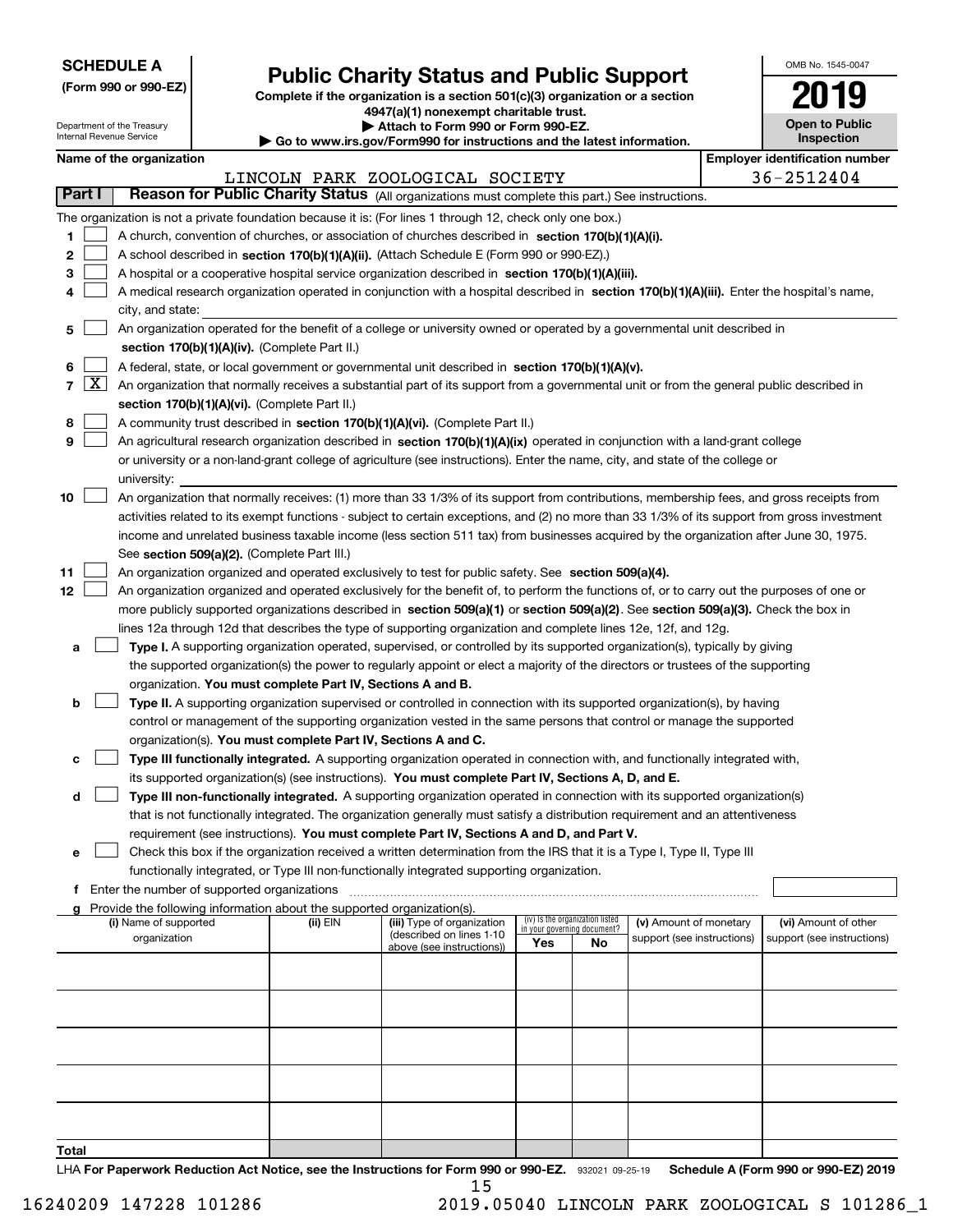**SCHEDULE A**
**(Form 990 or 990-EZ)**

Department of the Treasury
Internal Revenue Service

# Public Charity Status and Public Support

**Complete if the organization is a section 501(c)(3) organization or a section 4947(a)(1) nonexempt charitable trust.**
**▶ Attach to Form 990 or Form 990-EZ.**
**▶ Go to www.irs.gov/Form990 for instructions and the latest information.**

OMB No. 1545-0047

**2019**

**Open to Public Inspection**

**Name of the organization:** LINCOLN PARK ZOOLOGICAL SOCIETY

**Employer identification number:** 36-2512404

## Part I — Reason for Public Charity Status (All organizations must complete this part.) See instructions.

The organization is not a private foundation because it is: (For lines 1 through 12, check only one box.)

1. [ ] A church, convention of churches, or association of churches described in **section 170(b)(1)(A)(i).**
2. [ ] A school described in **section 170(b)(1)(A)(ii).** (Attach Schedule E (Form 990 or 990-EZ).)
3. [ ] A hospital or a cooperative hospital service organization described in **section 170(b)(1)(A)(iii).**
4. [ ] A medical research organization operated in conjunction with a hospital described in **section 170(b)(1)(A)(iii).** Enter the hospital's name, city, and state:
5. [ ] An organization operated for the benefit of a college or university owned or operated by a governmental unit described in **section 170(b)(1)(A)(iv).** (Complete Part II.)
6. [ ] A federal, state, or local government or governmental unit described in **section 170(b)(1)(A)(v).**
7. [X] An organization that normally receives a substantial part of its support from a governmental unit or from the general public described in **section 170(b)(1)(A)(vi).** (Complete Part II.)
8. [ ] A community trust described in **section 170(b)(1)(A)(vi).** (Complete Part II.)
9. [ ] An agricultural research organization described in **section 170(b)(1)(A)(ix)** operated in conjunction with a land-grant college or university or a non-land-grant college of agriculture (see instructions). Enter the name, city, and state of the college or university:
10. [ ] An organization that normally receives: (1) more than 33 1/3% of its support from contributions, membership fees, and gross receipts from activities related to its exempt functions - subject to certain exceptions, and (2) no more than 33 1/3% of its support from gross investment income and unrelated business taxable income (less section 511 tax) from businesses acquired by the organization after June 30, 1975. See **section 509(a)(2).** (Complete Part III.)
11. [ ] An organization organized and operated exclusively to test for public safety. See **section 509(a)(4).**
12. [ ] An organization organized and operated exclusively for the benefit of, to perform the functions of, or to carry out the purposes of one or more publicly supported organizations described in **section 509(a)(1)** or **section 509(a)(2).** See **section 509(a)(3).** Check the box in lines 12a through 12d that describes the type of supporting organization and complete lines 12e, 12f, and 12g.
   - a [ ] **Type I.** A supporting organization operated, supervised, or controlled by its supported organization(s), typically by giving the supported organization(s) the power to regularly appoint or elect a majority of the directors or trustees of the supporting organization. **You must complete Part IV, Sections A and B.**
   - b [ ] **Type II.** A supporting organization supervised or controlled in connection with its supported organization(s), by having control or management of the supporting organization vested in the same persons that control or manage the supported organization(s). **You must complete Part IV, Sections A and C.**
   - c [ ] **Type III functionally integrated.** A supporting organization operated in connection with, and functionally integrated with, its supported organization(s) (see instructions). **You must complete Part IV, Sections A, D, and E.**
   - d [ ] **Type III non-functionally integrated.** A supporting organization operated in connection with its supported organization(s) that is not functionally integrated. The organization generally must satisfy a distribution requirement and an attentiveness requirement (see instructions). **You must complete Part IV, Sections A and D, and Part V.**
   - e [ ] Check this box if the organization received a written determination from the IRS that it is a Type I, Type II, Type III functionally integrated, or Type III non-functionally integrated supporting organization.
   - f Enter the number of supported organizations
   - g Provide the following information about the supported organization(s).

| (i) Name of supported organization | (ii) EIN | (iii) Type of organization (described on lines 1-10 above (see instructions)) | (iv) Is the organization listed in your governing document? Yes | No | (v) Amount of monetary support (see instructions) | (vi) Amount of other support (see instructions) |
|---|---|---|---|---|---|---|
| | | | | | | |
| | | | | | | |
| | | | | | | |
| | | | | | | |
| | | | | | | |
| **Total** | | | | | | |

LHA **For Paperwork Reduction Act Notice, see the Instructions for Form 990 or 990-EZ.** 932021 09-25-19 **Schedule A (Form 990 or 990-EZ) 2019**

16240209 147228 101286 2019.05040 LINCOLN PARK ZOOLOGICAL S 101286_1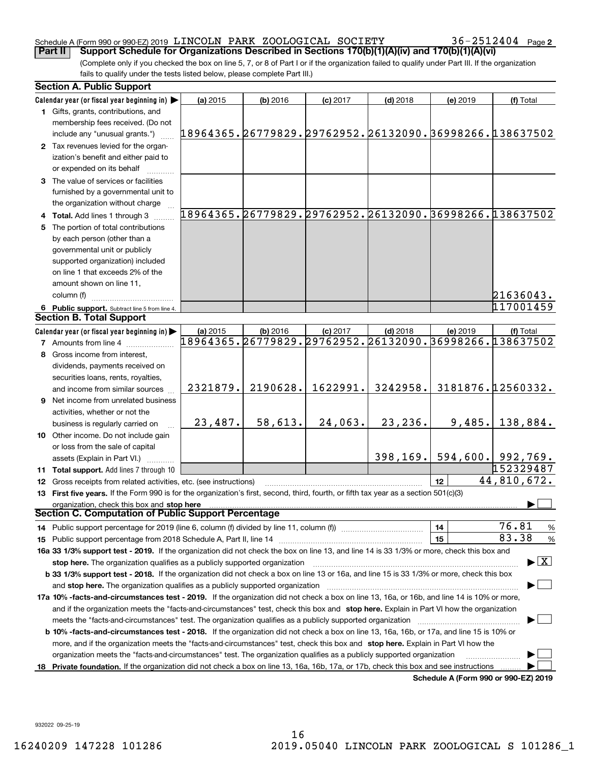Schedule A (Form 990 or 990-EZ) 2019 LINCOLN PARK ZOOLOGICAL SOCIETY 36-2512404 Page 2

**Part II** **Support Schedule for Organizations Described in Sections 170(b)(1)(A)(iv) and 170(b)(1)(A)(vi)**

(Complete only if you checked the box on line 5, 7, or 8 of Part I or if the organization failed to qualify under Part III. If the organization fails to qualify under the tests listed below, please complete Part III.)

## Section A. Public Support

| Calendar year (or fiscal year beginning in) | (a) 2015 | (b) 2016 | (c) 2017 | (d) 2018 | (e) 2019 | (f) Total |
|---|---|---|---|---|---|---|
| 1 Gifts, grants, contributions, and membership fees received. (Do not include any "unusual grants.") | 18964365. | 26779829. | 29762952. | 26132090. | 36998266. | 138637502 |
| 2 Tax revenues levied for the organization's benefit and either paid to or expended on its behalf | | | | | | |
| 3 The value of services or facilities furnished by a governmental unit to the organization without charge | | | | | | |
| 4 **Total.** Add lines 1 through 3 | 18964365. | 26779829. | 29762952. | 26132090. | 36998266. | 138637502 |
| 5 The portion of total contributions by each person (other than a governmental unit or publicly supported organization) included on line 1 that exceeds 2% of the amount shown on line 11, column (f) | | | | | | 21636043. |
| 6 **Public support.** Subtract line 5 from line 4. | | | | | | 117001459 |

## Section B. Total Support

| Calendar year (or fiscal year beginning in) | (a) 2015 | (b) 2016 | (c) 2017 | (d) 2018 | (e) 2019 | (f) Total |
|---|---|---|---|---|---|---|
| 7 Amounts from line 4 | 18964365. | 26779829. | 29762952. | 26132090. | 36998266. | 138637502 |
| 8 Gross income from interest, dividends, payments received on securities loans, rents, royalties, and income from similar sources | 2321879. | 2190628. | 1622991. | 3242958. | 3181876. | 12560332. |
| 9 Net income from unrelated business activities, whether or not the business is regularly carried on | 23,487. | 58,613. | 24,063. | 23,236. | 9,485. | 138,884. |
| 10 Other income. Do not include gain or loss from the sale of capital assets (Explain in Part VI.) | | | | 398,169. | 594,600. | 992,769. |
| 11 **Total support.** Add lines 7 through 10 | | | | | | 152329487 |
| 12 Gross receipts from related activities, etc. (see instructions) | | | | | 12 | 44,810,672. |

13 **First five years.** If the Form 990 is for the organization's first, second, third, fourth, or fifth tax year as a section 501(c)(3) organization, check this box and **stop here** ☐

## Section C. Computation of Public Support Percentage

14 Public support percentage for 2019 (line 6, column (f) divided by line 11, column (f)) ..... 14 | 76.81 %

15 Public support percentage from 2018 Schedule A, Part II, line 14 ..... 15 | 83.38 %

**16a 33 1/3% support test - 2019.** If the organization did not check the box on line 13, and line 14 is 33 1/3% or more, check this box and **stop here.** The organization qualifies as a publicly supported organization ☒

**b 33 1/3% support test - 2018.** If the organization did not check a box on line 13 or 16a, and line 15 is 33 1/3% or more, check this box and **stop here.** The organization qualifies as a publicly supported organization ☐

**17a 10% -facts-and-circumstances test - 2019.** If the organization did not check a box on line 13, 16a, or 16b, and line 14 is 10% or more, and if the organization meets the "facts-and-circumstances" test, check this box and **stop here.** Explain in Part VI how the organization meets the "facts-and-circumstances" test. The organization qualifies as a publicly supported organization ☐

**b 10% -facts-and-circumstances test - 2018.** If the organization did not check a box on line 13, 16a, 16b, or 17a, and line 15 is 10% or more, and if the organization meets the "facts-and-circumstances" test, check this box and **stop here.** Explain in Part VI how the organization meets the "facts-and-circumstances" test. The organization qualifies as a publicly supported organization ☐

**18 Private foundation.** If the organization did not check a box on line 13, 16a, 16b, 17a, or 17b, check this box and see instructions ☐

**Schedule A (Form 990 or 990-EZ) 2019**

932022 09-25-19

16240209 147228 101286 2019.05040 LINCOLN PARK ZOOLOGICAL S 101286_1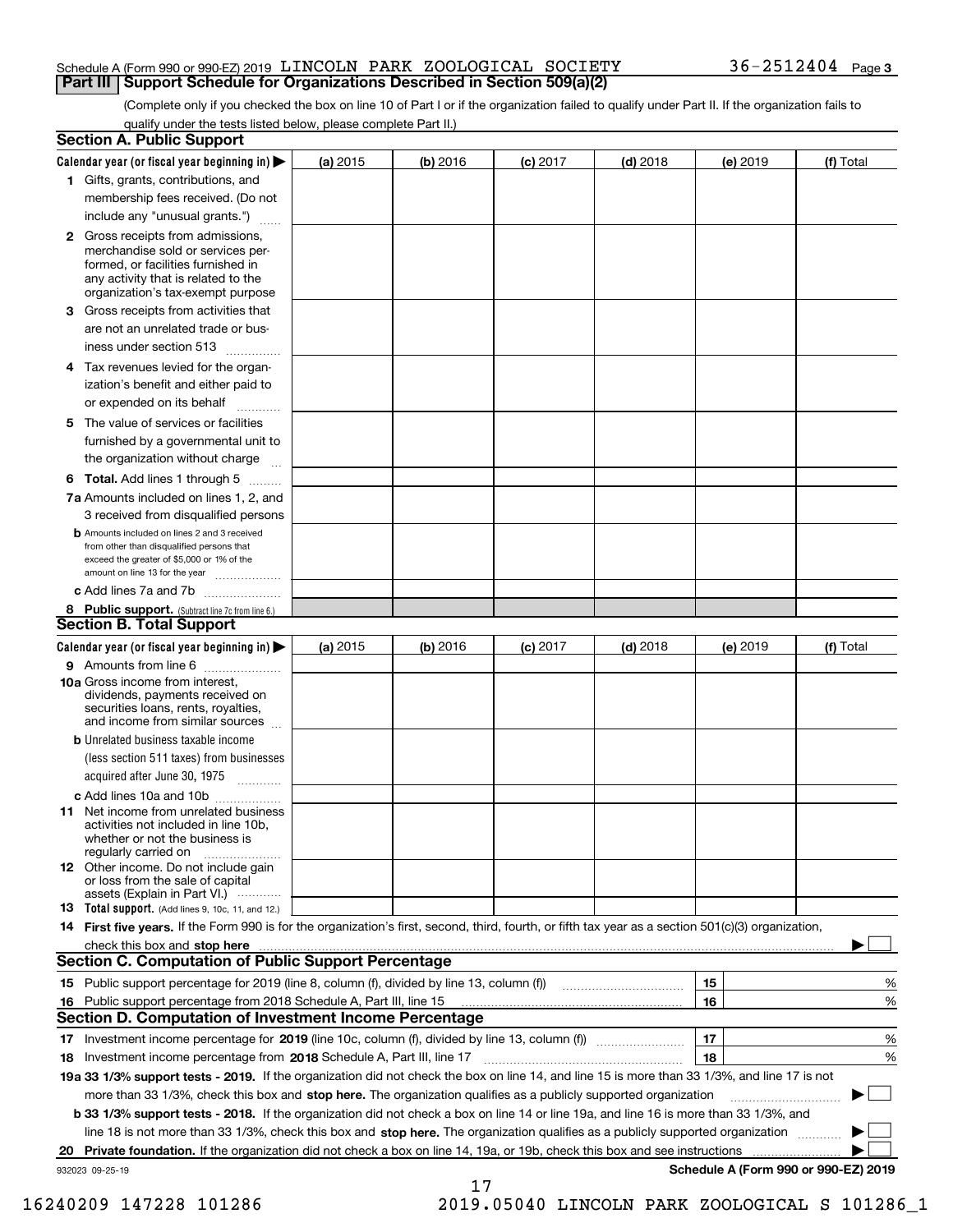Schedule A (Form 990 or 990-EZ) 2019 LINCOLN PARK ZOOLOGICAL SOCIETY 36-2512404 Page 3

## Part III Support Schedule for Organizations Described in Section 509(a)(2)

(Complete only if you checked the box on line 10 of Part I or if the organization failed to qualify under Part II. If the organization fails to qualify under the tests listed below, please complete Part II.)

### Section A. Public Support

| Calendar year (or fiscal year beginning in) ▶ | (a) 2015 | (b) 2016 | (c) 2017 | (d) 2018 | (e) 2019 | (f) Total |
|---|---|---|---|---|---|---|
| **1** Gifts, grants, contributions, and membership fees received. (Do not include any "unusual grants.") | | | | | | |
| **2** Gross receipts from admissions, merchandise sold or services performed, or facilities furnished in any activity that is related to the organization's tax-exempt purpose | | | | | | |
| **3** Gross receipts from activities that are not an unrelated trade or business under section 513 | | | | | | |
| **4** Tax revenues levied for the organization's benefit and either paid to or expended on its behalf | | | | | | |
| **5** The value of services or facilities furnished by a governmental unit to the organization without charge | | | | | | |
| **6 Total.** Add lines 1 through 5 | | | | | | |
| **7a** Amounts included on lines 1, 2, and 3 received from disqualified persons | | | | | | |
| **b** Amounts included on lines 2 and 3 received from other than disqualified persons that exceed the greater of $5,000 or 1% of the amount on line 13 for the year | | | | | | |
| **c** Add lines 7a and 7b | | | | | | |
| **8 Public support.** (Subtract line 7c from line 6.) | | | | | | |

### Section B. Total Support

| Calendar year (or fiscal year beginning in) ▶ | (a) 2015 | (b) 2016 | (c) 2017 | (d) 2018 | (e) 2019 | (f) Total |
|---|---|---|---|---|---|---|
| **9** Amounts from line 6 | | | | | | |
| **10a** Gross income from interest, dividends, payments received on securities loans, rents, royalties, and income from similar sources | | | | | | |
| **b** Unrelated business taxable income (less section 511 taxes) from businesses acquired after June 30, 1975 | | | | | | |
| **c** Add lines 10a and 10b | | | | | | |
| **11** Net income from unrelated business activities not included in line 10b, whether or not the business is regularly carried on | | | | | | |
| **12** Other income. Do not include gain or loss from the sale of capital assets (Explain in Part VI.) | | | | | | |
| **13 Total support.** (Add lines 9, 10c, 11, and 12.) | | | | | | |

**14 First five years.** If the Form 990 is for the organization's first, second, third, fourth, or fifth tax year as a section 501(c)(3) organization, check this box and **stop here** ▶ ☐

### Section C. Computation of Public Support Percentage

| | | | |
|---|---|---|---|
| **15** | Public support percentage for 2019 (line 8, column (f), divided by line 13, column (f)) | 15 | % |
| **16** | Public support percentage from 2018 Schedule A, Part III, line 15 | 16 | % |

### Section D. Computation of Investment Income Percentage

| | | | |
|---|---|---|---|
| **17** | Investment income percentage for **2019** (line 10c, column (f), divided by line 13, column (f)) | 17 | % |
| **18** | Investment income percentage from **2018** Schedule A, Part III, line 17 | 18 | % |

**19a 33 1/3% support tests - 2019.** If the organization did not check the box on line 14, and line 15 is more than 33 1/3%, and line 17 is not more than 33 1/3%, check this box and **stop here.** The organization qualifies as a publicly supported organization ▶ ☐

**b 33 1/3% support tests - 2018.** If the organization did not check a box on line 14 or line 19a, and line 16 is more than 33 1/3%, and line 18 is not more than 33 1/3%, check this box and **stop here.** The organization qualifies as a publicly supported organization ▶ ☐

**20 Private foundation.** If the organization did not check a box on line 14, 19a, or 19b, check this box and see instructions ▶ ☐

932023 09-25-19 **Schedule A (Form 990 or 990-EZ) 2019**

16240209 147228 101286 2019.05040 LINCOLN PARK ZOOLOGICAL S 101286_1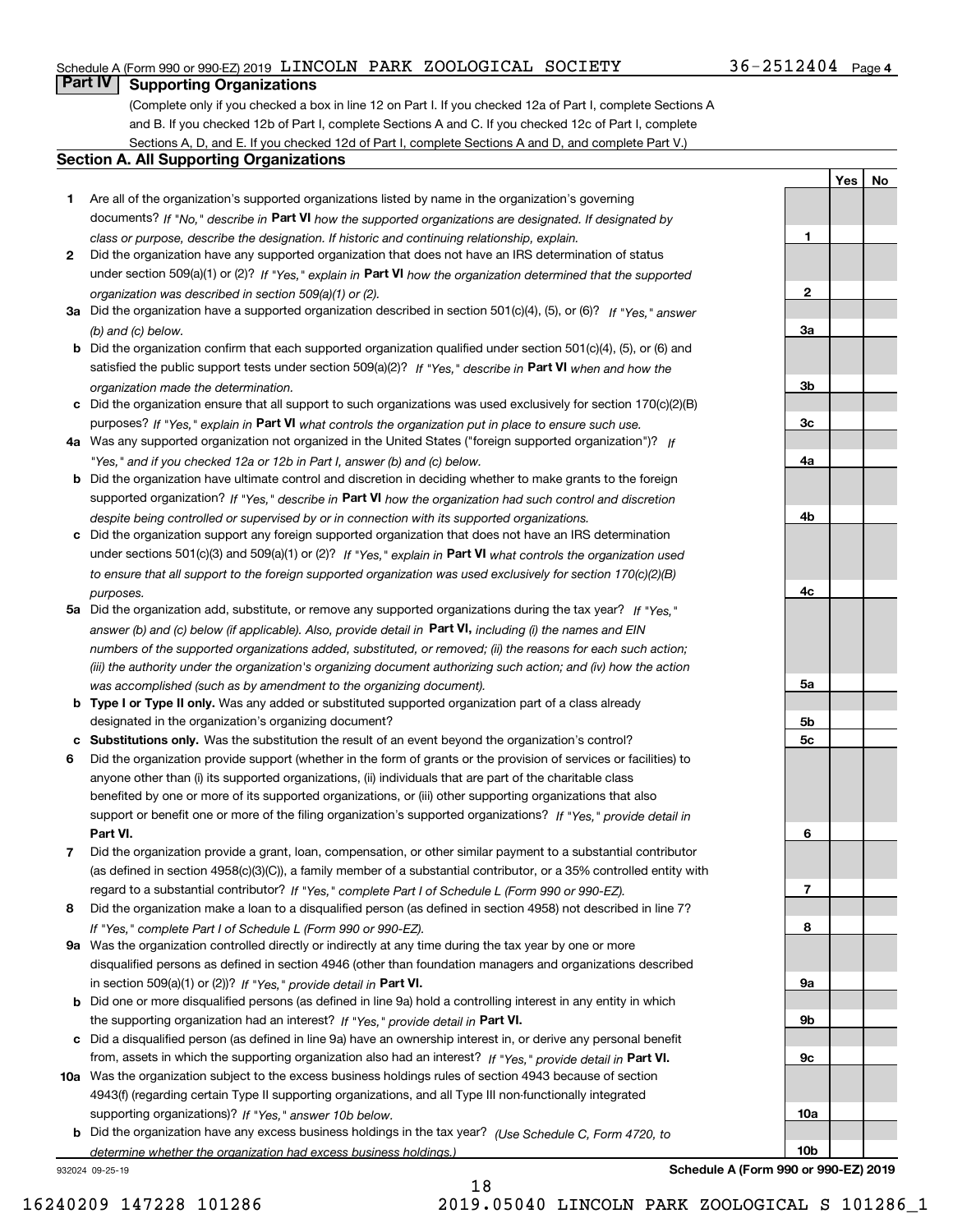Schedule A (Form 990 or 990-EZ) 2019 LINCOLN PARK ZOOLOGICAL SOCIETY 36-2512404 Page 4

## Part IV Supporting Organizations

(Complete only if you checked a box in line 12 on Part I. If you checked 12a of Part I, complete Sections A and B. If you checked 12b of Part I, complete Sections A and C. If you checked 12c of Part I, complete Sections A, D, and E. If you checked 12d of Part I, complete Sections A and D, and complete Part V.)

### Section A. All Supporting Organizations

| | | Line | Yes | No |
|---|---|---|---|---|
| **1** | Are all of the organization's supported organizations listed by name in the organization's governing documents? *If "No," describe in* **Part VI** *how the supported organizations are designated. If designated by class or purpose, describe the designation. If historic and continuing relationship, explain.* | 1 | | |
| **2** | Did the organization have any supported organization that does not have an IRS determination of status under section 509(a)(1) or (2)? *If "Yes," explain in* **Part VI** *how the organization determined that the supported organization was described in section 509(a)(1) or (2).* | 2 | | |
| **3a** | Did the organization have a supported organization described in section 501(c)(4), (5), or (6)? *If "Yes," answer (b) and (c) below.* | 3a | | |
| **b** | Did the organization confirm that each supported organization qualified under section 501(c)(4), (5), or (6) and satisfied the public support tests under section 509(a)(2)? *If "Yes," describe in* **Part VI** *when and how the organization made the determination.* | 3b | | |
| **c** | Did the organization ensure that all support to such organizations was used exclusively for section 170(c)(2)(B) purposes? *If "Yes," explain in* **Part VI** *what controls the organization put in place to ensure such use.* | 3c | | |
| **4a** | Was any supported organization not organized in the United States ("foreign supported organization")? *If "Yes," and if you checked 12a or 12b in Part I, answer (b) and (c) below.* | 4a | | |
| **b** | Did the organization have ultimate control and discretion in deciding whether to make grants to the foreign supported organization? *If "Yes," describe in* **Part VI** *how the organization had such control and discretion despite being controlled or supervised by or in connection with its supported organizations.* | 4b | | |
| **c** | Did the organization support any foreign supported organization that does not have an IRS determination under sections 501(c)(3) and 509(a)(1) or (2)? *If "Yes," explain in* **Part VI** *what controls the organization used to ensure that all support to the foreign supported organization was used exclusively for section 170(c)(2)(B) purposes.* | 4c | | |
| **5a** | Did the organization add, substitute, or remove any supported organizations during the tax year? *If "Yes," answer (b) and (c) below (if applicable). Also, provide detail in* **Part VI,** *including (i) the names and EIN numbers of the supported organizations added, substituted, or removed; (ii) the reasons for each such action; (iii) the authority under the organization's organizing document authorizing such action; and (iv) how the action was accomplished (such as by amendment to the organizing document).* | 5a | | |
| **b** | **Type I or Type II only.** Was any added or substituted supported organization part of a class already designated in the organization's organizing document? | 5b | | |
| **c** | **Substitutions only.** Was the substitution the result of an event beyond the organization's control? | 5c | | |
| **6** | Did the organization provide support (whether in the form of grants or the provision of services or facilities) to anyone other than (i) its supported organizations, (ii) individuals that are part of the charitable class benefited by one or more of its supported organizations, or (iii) other supporting organizations that also support or benefit one or more of the filing organization's supported organizations? *If "Yes," provide detail in* **Part VI.** | 6 | | |
| **7** | Did the organization provide a grant, loan, compensation, or other similar payment to a substantial contributor (as defined in section 4958(c)(3)(C)), a family member of a substantial contributor, or a 35% controlled entity with regard to a substantial contributor? *If "Yes," complete Part I of Schedule L (Form 990 or 990-EZ).* | 7 | | |
| **8** | Did the organization make a loan to a disqualified person (as defined in section 4958) not described in line 7? *If "Yes," complete Part I of Schedule L (Form 990 or 990-EZ).* | 8 | | |
| **9a** | Was the organization controlled directly or indirectly at any time during the tax year by one or more disqualified persons as defined in section 4946 (other than foundation managers and organizations described in section 509(a)(1) or (2))? *If "Yes," provide detail in* **Part VI.** | 9a | | |
| **b** | Did one or more disqualified persons (as defined in line 9a) hold a controlling interest in any entity in which the supporting organization had an interest? *If "Yes," provide detail in* **Part VI.** | 9b | | |
| **c** | Did a disqualified person (as defined in line 9a) have an ownership interest in, or derive any personal benefit from, assets in which the supporting organization also had an interest? *If "Yes," provide detail in* **Part VI.** | 9c | | |
| **10a** | Was the organization subject to the excess business holdings rules of section 4943 because of section 4943(f) (regarding certain Type II supporting organizations, and all Type III non-functionally integrated supporting organizations)? *If "Yes," answer 10b below.* | 10a | | |
| **b** | Did the organization have any excess business holdings in the tax year? *(Use Schedule C, Form 4720, to determine whether the organization had excess business holdings.)* | 10b | | |

932024 09-25-19

**Schedule A (Form 990 or 990-EZ) 2019**

16240209 147228 101286 2019.05040 LINCOLN PARK ZOOLOGICAL S 101286_1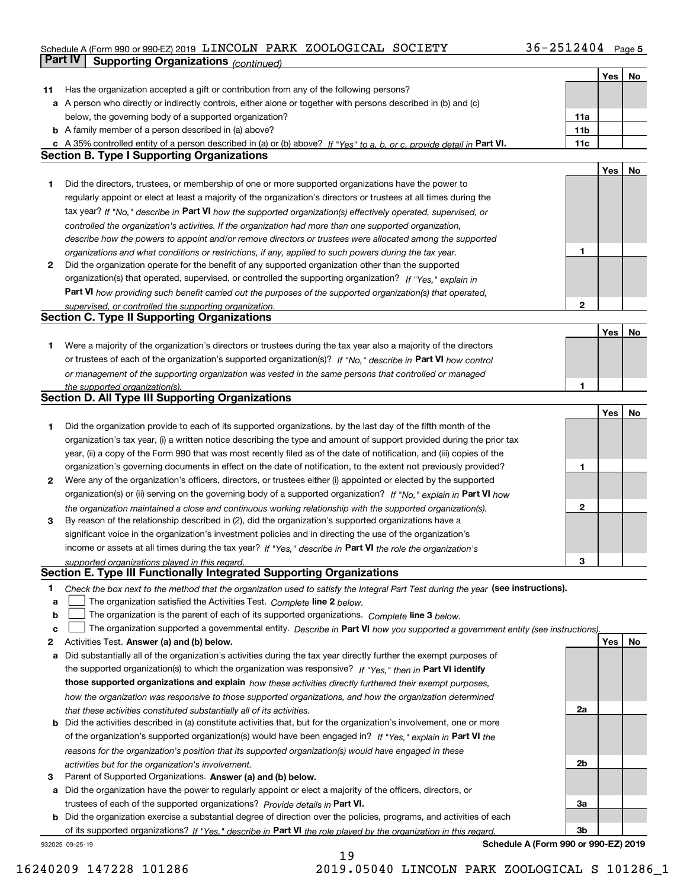Schedule A (Form 990 or 990-EZ) 2019 LINCOLN PARK ZOOLOGICAL SOCIETY 36-2512404 Page **5**

## Part IV Supporting Organizations *(continued)*

| | | | Yes | No |
|---|---|---|---|---|
| **11** | Has the organization accepted a gift or contribution from any of the following persons? | | | |
| **a** | A person who directly or indirectly controls, either alone or together with persons described in (b) and (c) below, the governing body of a supported organization? | **11a** | | |
| **b** | A family member of a person described in (a) above? | **11b** | | |
| **c** | A 35% controlled entity of a person described in (a) or (b) above? *If "Yes" to a, b, or c, provide detail in* **Part VI.** | **11c** | | |

### Section B. Type I Supporting Organizations

| | | | Yes | No |
|---|---|---|---|---|
| **1** | Did the directors, trustees, or membership of one or more supported organizations have the power to regularly appoint or elect at least a majority of the organization's directors or trustees at all times during the tax year? *If "No," describe in* **Part VI** *how the supported organization(s) effectively operated, supervised, or controlled the organization's activities. If the organization had more than one supported organization, describe how the powers to appoint and/or remove directors or trustees were allocated among the supported organizations and what conditions or restrictions, if any, applied to such powers during the tax year.* | **1** | | |
| **2** | Did the organization operate for the benefit of any supported organization other than the supported organization(s) that operated, supervised, or controlled the supporting organization? *If "Yes," explain in* **Part VI** *how providing such benefit carried out the purposes of the supported organization(s) that operated, supervised, or controlled the supporting organization.* | **2** | | |

### Section C. Type II Supporting Organizations

| | | | Yes | No |
|---|---|---|---|---|
| **1** | Were a majority of the organization's directors or trustees during the tax year also a majority of the directors or trustees of each of the organization's supported organization(s)? *If "No," describe in* **Part VI** *how control or management of the supporting organization was vested in the same persons that controlled or managed the supported organization(s).* | **1** | | |

### Section D. All Type III Supporting Organizations

| | | | Yes | No |
|---|---|---|---|---|
| **1** | Did the organization provide to each of its supported organizations, by the last day of the fifth month of the organization's tax year, (i) a written notice describing the type and amount of support provided during the prior tax year, (ii) a copy of the Form 990 that was most recently filed as of the date of notification, and (iii) copies of the organization's governing documents in effect on the date of notification, to the extent not previously provided? | **1** | | |
| **2** | Were any of the organization's officers, directors, or trustees either (i) appointed or elected by the supported organization(s) or (ii) serving on the governing body of a supported organization? *If "No," explain in* **Part VI** *how the organization maintained a close and continuous working relationship with the supported organization(s).* | **2** | | |
| **3** | By reason of the relationship described in (2), did the organization's supported organizations have a significant voice in the organization's investment policies and in directing the use of the organization's income or assets at all times during the tax year? *If "Yes," describe in* **Part VI** *the role the organization's supported organizations played in this regard.* | **3** | | |

### Section E. Type III Functionally Integrated Supporting Organizations

**1** *Check the box next to the method that the organization used to satisfy the Integral Part Test during the year* **(see instructions).**

- **a** ☐ The organization satisfied the Activities Test. *Complete* **line 2** *below.*
- **b** ☐ The organization is the parent of each of its supported organizations. *Complete* **line 3** *below.*
- **c** ☐ The organization supported a governmental entity. *Describe in* **Part VI** *how you supported a government entity (see instructions).*

| | | | Yes | No |
|---|---|---|---|---|
| **2** | Activities Test. **Answer (a) and (b) below.** | | | |
| **a** | Did substantially all of the organization's activities during the tax year directly further the exempt purposes of the supported organization(s) to which the organization was responsive? *If "Yes," then in* **Part VI identify those supported organizations and explain** *how these activities directly furthered their exempt purposes, how the organization was responsive to those supported organizations, and how the organization determined that these activities constituted substantially all of its activities.* | **2a** | | |
| **b** | Did the activities described in (a) constitute activities that, but for the organization's involvement, one or more of the organization's supported organization(s) would have been engaged in? *If "Yes," explain in* **Part VI** *the reasons for the organization's position that its supported organization(s) would have engaged in these activities but for the organization's involvement.* | **2b** | | |
| **3** | Parent of Supported Organizations. **Answer (a) and (b) below.** | | | |
| **a** | Did the organization have the power to regularly appoint or elect a majority of the officers, directors, or trustees of each of the supported organizations? *Provide details in* **Part VI.** | **3a** | | |
| **b** | Did the organization exercise a substantial degree of direction over the policies, programs, and activities of each of its supported organizations? *If "Yes," describe in* **Part VI** *the role played by the organization in this regard.* | **3b** | | |

932025 09-25-19 **Schedule A (Form 990 or 990-EZ) 2019**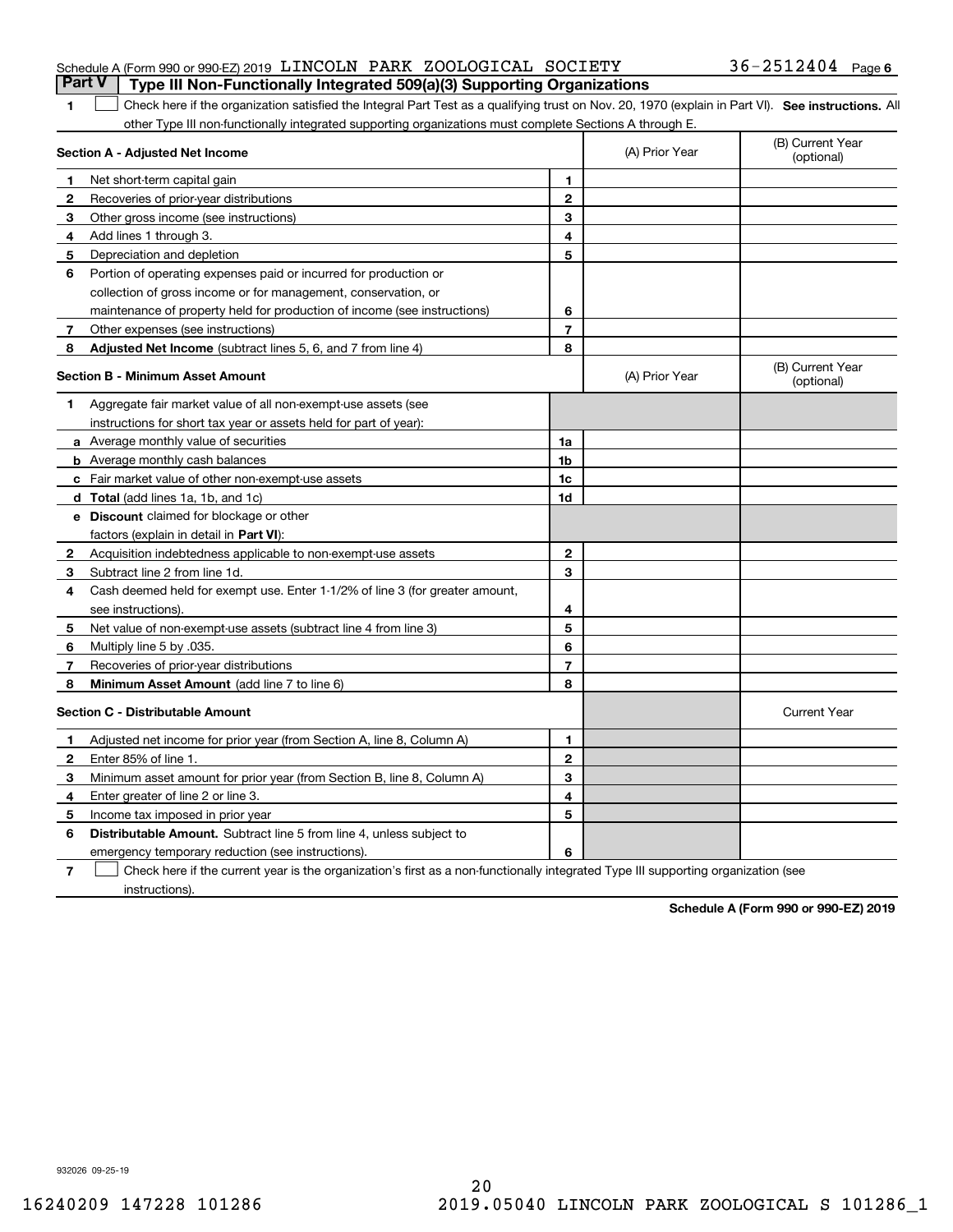Schedule A (Form 990 or 990-EZ) 2019 LINCOLN PARK ZOOLOGICAL SOCIETY 36-2512404 Page 6

## Part V Type III Non-Functionally Integrated 509(a)(3) Supporting Organizations

1 ☐ Check here if the organization satisfied the Integral Part Test as a qualifying trust on Nov. 20, 1970 (explain in Part VI). **See instructions.** All other Type III non-functionally integrated supporting organizations must complete Sections A through E.

| **Section A - Adjusted Net Income** | | | (A) Prior Year | (B) Current Year (optional) |
|---|---|---|---|---|
| 1 | Net short-term capital gain | 1 | | |
| 2 | Recoveries of prior-year distributions | 2 | | |
| 3 | Other gross income (see instructions) | 3 | | |
| 4 | Add lines 1 through 3. | 4 | | |
| 5 | Depreciation and depletion | 5 | | |
| 6 | Portion of operating expenses paid or incurred for production or collection of gross income or for management, conservation, or maintenance of property held for production of income (see instructions) | 6 | | |
| 7 | Other expenses (see instructions) | 7 | | |
| 8 | **Adjusted Net Income** (subtract lines 5, 6, and 7 from line 4) | 8 | | |

| **Section B - Minimum Asset Amount** | | | (A) Prior Year | (B) Current Year (optional) |
|---|---|---|---|---|
| 1 | Aggregate fair market value of all non-exempt-use assets (see instructions for short tax year or assets held for part of year): | | | |
| a | Average monthly value of securities | 1a | | |
| b | Average monthly cash balances | 1b | | |
| c | Fair market value of other non-exempt-use assets | 1c | | |
| d | **Total** (add lines 1a, 1b, and 1c) | 1d | | |
| e | **Discount** claimed for blockage or other factors (explain in detail in **Part VI**): | | | |
| 2 | Acquisition indebtedness applicable to non-exempt-use assets | 2 | | |
| 3 | Subtract line 2 from line 1d. | 3 | | |
| 4 | Cash deemed held for exempt use. Enter 1-1/2% of line 3 (for greater amount, see instructions). | 4 | | |
| 5 | Net value of non-exempt-use assets (subtract line 4 from line 3) | 5 | | |
| 6 | Multiply line 5 by .035. | 6 | | |
| 7 | Recoveries of prior-year distributions | 7 | | |
| 8 | **Minimum Asset Amount** (add line 7 to line 6) | 8 | | |

| **Section C - Distributable Amount** | | | | Current Year |
|---|---|---|---|---|
| 1 | Adjusted net income for prior year (from Section A, line 8, Column A) | 1 | | |
| 2 | Enter 85% of line 1. | 2 | | |
| 3 | Minimum asset amount for prior year (from Section B, line 8, Column A) | 3 | | |
| 4 | Enter greater of line 2 or line 3. | 4 | | |
| 5 | Income tax imposed in prior year | 5 | | |
| 6 | **Distributable Amount.** Subtract line 5 from line 4, unless subject to emergency temporary reduction (see instructions). | 6 | | |

7 ☐ Check here if the current year is the organization's first as a non-functionally integrated Type III supporting organization (see instructions).

**Schedule A (Form 990 or 990-EZ) 2019**

932026 09-25-19

16240209 147228 101286 2019.05040 LINCOLN PARK ZOOLOGICAL S 101286_1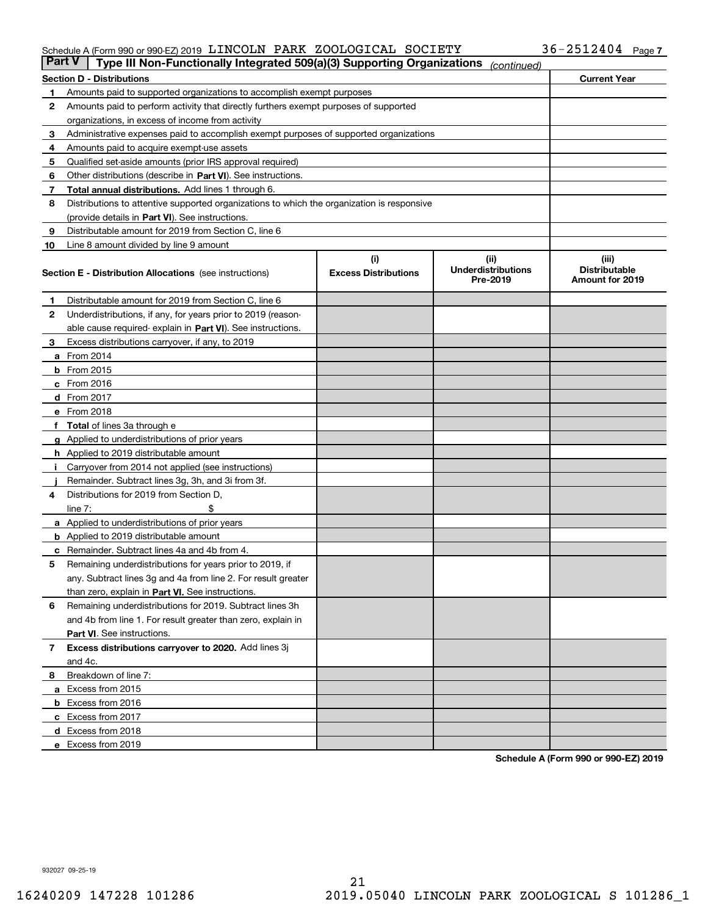Schedule A (Form 990 or 990-EZ) 2019 LINCOLN PARK ZOOLOGICAL SOCIETY 36-2512404 Page 7

## Part V | Type III Non-Functionally Integrated 509(a)(3) Supporting Organizations *(continued)*

| Section D - Distributions | | Current Year |
|---|---|---|
| 1 | Amounts paid to supported organizations to accomplish exempt purposes | |
| 2 | Amounts paid to perform activity that directly furthers exempt purposes of supported organizations, in excess of income from activity | |
| 3 | Administrative expenses paid to accomplish exempt purposes of supported organizations | |
| 4 | Amounts paid to acquire exempt-use assets | |
| 5 | Qualified set-aside amounts (prior IRS approval required) | |
| 6 | Other distributions (describe in **Part VI**). See instructions. | |
| 7 | **Total annual distributions.** Add lines 1 through 6. | |
| 8 | Distributions to attentive supported organizations to which the organization is responsive (provide details in **Part VI**). See instructions. | |
| 9 | Distributable amount for 2019 from Section C, line 6 | |
| 10 | Line 8 amount divided by line 9 amount | |

| Section E - Distribution Allocations (see instructions) | | (i) Excess Distributions | (ii) Underdistributions Pre-2019 | (iii) Distributable Amount for 2019 |
|---|---|---|---|---|
| 1 | Distributable amount for 2019 from Section C, line 6 | | | |
| 2 | Underdistributions, if any, for years prior to 2019 (reasonable cause required- explain in **Part VI**). See instructions. | | | |
| 3 | Excess distributions carryover, if any, to 2019 | | | |
| a | From 2014 | | | |
| b | From 2015 | | | |
| c | From 2016 | | | |
| d | From 2017 | | | |
| e | From 2018 | | | |
| f | **Total** of lines 3a through e | | | |
| g | Applied to underdistributions of prior years | | | |
| h | Applied to 2019 distributable amount | | | |
| i | Carryover from 2014 not applied (see instructions) | | | |
| j | Remainder. Subtract lines 3g, 3h, and 3i from 3f. | | | |
| 4 | Distributions for 2019 from Section D, line 7: $ | | | |
| a | Applied to underdistributions of prior years | | | |
| b | Applied to 2019 distributable amount | | | |
| c | Remainder. Subtract lines 4a and 4b from 4. | | | |
| 5 | Remaining underdistributions for years prior to 2019, if any. Subtract lines 3g and 4a from line 2. For result greater than zero, explain in **Part VI**. See instructions. | | | |
| 6 | Remaining underdistributions for 2019. Subtract lines 3h and 4b from line 1. For result greater than zero, explain in **Part VI**. See instructions. | | | |
| 7 | **Excess distributions carryover to 2020.** Add lines 3j and 4c. | | | |
| 8 | Breakdown of line 7: | | | |
| a | Excess from 2015 | | | |
| b | Excess from 2016 | | | |
| c | Excess from 2017 | | | |
| d | Excess from 2018 | | | |
| e | Excess from 2019 | | | |

**Schedule A (Form 990 or 990-EZ) 2019**

932027 09-25-19

16240209 147228 101286 2019.05040 LINCOLN PARK ZOOLOGICAL S 101286_1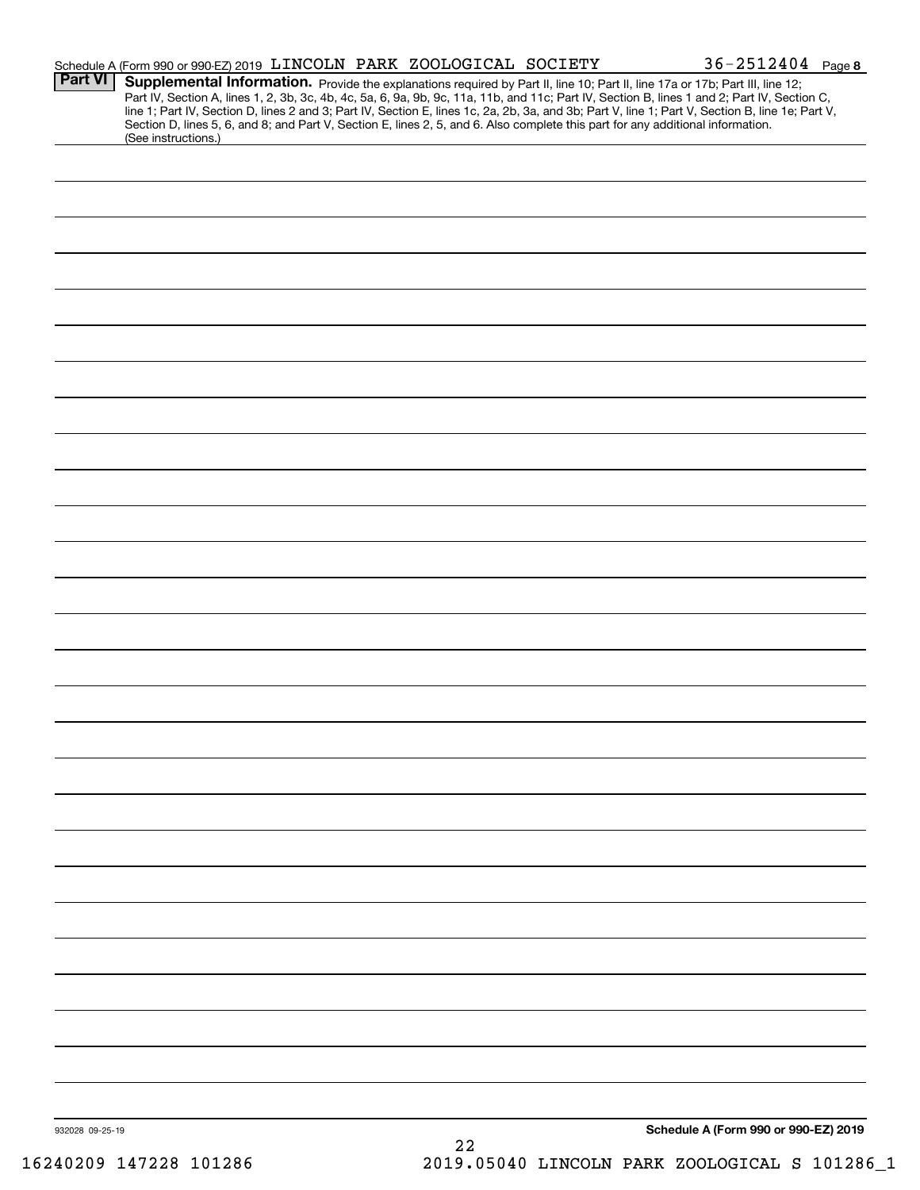Schedule A (Form 990 or 990-EZ) 2019 LINCOLN PARK ZOOLOGICAL SOCIETY 36-2512404 Page 8

**Part VI** **Supplemental Information.** Provide the explanations required by Part II, line 10; Part II, line 17a or 17b; Part III, line 12; Part IV, Section A, lines 1, 2, 3b, 3c, 4b, 4c, 5a, 6, 9a, 9b, 9c, 11a, 11b, and 11c; Part IV, Section B, lines 1 and 2; Part IV, Section C, line 1; Part IV, Section D, lines 2 and 3; Part IV, Section E, lines 1c, 2a, 2b, 3a, and 3b; Part V, line 1; Part V, Section B, line 1e; Part V, Section D, lines 5, 6, and 8; and Part V, Section E, lines 2, 5, and 6. Also complete this part for any additional information. (See instructions.)

932028 09-25-19

**Schedule A (Form 990 or 990-EZ) 2019**

16240209 147228 101286 2019.05040 LINCOLN PARK ZOOLOGICAL S 101286_1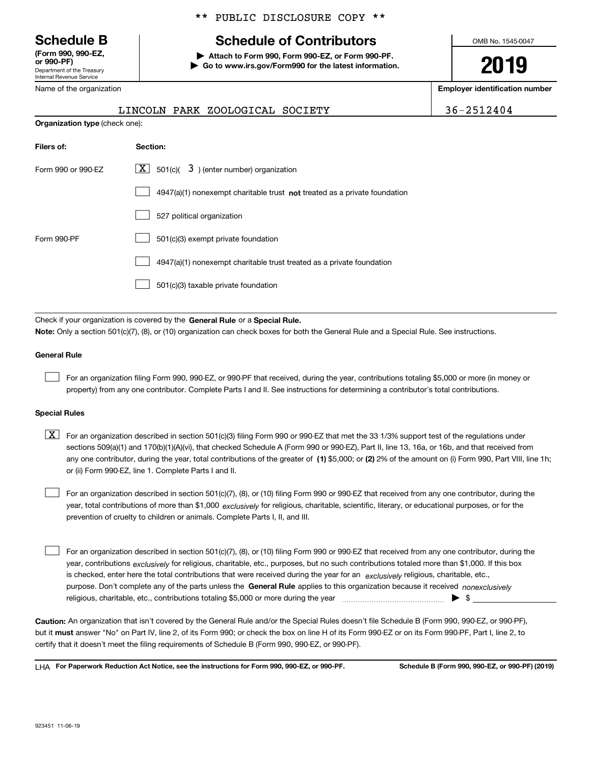** PUBLIC DISCLOSURE COPY **

# Schedule B

**(Form 990, 990-EZ, or 990-PF)**
Department of the Treasury
Internal Revenue Service

## Schedule of Contributors

▶ **Attach to Form 990, Form 990-EZ, or Form 990-PF.**
▶ **Go to www.irs.gov/Form990 for the latest information.**

OMB No. 1545-0047

**2019**

| Name of the organization | Employer identification number |
|---|---|
| LINCOLN PARK ZOOLOGICAL SOCIETY | 36-2512404 |

**Organization type** (check one):

| Filers of: | Section: |
|---|---|
| Form 990 or 990-EZ | [X] 501(c)( 3 ) (enter number) organization |
| | [ ] 4947(a)(1) nonexempt charitable trust **not** treated as a private foundation |
| | [ ] 527 political organization |
| Form 990-PF | [ ] 501(c)(3) exempt private foundation |
| | [ ] 4947(a)(1) nonexempt charitable trust treated as a private foundation |
| | [ ] 501(c)(3) taxable private foundation |

Check if your organization is covered by the **General Rule** or a **Special Rule.**

**Note:** Only a section 501(c)(7), (8), or (10) organization can check boxes for both the General Rule and a Special Rule. See instructions.

**General Rule**

[ ] For an organization filing Form 990, 990-EZ, or 990-PF that received, during the year, contributions totaling $5,000 or more (in money or property) from any one contributor. Complete Parts I and II. See instructions for determining a contributor's total contributions.

**Special Rules**

[X] For an organization described in section 501(c)(3) filing Form 990 or 990-EZ that met the 33 1/3% support test of the regulations under sections 509(a)(1) and 170(b)(1)(A)(vi), that checked Schedule A (Form 990 or 990-EZ), Part II, line 13, 16a, or 16b, and that received from any one contributor, during the year, total contributions of the greater of **(1)** $5,000; or **(2)** 2% of the amount on (i) Form 990, Part VIII, line 1h; or (ii) Form 990-EZ, line 1. Complete Parts I and II.

[ ] For an organization described in section 501(c)(7), (8), or (10) filing Form 990 or 990-EZ that received from any one contributor, during the year, total contributions of more than $1,000 *exclusively* for religious, charitable, scientific, literary, or educational purposes, or for the prevention of cruelty to children or animals. Complete Parts I, II, and III.

[ ] For an organization described in section 501(c)(7), (8), or (10) filing Form 990 or 990-EZ that received from any one contributor, during the year, contributions *exclusively* for religious, charitable, etc., purposes, but no such contributions totaled more than $1,000. If this box is checked, enter here the total contributions that were received during the year for an *exclusively* religious, charitable, etc., purpose. Don't complete any of the parts unless the **General Rule** applies to this organization because it received *nonexclusively* religious, charitable, etc., contributions totaling $5,000 or more during the year ▶ $

**Caution:** An organization that isn't covered by the General Rule and/or the Special Rules doesn't file Schedule B (Form 990, 990-EZ, or 990-PF), but it **must** answer "No" on Part IV, line 2, of its Form 990; or check the box on line H of its Form 990-EZ or on its Form 990-PF, Part I, line 2, to certify that it doesn't meet the filing requirements of Schedule B (Form 990, 990-EZ, or 990-PF).

LHA **For Paperwork Reduction Act Notice, see the instructions for Form 990, 990-EZ, or 990-PF.** **Schedule B (Form 990, 990-EZ, or 990-PF) (2019)**

923451 11-06-19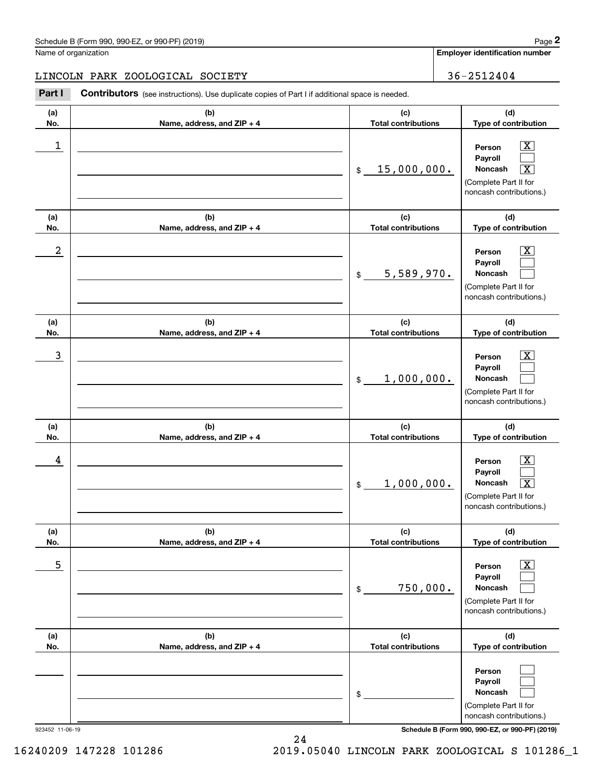Schedule B (Form 990, 990-EZ, or 990-PF) (2019) Page **2**

Name of organization: LINCOLN PARK ZOOLOGICAL SOCIETY

**Employer identification number**: 36-2512404

**Part I** **Contributors** (see instructions). Use duplicate copies of Part I if additional space is needed.

| (a) No. | (b) Name, address, and ZIP + 4 | (c) Total contributions | (d) Type of contribution |
|---|---|---|---|
| 1 | | $ 15,000,000. | Person [X] Payroll [ ] Noncash [X] (Complete Part II for noncash contributions.) |
| 2 | | $ 5,589,970. | Person [X] Payroll [ ] Noncash [ ] (Complete Part II for noncash contributions.) |
| 3 | | $ 1,000,000. | Person [X] Payroll [ ] Noncash [ ] (Complete Part II for noncash contributions.) |
| 4 | | $ 1,000,000. | Person [X] Payroll [ ] Noncash [X] (Complete Part II for noncash contributions.) |
| 5 | | $ 750,000. | Person [X] Payroll [ ] Noncash [ ] (Complete Part II for noncash contributions.) |
| | | $ | Person [ ] Payroll [ ] Noncash [ ] (Complete Part II for noncash contributions.) |

923452 11-06-19 **Schedule B (Form 990, 990-EZ, or 990-PF) (2019)**

16240209 147228 101286 2019.05040 LINCOLN PARK ZOOLOGICAL S 101286_1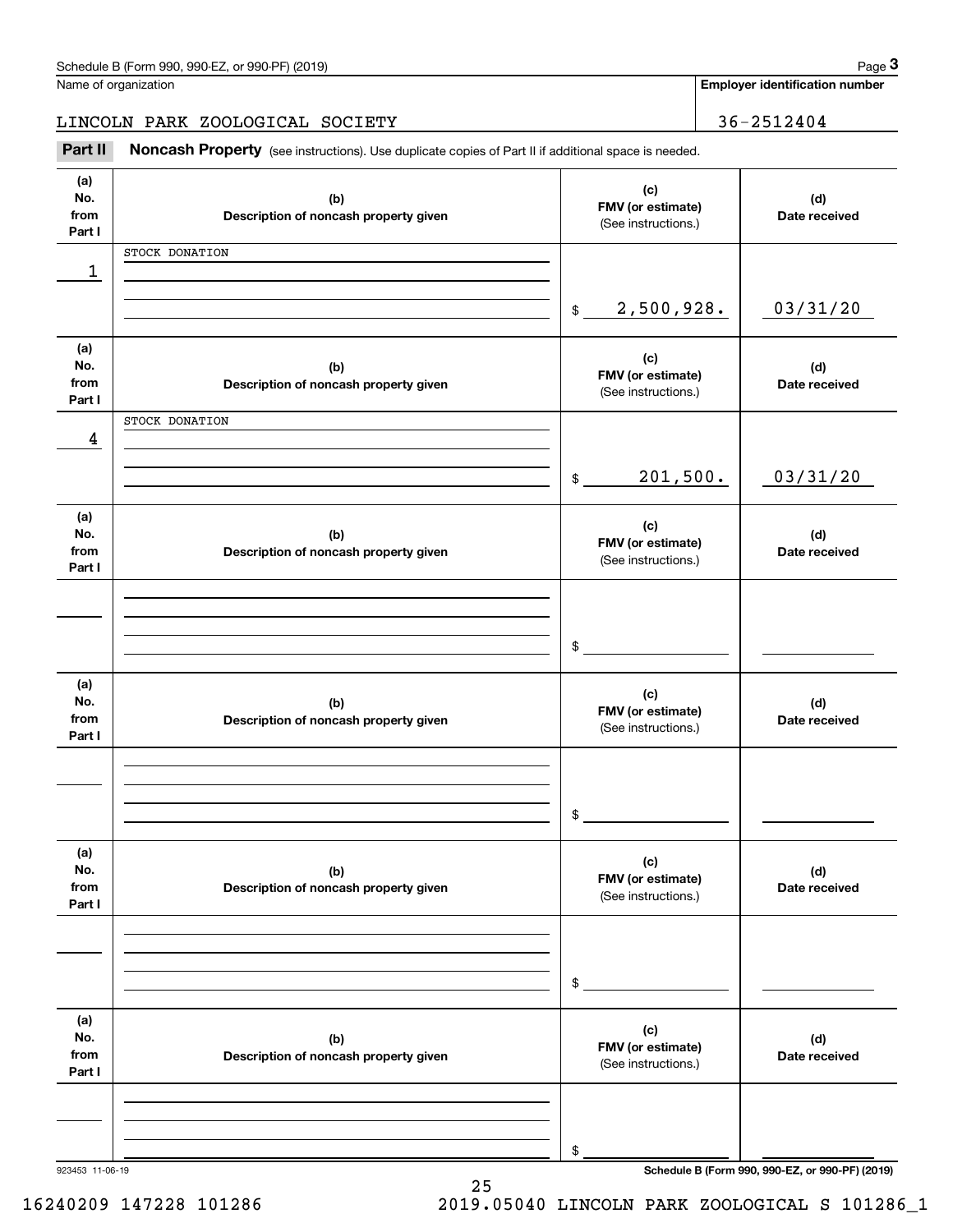Schedule B (Form 990, 990-EZ, or 990-PF) (2019)

Name of organization: LINCOLN PARK ZOOLOGICAL SOCIETY

Employer identification number: 36-2512404

## Part II Noncash Property

(see instructions). Use duplicate copies of Part II if additional space is needed.

| (a) No. from Part I | (b) Description of noncash property given | (c) FMV (or estimate) (See instructions.) | (d) Date received |
|---|---|---|---|
| 1 | STOCK DONATION | $ 2,500,928. | 03/31/20 |
| 4 | STOCK DONATION | $ 201,500. | 03/31/20 |
| | | $ | |
| | | $ | |
| | | $ | |
| | | $ | |

923453 11-06-19

Schedule B (Form 990, 990-EZ, or 990-PF) (2019)

16240209 147228 101286 2019.05040 LINCOLN PARK ZOOLOGICAL S 101286_1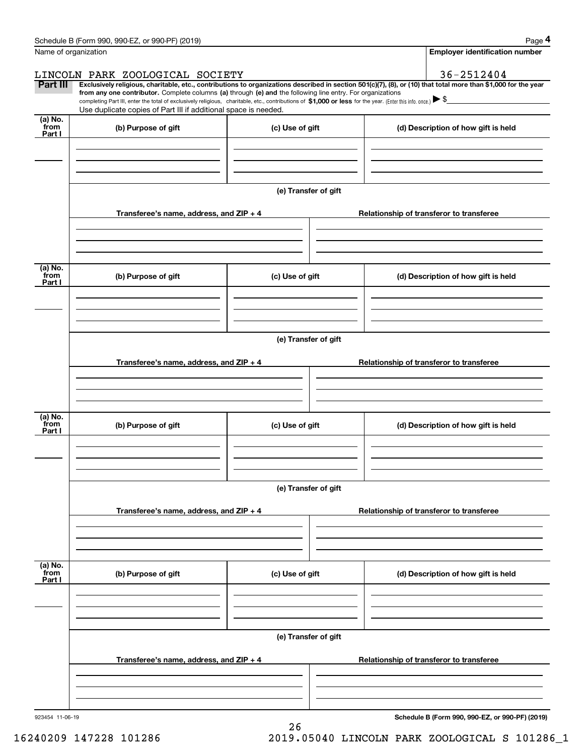Name of organization

LINCOLN PARK ZOOLOGICAL SOCIETY

**Employer identification number**

36-2512404

**Part III** **Exclusively religious, charitable, etc., contributions to organizations described in section 501(c)(7), (8), or (10) that total more than $1,000 for the year from any one contributor.** Complete columns **(a)** through **(e) and** the following line entry. For organizations completing Part III, enter the total of exclusively religious, charitable, etc., contributions of **$1,000 or less** for the year. (Enter this info. once.) ▶ $

Use duplicate copies of Part III if additional space is needed.

| (a) No. from Part I | (b) Purpose of gift | (c) Use of gift | (d) Description of how gift is held |
|---|---|---|---|
| | | | |

**(e) Transfer of gift**

| Transferee's name, address, and ZIP + 4 | Relationship of transferor to transferee |
|---|---|
| | |

| (a) No. from Part I | (b) Purpose of gift | (c) Use of gift | (d) Description of how gift is held |
|---|---|---|---|
| | | | |

**(e) Transfer of gift**

| Transferee's name, address, and ZIP + 4 | Relationship of transferor to transferee |
|---|---|
| | |

| (a) No. from Part I | (b) Purpose of gift | (c) Use of gift | (d) Description of how gift is held |
|---|---|---|---|
| | | | |

**(e) Transfer of gift**

| Transferee's name, address, and ZIP + 4 | Relationship of transferor to transferee |
|---|---|
| | |

| (a) No. from Part I | (b) Purpose of gift | (c) Use of gift | (d) Description of how gift is held |
|---|---|---|---|
| | | | |

**(e) Transfer of gift**

| Transferee's name, address, and ZIP + 4 | Relationship of transferor to transferee |
|---|---|
| | |

923454 11-06-19

**Schedule B (Form 990, 990-EZ, or 990-PF) (2019)**

16240209 147228 101286 2019.05040 LINCOLN PARK ZOOLOGICAL S 101286_1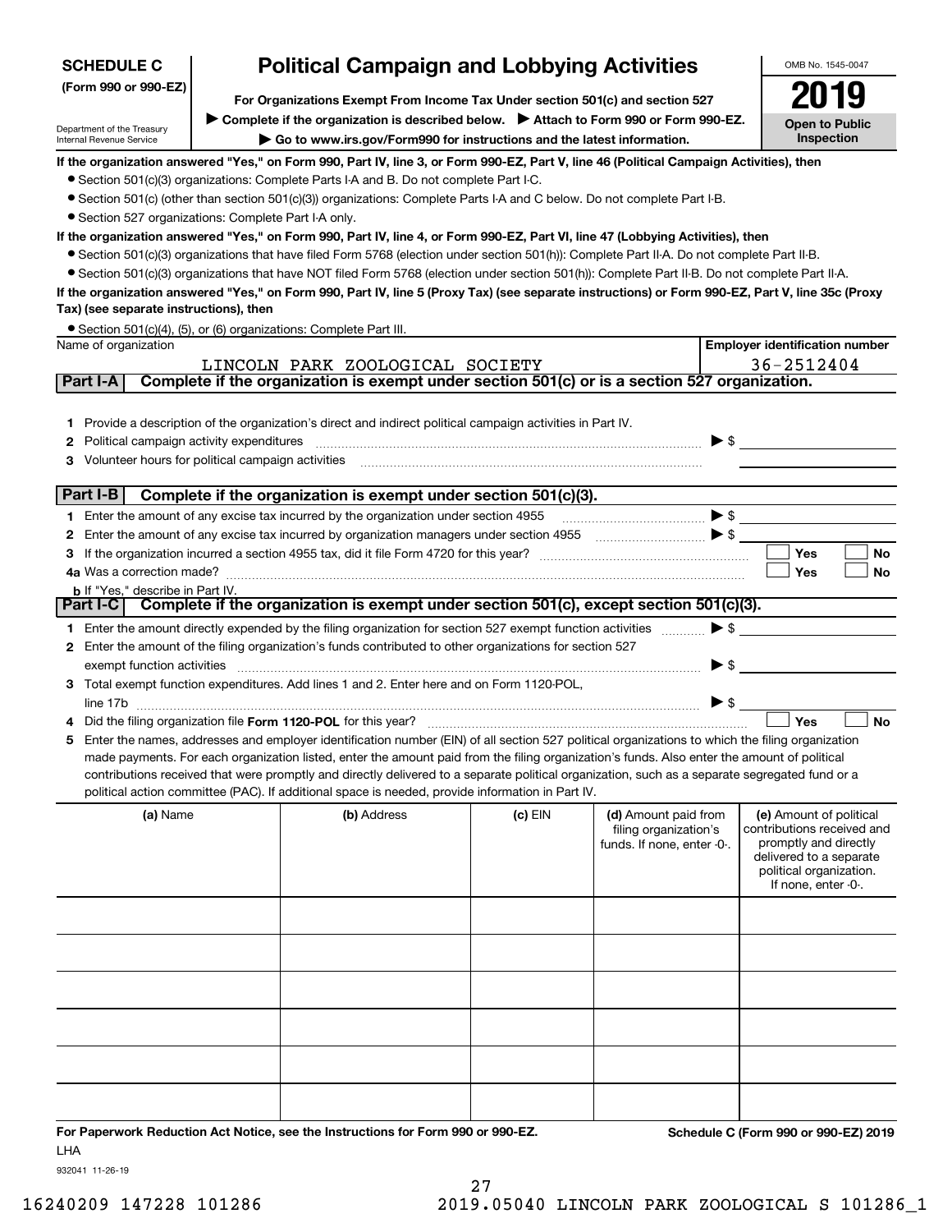**SCHEDULE C**
**(Form 990 or 990-EZ)**

Department of the Treasury
Internal Revenue Service

# Political Campaign and Lobbying Activities

**For Organizations Exempt From Income Tax Under section 501(c) and section 527**

▶ **Complete if the organization is described below.** ▶ **Attach to Form 990 or Form 990-EZ.**

▶ **Go to www.irs.gov/Form990 for instructions and the latest information.**

OMB No. 1545-0047

**2019**

**Open to Public Inspection**

**If the organization answered "Yes," on Form 990, Part IV, line 3, or Form 990-EZ, Part V, line 46 (Political Campaign Activities), then**

- Section 501(c)(3) organizations: Complete Parts I-A and B. Do not complete Part I-C.
- Section 501(c) (other than section 501(c)(3)) organizations: Complete Parts I-A and C below. Do not complete Part I-B.
- Section 527 organizations: Complete Part I-A only.

**If the organization answered "Yes," on Form 990, Part IV, line 4, or Form 990-EZ, Part VI, line 47 (Lobbying Activities), then**

- Section 501(c)(3) organizations that have filed Form 5768 (election under section 501(h)): Complete Part II-A. Do not complete Part II-B.
- Section 501(c)(3) organizations that have NOT filed Form 5768 (election under section 501(h)): Complete Part II-B. Do not complete Part II-A.

**If the organization answered "Yes," on Form 990, Part IV, line 5 (Proxy Tax) (see separate instructions) or Form 990-EZ, Part V, line 35c (Proxy Tax) (see separate instructions), then**

- Section 501(c)(4), (5), or (6) organizations: Complete Part III.

| Name of organization | Employer identification number |
|---|---|
| LINCOLN PARK ZOOLOGICAL SOCIETY | 36-2512404 |

## Part I-A Complete if the organization is exempt under section 501(c) or is a section 527 organization.

1. Provide a description of the organization's direct and indirect political campaign activities in Part IV.
2. Political campaign activity expenditures ▶ $
3. Volunteer hours for political campaign activities

## Part I-B Complete if the organization is exempt under section 501(c)(3).

1. Enter the amount of any excise tax incurred by the organization under section 4955 ▶ $
2. Enter the amount of any excise tax incurred by organization managers under section 4955 ▶ $
3. If the organization incurred a section 4955 tax, did it file Form 4720 for this year? ☐ Yes ☐ No
4a. Was a correction made? ☐ Yes ☐ No
b. If "Yes," describe in Part IV.

## Part I-C Complete if the organization is exempt under section 501(c), except section 501(c)(3).

1. Enter the amount directly expended by the filing organization for section 527 exempt function activities ▶ $
2. Enter the amount of the filing organization's funds contributed to other organizations for section 527 exempt function activities ▶ $
3. Total exempt function expenditures. Add lines 1 and 2. Enter here and on Form 1120-POL, line 17b ▶ $
4. Did the filing organization file **Form 1120-POL** for this year? ☐ Yes ☐ No
5. Enter the names, addresses and employer identification number (EIN) of all section 527 political organizations to which the filing organization made payments. For each organization listed, enter the amount paid from the filing organization's funds. Also enter the amount of political contributions received that were promptly and directly delivered to a separate political organization, such as a separate segregated fund or a political action committee (PAC). If additional space is needed, provide information in Part IV.

| (a) Name | (b) Address | (c) EIN | (d) Amount paid from filing organization's funds. If none, enter -0-. | (e) Amount of political contributions received and promptly and directly delivered to a separate political organization. If none, enter -0-. |
|---|---|---|---|---|
| | | | | |
| | | | | |
| | | | | |
| | | | | |
| | | | | |
| | | | | |

**For Paperwork Reduction Act Notice, see the Instructions for Form 990 or 990-EZ.** **Schedule C (Form 990 or 990-EZ) 2019**

LHA

932041 11-26-19

16240209 147228 101286 2019.05040 LINCOLN PARK ZOOLOGICAL S 101286_1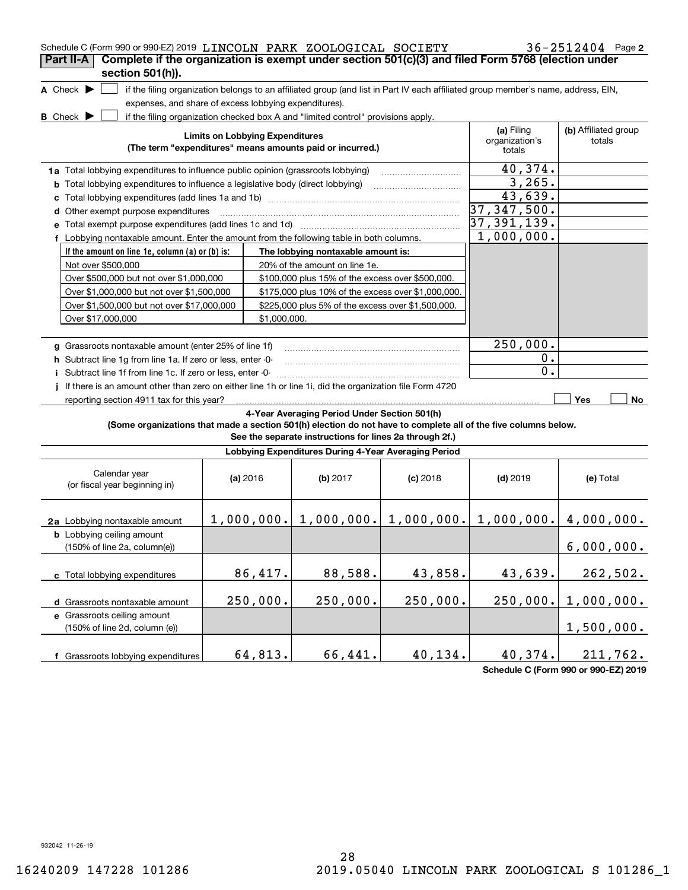Schedule C (Form 990 or 990-EZ) 2019 LINCOLN PARK ZOOLOGICAL SOCIETY 36-2512404 Page 2

## Part II-A Complete if the organization is exempt under section 501(c)(3) and filed Form 5768 (election under section 501(h)).

**A** Check ▶ ☐ if the filing organization belongs to an affiliated group (and list in Part IV each affiliated group member's name, address, EIN, expenses, and share of excess lobbying expenditures).

**B** Check ▶ ☐ if the filing organization checked box A and "limited control" provisions apply.

| Limits on Lobbying Expenditures (The term "expenditures" means amounts paid or incurred.) | (a) Filing organization's totals | (b) Affiliated group totals |
|---|---|---|
| **1a** Total lobbying expenditures to influence public opinion (grassroots lobbying) | 40,374. | |
| **b** Total lobbying expenditures to influence a legislative body (direct lobbying) | 3,265. | |
| **c** Total lobbying expenditures (add lines 1a and 1b) | 43,639. | |
| **d** Other exempt purpose expenditures | 37,347,500. | |
| **e** Total exempt purpose expenditures (add lines 1c and 1d) | 37,391,139. | |
| **f** Lobbying nontaxable amount. Enter the amount from the following table in both columns. | 1,000,000. | |

| If the amount on line 1e, column (a) or (b) is: | The lobbying nontaxable amount is: |
|---|---|
| Not over $500,000 | 20% of the amount on line 1e. |
| Over $500,000 but not over $1,000,000 | $100,000 plus 15% of the excess over $500,000. |
| Over $1,000,000 but not over $1,500,000 | $175,000 plus 10% of the excess over $1,000,000. |
| Over $1,500,000 but not over $17,000,000 | $225,000 plus 5% of the excess over $1,500,000. |
| Over $17,000,000 | $1,000,000. |

| | (a) Filing organization's totals | (b) Affiliated group totals |
|---|---|---|
| **g** Grassroots nontaxable amount (enter 25% of line 1f) | 250,000. | |
| **h** Subtract line 1g from line 1a. If zero or less, enter -0- | 0. | |
| **i** Subtract line 1f from line 1c. If zero or less, enter -0- | 0. | |

**j** If there is an amount other than zero on either line 1h or line 1i, did the organization file Form 4720 reporting section 4911 tax for this year? ☐ Yes ☐ No

### 4-Year Averaging Period Under Section 501(h)

**(Some organizations that made a section 501(h) election do not have to complete all of the five columns below. See the separate instructions for lines 2a through 2f.)**

| Lobbying Expenditures During 4-Year Averaging Period | | | | | |
|---|---|---|---|---|---|
| Calendar year (or fiscal year beginning in) | (a) 2016 | (b) 2017 | (c) 2018 | (d) 2019 | (e) Total |
| **2a** Lobbying nontaxable amount | 1,000,000. | 1,000,000. | 1,000,000. | 1,000,000. | 4,000,000. |
| **b** Lobbying ceiling amount (150% of line 2a, column(e)) | | | | | 6,000,000. |
| **c** Total lobbying expenditures | 86,417. | 88,588. | 43,858. | 43,639. | 262,502. |
| **d** Grassroots nontaxable amount | 250,000. | 250,000. | 250,000. | 250,000. | 1,000,000. |
| **e** Grassroots ceiling amount (150% of line 2d, column (e)) | | | | | 1,500,000. |
| **f** Grassroots lobbying expenditures | 64,813. | 66,441. | 40,134. | 40,374. | 211,762. |

Schedule C (Form 990 or 990-EZ) 2019

932042 11-26-19

16240209 147228 101286 2019.05040 LINCOLN PARK ZOOLOGICAL S 101286_1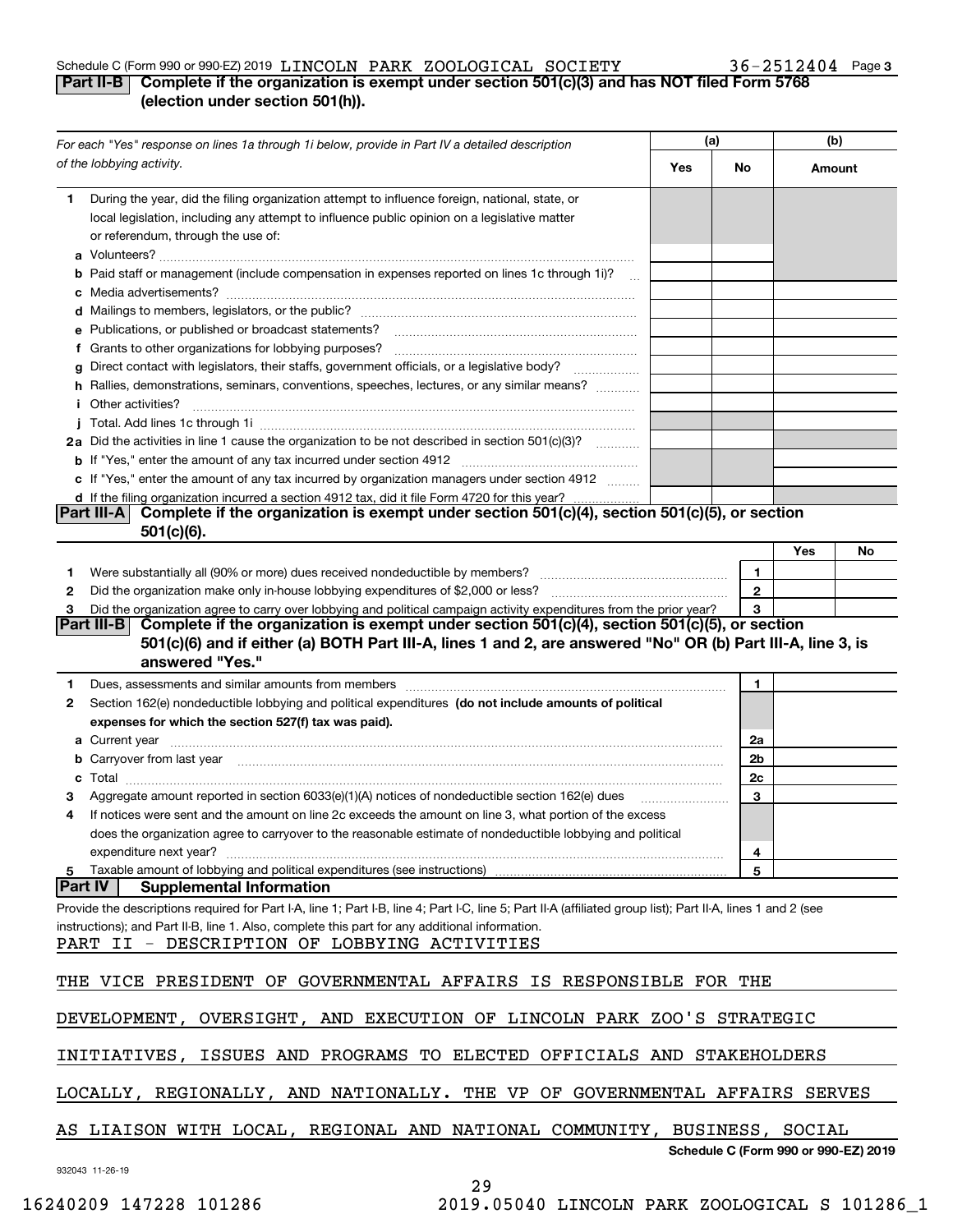Schedule C (Form 990 or 990-EZ) 2019 LINCOLN PARK ZOOLOGICAL SOCIETY 36-2512404 Page 3

## Part II-B Complete if the organization is exempt under section 501(c)(3) and has NOT filed Form 5768 (election under section 501(h)).

| For each "Yes" response on lines 1a through 1i below, provide in Part IV a detailed description of the lobbying activity. | (a) Yes | (a) No | (b) Amount |
|---|---|---|---|
| **1** During the year, did the filing organization attempt to influence foreign, national, state, or local legislation, including any attempt to influence public opinion on a legislative matter or referendum, through the use of: | | | |
| **a** Volunteers? | | | |
| **b** Paid staff or management (include compensation in expenses reported on lines 1c through 1i)? | | | |
| **c** Media advertisements? | | | |
| **d** Mailings to members, legislators, or the public? | | | |
| **e** Publications, or published or broadcast statements? | | | |
| **f** Grants to other organizations for lobbying purposes? | | | |
| **g** Direct contact with legislators, their staffs, government officials, or a legislative body? | | | |
| **h** Rallies, demonstrations, seminars, conventions, speeches, lectures, or any similar means? | | | |
| **i** Other activities? | | | |
| **j** Total. Add lines 1c through 1i | | | |
| **2a** Did the activities in line 1 cause the organization to be not described in section 501(c)(3)? | | | |
| **b** If "Yes," enter the amount of any tax incurred under section 4912 | | | |
| **c** If "Yes," enter the amount of any tax incurred by organization managers under section 4912 | | | |
| **d** If the filing organization incurred a section 4912 tax, did it file Form 4720 for this year? | | | |

## Part III-A Complete if the organization is exempt under section 501(c)(4), section 501(c)(5), or section 501(c)(6).

| | | Yes | No |
|---|---|---|---|
| **1** Were substantially all (90% or more) dues received nondeductible by members? | 1 | | |
| **2** Did the organization make only in-house lobbying expenditures of $2,000 or less? | 2 | | |
| **3** Did the organization agree to carry over lobbying and political campaign activity expenditures from the prior year? | 3 | | |

## Part III-B Complete if the organization is exempt under section 501(c)(4), section 501(c)(5), or section 501(c)(6) and if either (a) BOTH Part III-A, lines 1 and 2, are answered "No" OR (b) Part III-A, line 3, is answered "Yes."

| | | |
|---|---|---|
| **1** Dues, assessments and similar amounts from members | 1 | |
| **2** Section 162(e) nondeductible lobbying and political expenditures **(do not include amounts of political expenses for which the section 527(f) tax was paid).** | | |
| **a** Current year | 2a | |
| **b** Carryover from last year | 2b | |
| **c** Total | 2c | |
| **3** Aggregate amount reported in section 6033(e)(1)(A) notices of nondeductible section 162(e) dues | 3 | |
| **4** If notices were sent and the amount on line 2c exceeds the amount on line 3, what portion of the excess does the organization agree to carryover to the reasonable estimate of nondeductible lobbying and political expenditure next year? | 4 | |
| **5** Taxable amount of lobbying and political expenditures (see instructions) | 5 | |

## Part IV Supplemental Information

Provide the descriptions required for Part I-A, line 1; Part I-B, line 4; Part I-C, line 5; Part II-A (affiliated group list); Part II-A, lines 1 and 2 (see instructions); and Part II-B, line 1. Also, complete this part for any additional information.

PART II - DESCRIPTION OF LOBBYING ACTIVITIES

THE VICE PRESIDENT OF GOVERNMENTAL AFFAIRS IS RESPONSIBLE FOR THE DEVELOPMENT, OVERSIGHT, AND EXECUTION OF LINCOLN PARK ZOO'S STRATEGIC INITIATIVES, ISSUES AND PROGRAMS TO ELECTED OFFICIALS AND STAKEHOLDERS LOCALLY, REGIONALLY, AND NATIONALLY. THE VP OF GOVERNMENTAL AFFAIRS SERVES AS LIAISON WITH LOCAL, REGIONAL AND NATIONAL COMMUNITY, BUSINESS, SOCIAL

Schedule C (Form 990 or 990-EZ) 2019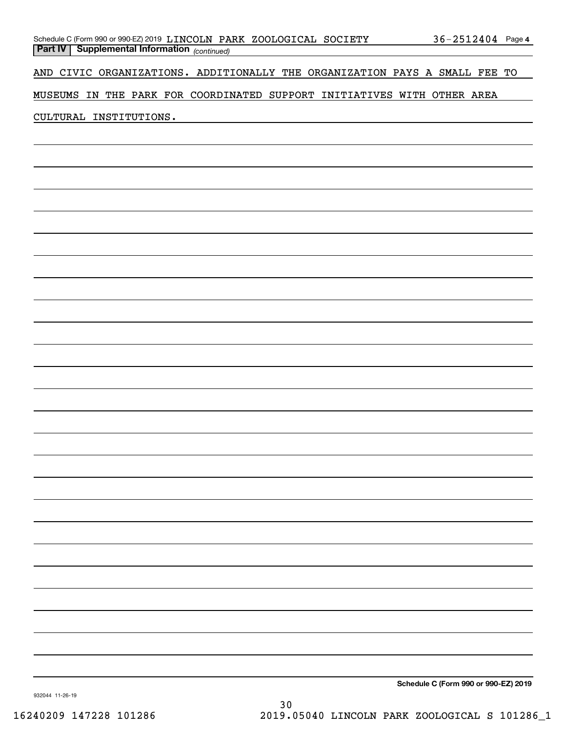**Part IV | Supplemental Information** *(continued)*

AND CIVIC ORGANIZATIONS. ADDITIONALLY THE ORGANIZATION PAYS A SMALL FEE TO MUSEUMS IN THE PARK FOR COORDINATED SUPPORT INITIATIVES WITH OTHER AREA CULTURAL INSTITUTIONS.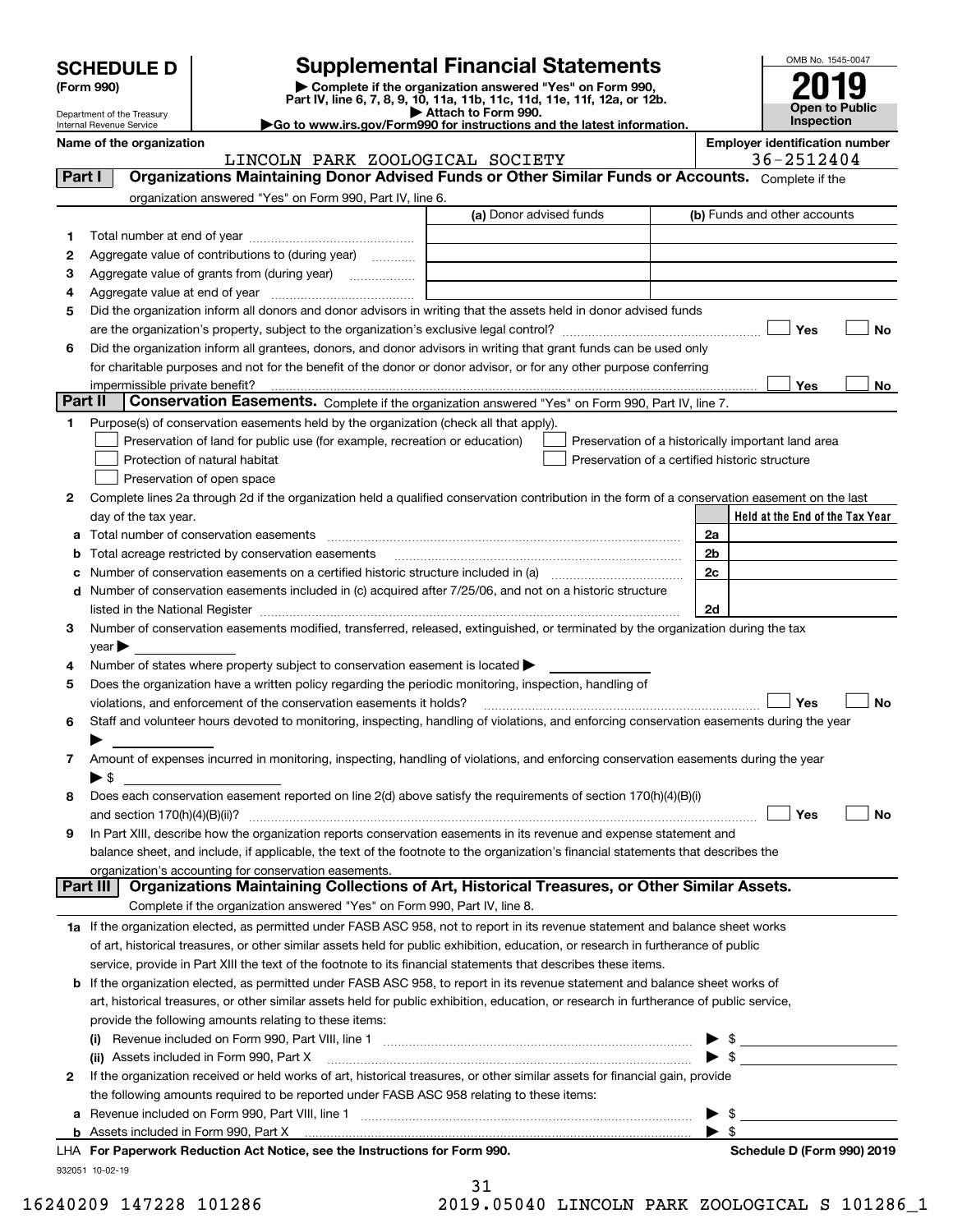# SCHEDULE D (Form 990)

Department of the Treasury
Internal Revenue Service

## Supplemental Financial Statements

▶ Complete if the organization answered "Yes" on Form 990, Part IV, line 6, 7, 8, 9, 10, 11a, 11b, 11c, 11d, 11e, 11f, 12a, or 12b.
▶ Attach to Form 990.
▶Go to www.irs.gov/Form990 for instructions and the latest information.

OMB No. 1545-0047

**2019**

**Open to Public Inspection**

**Name of the organization:** LINCOLN PARK ZOOLOGICAL SOCIETY

**Employer identification number:** 36-2512404

**Part I — Organizations Maintaining Donor Advised Funds or Other Similar Funds or Accounts.** Complete if the organization answered "Yes" on Form 990, Part IV, line 6.

| | | (a) Donor advised funds | (b) Funds and other accounts |
|---|---|---|---|
| 1 | Total number at end of year | | |
| 2 | Aggregate value of contributions to (during year) | | |
| 3 | Aggregate value of grants from (during year) | | |
| 4 | Aggregate value at end of year | | |

5 Did the organization inform all donors and donor advisors in writing that the assets held in donor advised funds are the organization's property, subject to the organization's exclusive legal control? ☐ Yes ☐ No

6 Did the organization inform all grantees, donors, and donor advisors in writing that grant funds can be used only for charitable purposes and not for the benefit of the donor or donor advisor, or for any other purpose conferring impermissible private benefit? ☐ Yes ☐ No

**Part II — Conservation Easements.** Complete if the organization answered "Yes" on Form 990, Part IV, line 7.

1 Purpose(s) of conservation easements held by the organization (check all that apply).

- ☐ Preservation of land for public use (for example, recreation or education)
- ☐ Preservation of a historically important land area
- ☐ Protection of natural habitat
- ☐ Preservation of a certified historic structure
- ☐ Preservation of open space

2 Complete lines 2a through 2d if the organization held a qualified conservation contribution in the form of a conservation easement on the last day of the tax year.

| | | | Held at the End of the Tax Year |
|---|---|---|---|
| a | Total number of conservation easements | 2a | |
| b | Total acreage restricted by conservation easements | 2b | |
| c | Number of conservation easements on a certified historic structure included in (a) | 2c | |
| d | Number of conservation easements included in (c) acquired after 7/25/06, and not on a historic structure listed in the National Register | 2d | |

3 Number of conservation easements modified, transferred, released, extinguished, or terminated by the organization during the tax year ▶

4 Number of states where property subject to conservation easement is located ▶

5 Does the organization have a written policy regarding the periodic monitoring, inspection, handling of violations, and enforcement of the conservation easements it holds? ☐ Yes ☐ No

6 Staff and volunteer hours devoted to monitoring, inspecting, handling of violations, and enforcing conservation easements during the year ▶

7 Amount of expenses incurred in monitoring, inspecting, handling of violations, and enforcing conservation easements during the year ▶ $

8 Does each conservation easement reported on line 2(d) above satisfy the requirements of section 170(h)(4)(B)(i) and section 170(h)(4)(B)(ii)? ☐ Yes ☐ No

9 In Part XIII, describe how the organization reports conservation easements in its revenue and expense statement and balance sheet, and include, if applicable, the text of the footnote to the organization's financial statements that describes the organization's accounting for conservation easements.

**Part III — Organizations Maintaining Collections of Art, Historical Treasures, or Other Similar Assets.** Complete if the organization answered "Yes" on Form 990, Part IV, line 8.

1a If the organization elected, as permitted under FASB ASC 958, not to report in its revenue statement and balance sheet works of art, historical treasures, or other similar assets held for public exhibition, education, or research in furtherance of public service, provide in Part XIII the text of the footnote to its financial statements that describes these items.

b If the organization elected, as permitted under FASB ASC 958, to report in its revenue statement and balance sheet works of art, historical treasures, or other similar assets held for public exhibition, education, or research in furtherance of public service, provide the following amounts relating to these items:

(i) Revenue included on Form 990, Part VIII, line 1 ▶ $

(ii) Assets included in Form 990, Part X ▶ $

2 If the organization received or held works of art, historical treasures, or other similar assets for financial gain, provide the following amounts required to be reported under FASB ASC 958 relating to these items:

a Revenue included on Form 990, Part VIII, line 1 ▶ $

b Assets included in Form 990, Part X ▶ $

LHA **For Paperwork Reduction Act Notice, see the Instructions for Form 990.** **Schedule D (Form 990) 2019**

932051 10-02-19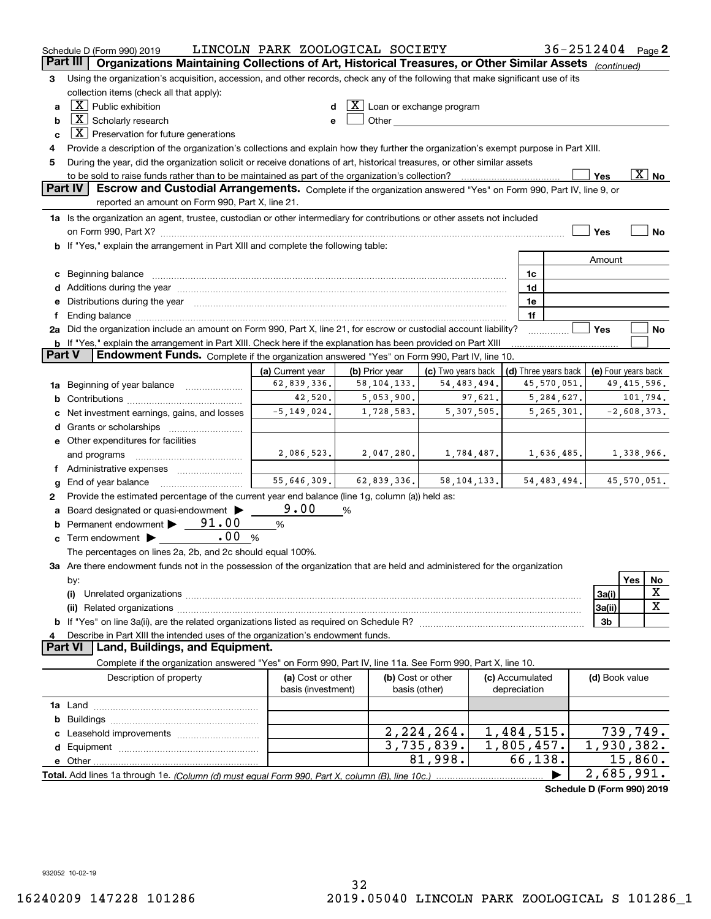Schedule D (Form 990) 2019 LINCOLN PARK ZOOLOGICAL SOCIETY 36-2512404 Page 2

## Part III Organizations Maintaining Collections of Art, Historical Treasures, or Other Similar Assets *(continued)*

3 Using the organization's acquisition, accession, and other records, check any of the following that make significant use of its collection items (check all that apply):

- a [X] Public exhibition
- b [X] Scholarly research
- c [X] Preservation for future generations
- d [X] Loan or exchange program
- e [ ] Other

4 Provide a description of the organization's collections and explain how they further the organization's exempt purpose in Part XIII.

5 During the year, did the organization solicit or receive donations of art, historical treasures, or other similar assets to be sold to raise funds rather than to be maintained as part of the organization's collection? [ ] Yes [X] No

## Part IV Escrow and Custodial Arrangements.

Complete if the organization answered "Yes" on Form 990, Part IV, line 9, or reported an amount on Form 990, Part X, line 21.

1a Is the organization an agent, trustee, custodian or other intermediary for contributions or other assets not included on Form 990, Part X? [ ] Yes [ ] No

b If "Yes," explain the arrangement in Part XIII and complete the following table:

| | | Amount |
|---|---|---|
| c Beginning balance | 1c | |
| d Additions during the year | 1d | |
| e Distributions during the year | 1e | |
| f Ending balance | 1f | |

2a Did the organization include an amount on Form 990, Part X, line 21, for escrow or custodial account liability? [ ] Yes [ ] No

b If "Yes," explain the arrangement in Part XIII. Check here if the explanation has been provided on Part XIII [ ]

## Part V Endowment Funds.

Complete if the organization answered "Yes" on Form 990, Part IV, line 10.

| | (a) Current year | (b) Prior year | (c) Two years back | (d) Three years back | (e) Four years back |
|---|---|---|---|---|---|
| 1a Beginning of year balance | 62,839,336. | 58,104,133. | 54,483,494. | 45,570,051. | 49,415,596. |
| b Contributions | 42,520. | 5,053,900. | 97,621. | 5,284,627. | 101,794. |
| c Net investment earnings, gains, and losses | -5,149,024. | 1,728,583. | 5,307,505. | 5,265,301. | -2,608,373. |
| d Grants or scholarships | | | | | |
| e Other expenditures for facilities and programs | 2,086,523. | 2,047,280. | 1,784,487. | 1,636,485. | 1,338,966. |
| f Administrative expenses | | | | | |
| g End of year balance | 55,646,309. | 62,839,336. | 58,104,133. | 54,483,494. | 45,570,051. |

2 Provide the estimated percentage of the current year end balance (line 1g, column (a)) held as:

- a Board designated or quasi-endowment ▶ 9.00 %
- b Permanent endowment ▶ 91.00 %
- c Term endowment ▶ .00 %

The percentages on lines 2a, 2b, and 2c should equal 100%.

3a Are there endowment funds not in the possession of the organization that are held and administered for the organization by:

| | | Yes | No |
|---|---|---|---|
| (i) Unrelated organizations | 3a(i) | | X |
| (ii) Related organizations | 3a(ii) | | X |
| b If "Yes" on line 3a(ii), are the related organizations listed as required on Schedule R? | 3b | | |

4 Describe in Part XIII the intended uses of the organization's endowment funds.

## Part VI Land, Buildings, and Equipment.

Complete if the organization answered "Yes" on Form 990, Part IV, line 11a. See Form 990, Part X, line 10.

| Description of property | (a) Cost or other basis (investment) | (b) Cost or other basis (other) | (c) Accumulated depreciation | (d) Book value |
|---|---|---|---|---|
| 1a Land | | | | |
| b Buildings | | | | |
| c Leasehold improvements | | 2,224,264. | 1,484,515. | 739,749. |
| d Equipment | | 3,735,839. | 1,805,457. | 1,930,382. |
| e Other | | 81,998. | 66,138. | 15,860. |

Total. Add lines 1a through 1e. *(Column (d) must equal Form 990, Part X, column (B), line 10c.)* ▶ 2,685,991.

Schedule D (Form 990) 2019

932052 10-02-19

16240209 147228 101286 2019.05040 LINCOLN PARK ZOOLOGICAL S 101286_1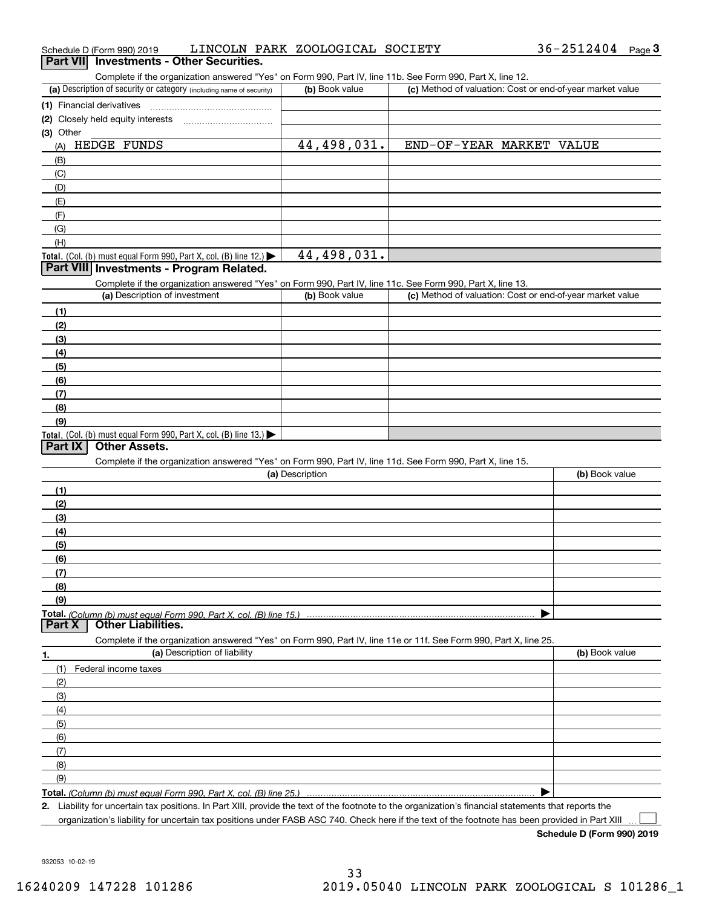## Part VII Investments - Other Securities.

Complete if the organization answered "Yes" on Form 990, Part IV, line 11b. See Form 990, Part X, line 12.

| (a) Description of security or category (including name of security) | (b) Book value | (c) Method of valuation: Cost or end-of-year market value |
|---|---|---|
| (1) Financial derivatives | | |
| (2) Closely held equity interests | | |
| (3) Other | | |
| (A) HEDGE FUNDS | 44,498,031. | END-OF-YEAR MARKET VALUE |
| (B) | | |
| (C) | | |
| (D) | | |
| (E) | | |
| (F) | | |
| (G) | | |
| (H) | | |
| **Total.** (Col. (b) must equal Form 990, Part X, col. (B) line 12.) ▶ | 44,498,031. | |

## Part VIII Investments - Program Related.

Complete if the organization answered "Yes" on Form 990, Part IV, line 11c. See Form 990, Part X, line 13.

| (a) Description of investment | (b) Book value | (c) Method of valuation: Cost or end-of-year market value |
|---|---|---|
| (1) | | |
| (2) | | |
| (3) | | |
| (4) | | |
| (5) | | |
| (6) | | |
| (7) | | |
| (8) | | |
| (9) | | |
| **Total.** (Col. (b) must equal Form 990, Part X, col. (B) line 13.) ▶ | | |

## Part IX Other Assets.

Complete if the organization answered "Yes" on Form 990, Part IV, line 11d. See Form 990, Part X, line 15.

| (a) Description | (b) Book value |
|---|---|
| (1) | |
| (2) | |
| (3) | |
| (4) | |
| (5) | |
| (6) | |
| (7) | |
| (8) | |
| (9) | |
| **Total.** *(Column (b) must equal Form 990, Part X, col. (B) line 15.)* ▶ | |

## Part X Other Liabilities.

Complete if the organization answered "Yes" on Form 990, Part IV, line 11e or 11f. See Form 990, Part X, line 25.

| 1. (a) Description of liability | (b) Book value |
|---|---|
| (1) Federal income taxes | |
| (2) | |
| (3) | |
| (4) | |
| (5) | |
| (6) | |
| (7) | |
| (8) | |
| (9) | |
| **Total.** *(Column (b) must equal Form 990, Part X, col. (B) line 25.)* ▶ | |

**2.** Liability for uncertain tax positions. In Part XIII, provide the text of the footnote to the organization's financial statements that reports the organization's liability for uncertain tax positions under FASB ASC 740. Check here if the text of the footnote has been provided in Part XIII ☐

**Schedule D (Form 990) 2019**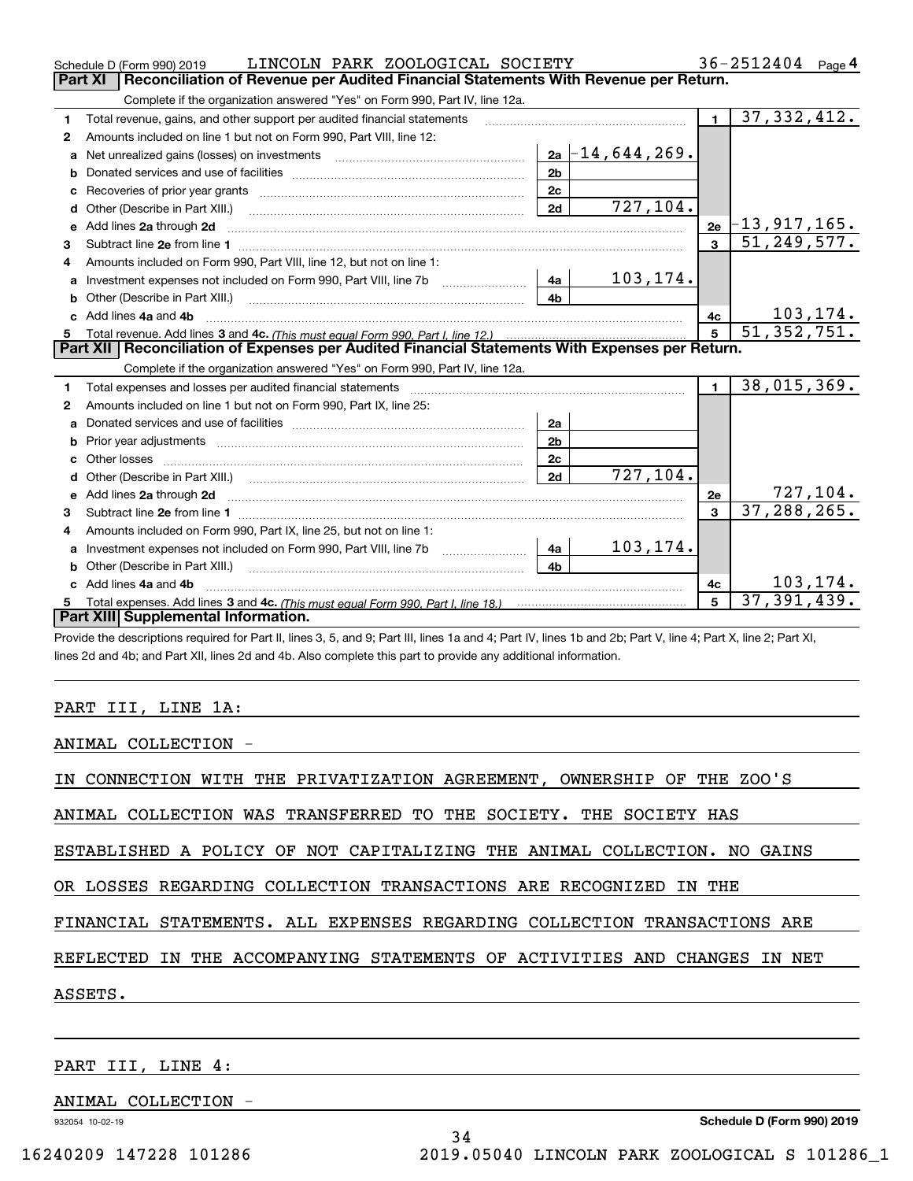Schedule D (Form 990) 2019 LINCOLN PARK ZOOLOGICAL SOCIETY 36-2512404 Page 4

## Part XI Reconciliation of Revenue per Audited Financial Statements With Revenue per Return.

Complete if the organization answered "Yes" on Form 990, Part IV, line 12a.

| | | | | | |
|---|---|---|---|---|---|
| 1 | Total revenue, gains, and other support per audited financial statements | | | 1 | 37,332,412. |
| 2 | Amounts included on line 1 but not on Form 990, Part VIII, line 12: | | | | |
| a | Net unrealized gains (losses) on investments | 2a | -14,644,269. | | |
| b | Donated services and use of facilities | 2b | | | |
| c | Recoveries of prior year grants | 2c | | | |
| d | Other (Describe in Part XIII.) | 2d | 727,104. | | |
| e | Add lines 2a through 2d | | | 2e | -13,917,165. |
| 3 | Subtract line 2e from line 1 | | | 3 | 51,249,577. |
| 4 | Amounts included on Form 990, Part VIII, line 12, but not on line 1: | | | | |
| a | Investment expenses not included on Form 990, Part VIII, line 7b | 4a | 103,174. | | |
| b | Other (Describe in Part XIII.) | 4b | | | |
| c | Add lines 4a and 4b | | | 4c | 103,174. |
| 5 | Total revenue. Add lines 3 and 4c. *(This must equal Form 990, Part I, line 12.)* | | | 5 | 51,352,751. |

## Part XII Reconciliation of Expenses per Audited Financial Statements With Expenses per Return.

Complete if the organization answered "Yes" on Form 990, Part IV, line 12a.

| | | | | | |
|---|---|---|---|---|---|
| 1 | Total expenses and losses per audited financial statements | | | 1 | 38,015,369. |
| 2 | Amounts included on line 1 but not on Form 990, Part IX, line 25: | | | | |
| a | Donated services and use of facilities | 2a | | | |
| b | Prior year adjustments | 2b | | | |
| c | Other losses | 2c | | | |
| d | Other (Describe in Part XIII.) | 2d | 727,104. | | |
| e | Add lines 2a through 2d | | | 2e | 727,104. |
| 3 | Subtract line 2e from line 1 | | | 3 | 37,288,265. |
| 4 | Amounts included on Form 990, Part IX, line 25, but not on line 1: | | | | |
| a | Investment expenses not included on Form 990, Part VIII, line 7b | 4a | 103,174. | | |
| b | Other (Describe in Part XIII.) | 4b | | | |
| c | Add lines 4a and 4b | | | 4c | 103,174. |
| 5 | Total expenses. Add lines 3 and 4c. *(This must equal Form 990, Part I, line 18.)* | | | 5 | 37,391,439. |

## Part XIII Supplemental Information.

Provide the descriptions required for Part II, lines 3, 5, and 9; Part III, lines 1a and 4; Part IV, lines 1b and 2b; Part V, line 4; Part X, line 2; Part XI, lines 2d and 4b; and Part XII, lines 2d and 4b. Also complete this part to provide any additional information.

PART III, LINE 1A:

ANIMAL COLLECTION -

IN CONNECTION WITH THE PRIVATIZATION AGREEMENT, OWNERSHIP OF THE ZOO'S ANIMAL COLLECTION WAS TRANSFERRED TO THE SOCIETY. THE SOCIETY HAS ESTABLISHED A POLICY OF NOT CAPITALIZING THE ANIMAL COLLECTION. NO GAINS OR LOSSES REGARDING COLLECTION TRANSACTIONS ARE RECOGNIZED IN THE FINANCIAL STATEMENTS. ALL EXPENSES REGARDING COLLECTION TRANSACTIONS ARE REFLECTED IN THE ACCOMPANYING STATEMENTS OF ACTIVITIES AND CHANGES IN NET ASSETS.

PART III, LINE 4:

ANIMAL COLLECTION -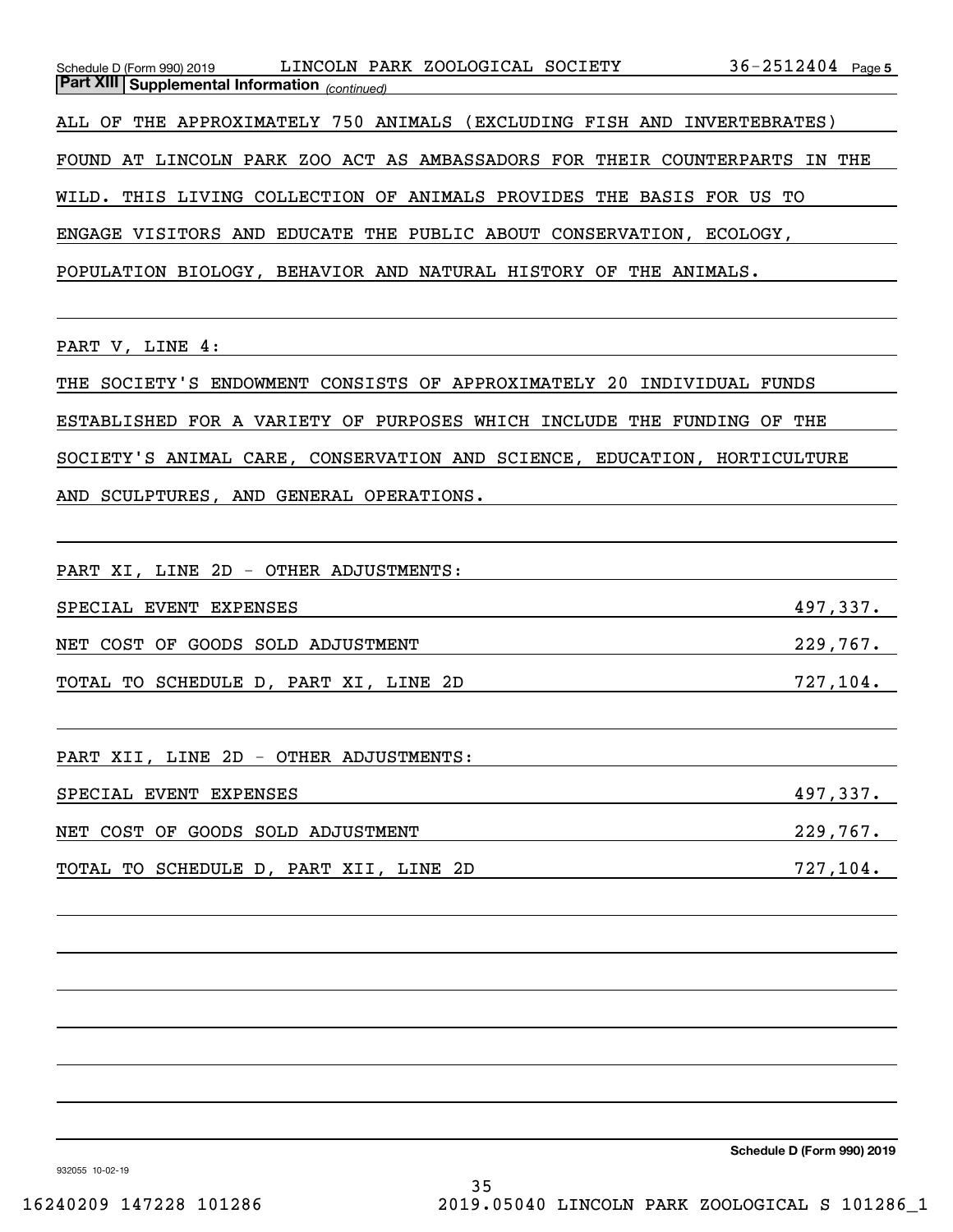**Part XIII | Supplemental Information** *(continued)*

ALL OF THE APPROXIMATELY 750 ANIMALS (EXCLUDING FISH AND INVERTEBRATES) FOUND AT LINCOLN PARK ZOO ACT AS AMBASSADORS FOR THEIR COUNTERPARTS IN THE WILD. THIS LIVING COLLECTION OF ANIMALS PROVIDES THE BASIS FOR US TO ENGAGE VISITORS AND EDUCATE THE PUBLIC ABOUT CONSERVATION, ECOLOGY, POPULATION BIOLOGY, BEHAVIOR AND NATURAL HISTORY OF THE ANIMALS.

PART V, LINE 4:

THE SOCIETY'S ENDOWMENT CONSISTS OF APPROXIMATELY 20 INDIVIDUAL FUNDS ESTABLISHED FOR A VARIETY OF PURPOSES WHICH INCLUDE THE FUNDING OF THE SOCIETY'S ANIMAL CARE, CONSERVATION AND SCIENCE, EDUCATION, HORTICULTURE AND SCULPTURES, AND GENERAL OPERATIONS.

PART XI, LINE 2D - OTHER ADJUSTMENTS:

| | |
|---|---|
| SPECIAL EVENT EXPENSES | 497,337. |
| NET COST OF GOODS SOLD ADJUSTMENT | 229,767. |
| TOTAL TO SCHEDULE D, PART XI, LINE 2D | 727,104. |

PART XII, LINE 2D - OTHER ADJUSTMENTS:

| | |
|---|---|
| SPECIAL EVENT EXPENSES | 497,337. |
| NET COST OF GOODS SOLD ADJUSTMENT | 229,767. |
| TOTAL TO SCHEDULE D, PART XII, LINE 2D | 727,104. |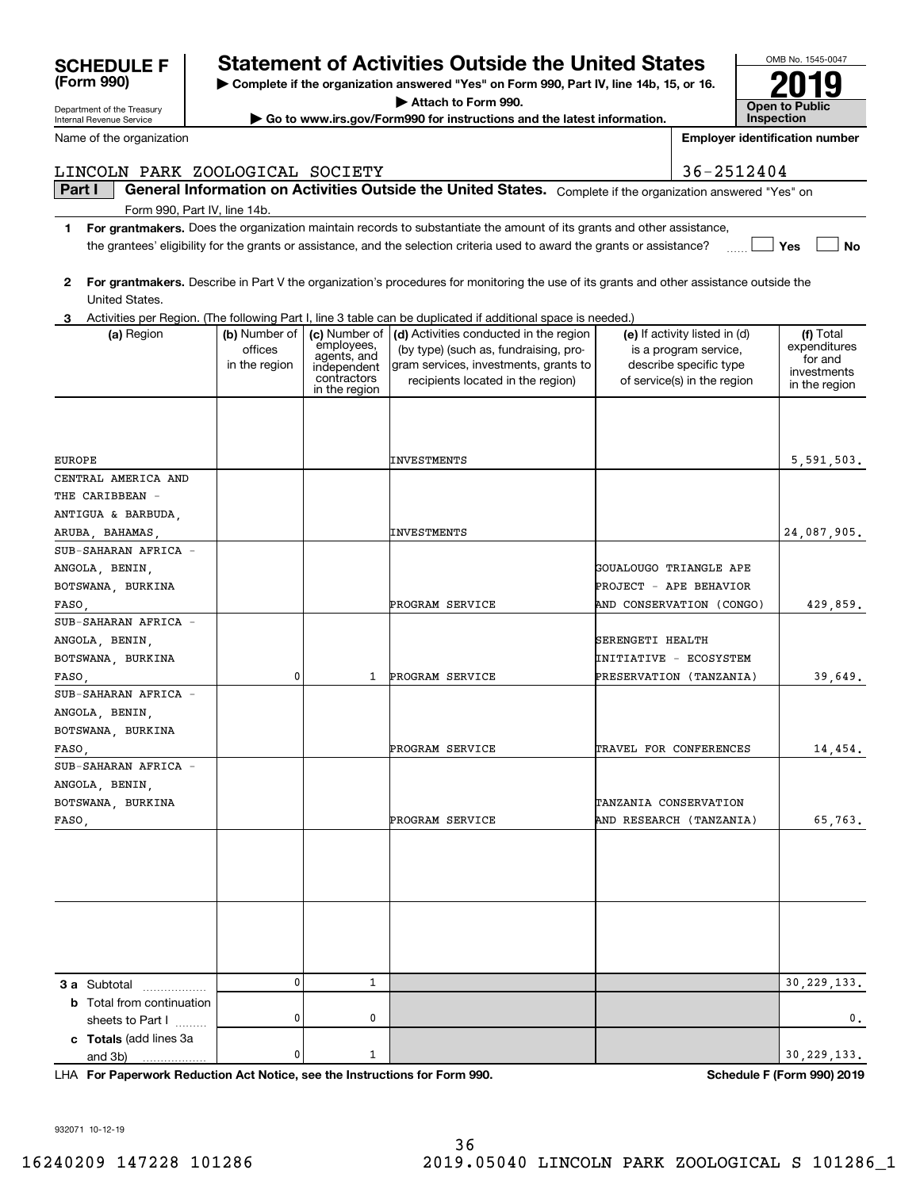# SCHEDULE F (Form 990)

Department of the Treasury
Internal Revenue Service

## Statement of Activities Outside the United States

▶ Complete if the organization answered "Yes" on Form 990, Part IV, line 14b, 15, or 16.
▶ Attach to Form 990.
▶ Go to www.irs.gov/Form990 for instructions and the latest information.

OMB No. 1545-0047

**2019**

**Open to Public Inspection**

Name of the organization: LINCOLN PARK ZOOLOGICAL SOCIETY

Employer identification number: 36-2512404

**Part I** **General Information on Activities Outside the United States.** Complete if the organization answered "Yes" on Form 990, Part IV, line 14b.

**1** **For grantmakers.** Does the organization maintain records to substantiate the amount of its grants and other assistance, the grantees' eligibility for the grants or assistance, and the selection criteria used to award the grants or assistance? ☐ Yes ☐ No

**2** **For grantmakers.** Describe in Part V the organization's procedures for monitoring the use of its grants and other assistance outside the United States.

**3** Activities per Region. (The following Part I, line 3 table can be duplicated if additional space is needed.)

| (a) Region | (b) Number of offices in the region | (c) Number of employees, agents, and independent contractors in the region | (d) Activities conducted in the region (by type) (such as, fundraising, program services, investments, grants to recipients located in the region) | (e) If activity listed in (d) is a program service, describe specific type of service(s) in the region | (f) Total expenditures for and investments in the region |
|---|---|---|---|---|---|
| EUROPE | | | INVESTMENTS | | 5,591,503. |
| CENTRAL AMERICA AND THE CARIBBEAN - ANTIGUA & BARBUDA, ARUBA, BAHAMAS, | | | INVESTMENTS | | 24,087,905. |
| SUB-SAHARAN AFRICA - ANGOLA, BENIN, BOTSWANA, BURKINA FASO, | | | PROGRAM SERVICE | GOUALOUGO TRIANGLE APE PROJECT - APE BEHAVIOR AND CONSERVATION (CONGO) | 429,859. |
| SUB-SAHARAN AFRICA - ANGOLA, BENIN, BOTSWANA, BURKINA FASO, | 0 | 1 | PROGRAM SERVICE | SERENGETI HEALTH INITIATIVE - ECOSYSTEM PRESERVATION (TANZANIA) | 39,649. |
| SUB-SAHARAN AFRICA - ANGOLA, BENIN, BOTSWANA, BURKINA FASO, | | | PROGRAM SERVICE | TRAVEL FOR CONFERENCES | 14,454. |
| SUB-SAHARAN AFRICA - ANGOLA, BENIN, BOTSWANA, BURKINA FASO, | | | PROGRAM SERVICE | TANZANIA CONSERVATION AND RESEARCH (TANZANIA) | 65,763. |
| | | | | | |
| | | | | | |
| **3 a** Subtotal | 0 | 1 | | | 30,229,133. |
| **b** Total from continuation sheets to Part I | 0 | 0 | | | 0. |
| **c Totals** (add lines 3a and 3b) | 0 | 1 | | | 30,229,133. |

LHA **For Paperwork Reduction Act Notice, see the Instructions for Form 990.** **Schedule F (Form 990) 2019**

932071 10-12-19

16240209 147228 101286 2019.05040 LINCOLN PARK ZOOLOGICAL S 101286_1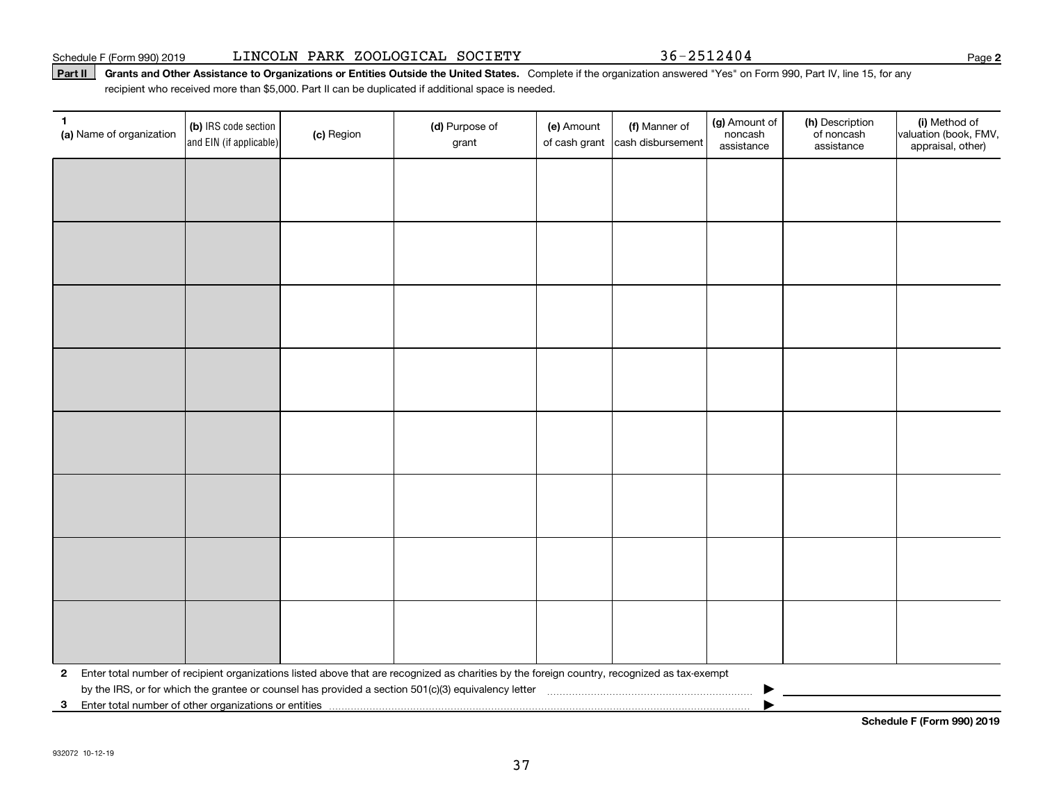Schedule F (Form 990) 2019 LINCOLN PARK ZOOLOGICAL SOCIETY 36-2512404 Page **2**

**Part II** **Grants and Other Assistance to Organizations or Entities Outside the United States.** Complete if the organization answered "Yes" on Form 990, Part IV, line 15, for any recipient who received more than $5,000. Part II can be duplicated if additional space is needed.

| **1** **(a)** Name of organization | **(b)** IRS code section and EIN (if applicable) | **(c)** Region | **(d)** Purpose of grant | **(e)** Amount of cash grant | **(f)** Manner of cash disbursement | **(g)** Amount of noncash assistance | **(h)** Description of noncash assistance | **(i)** Method of valuation (book, FMV, appraisal, other) |
|---|---|---|---|---|---|---|---|---|
| | | | | | | | | |
| | | | | | | | | |
| | | | | | | | | |
| | | | | | | | | |
| | | | | | | | | |
| | | | | | | | | |
| | | | | | | | | |
| | | | | | | | | |

**2** Enter total number of recipient organizations listed above that are recognized as charities by the foreign country, recognized as tax-exempt by the IRS, or for which the grantee or counsel has provided a section 501(c)(3) equivalency letter ▶

**3** Enter total number of other organizations or entities ▶

**Schedule F (Form 990) 2019**

932072 10-12-19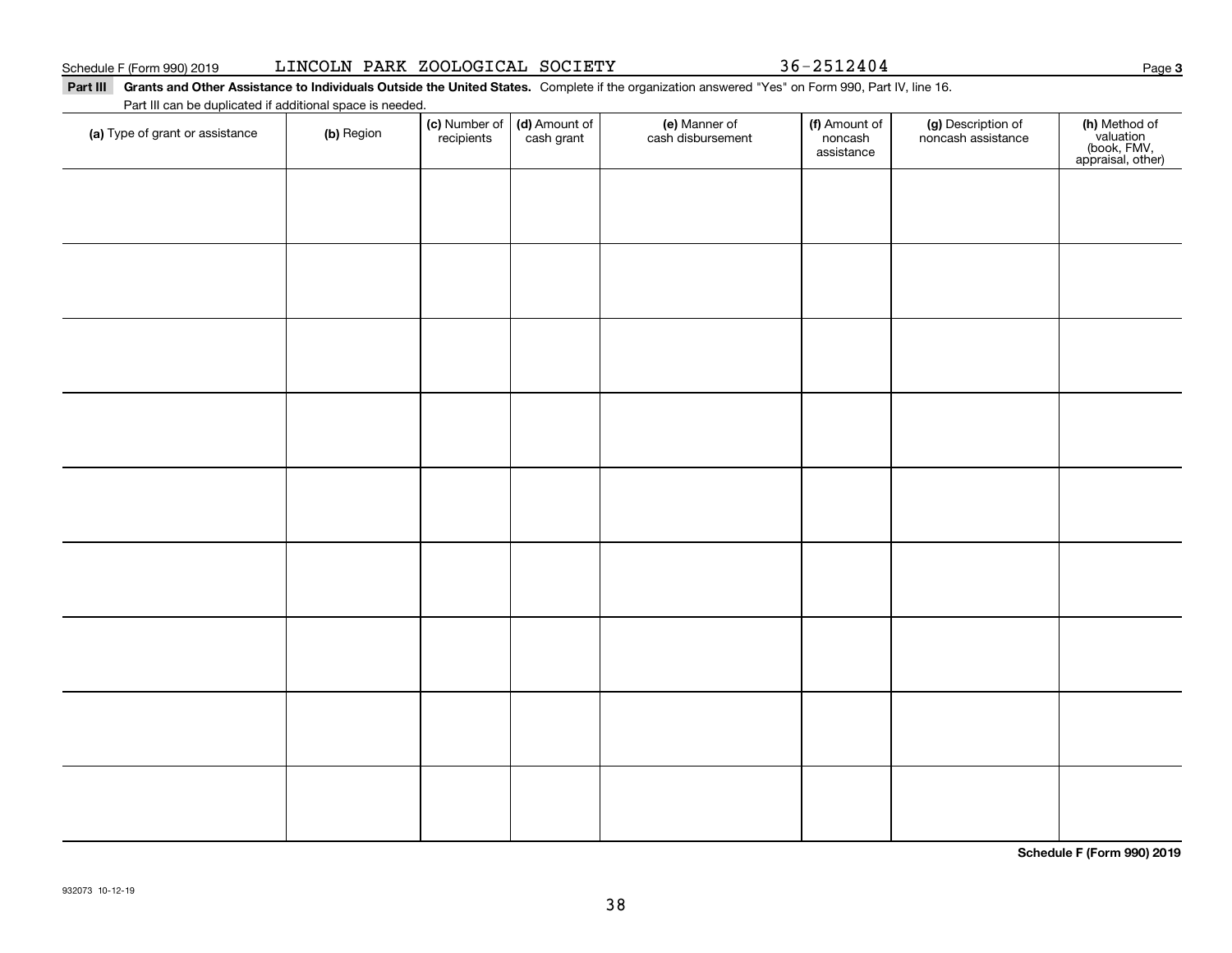Schedule F (Form 990) 2019 LINCOLN PARK ZOOLOGICAL SOCIETY 36-2512404

**Part III** **Grants and Other Assistance to Individuals Outside the United States.** Complete if the organization answered "Yes" on Form 990, Part IV, line 16.

Part III can be duplicated if additional space is needed.

| **(a)** Type of grant or assistance | **(b)** Region | **(c)** Number of recipients | **(d)** Amount of cash grant | **(e)** Manner of cash disbursement | **(f)** Amount of noncash assistance | **(g)** Description of noncash assistance | **(h)** Method of valuation (book, FMV, appraisal, other) |
|---|---|---|---|---|---|---|---|
| | | | | | | | |
| | | | | | | | |
| | | | | | | | |
| | | | | | | | |
| | | | | | | | |
| | | | | | | | |
| | | | | | | | |
| | | | | | | | |
| | | | | | | | |

**Schedule F (Form 990) 2019**

932073 10-12-19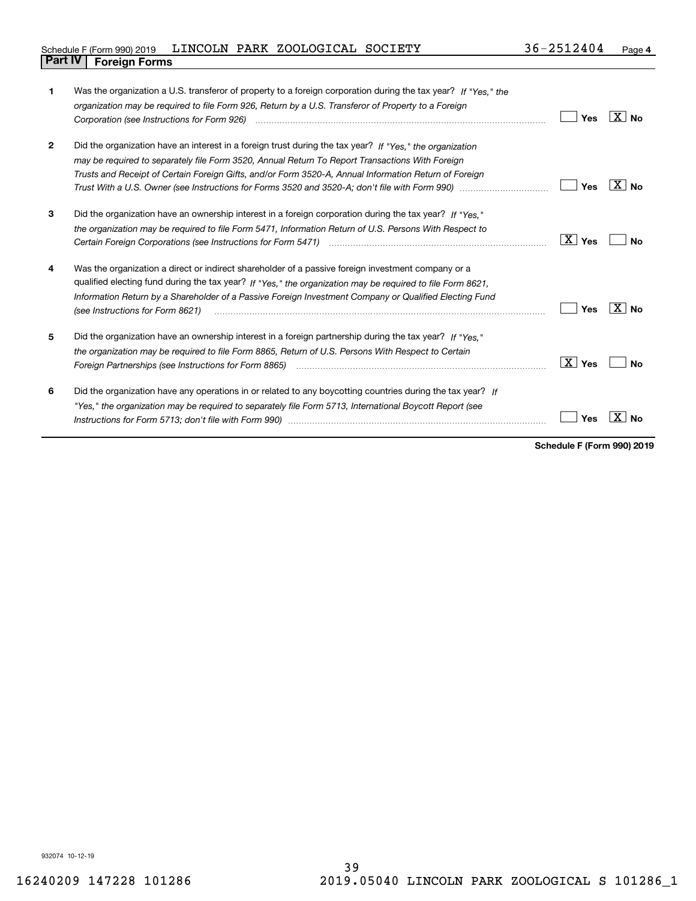Schedule F (Form 990) 2019 LINCOLN PARK ZOOLOGICAL SOCIETY 36-2512404

## Part IV Foreign Forms

| | | | |
|---|---|---|---|
| **1** | Was the organization a U.S. transferor of property to a foreign corporation during the tax year? *If "Yes," the organization may be required to file Form 926, Return by a U.S. Transferor of Property to a Foreign Corporation (see Instructions for Form 926)* | ☐ Yes | ☒ No |
| **2** | Did the organization have an interest in a foreign trust during the tax year? *If "Yes," the organization may be required to separately file Form 3520, Annual Return To Report Transactions With Foreign Trusts and Receipt of Certain Foreign Gifts, and/or Form 3520-A, Annual Information Return of Foreign Trust With a U.S. Owner (see Instructions for Forms 3520 and 3520-A; don't file with Form 990)* | ☐ Yes | ☒ No |
| **3** | Did the organization have an ownership interest in a foreign corporation during the tax year? *If "Yes," the organization may be required to file Form 5471, Information Return of U.S. Persons With Respect to Certain Foreign Corporations (see Instructions for Form 5471)* | ☒ Yes | ☐ No |
| **4** | Was the organization a direct or indirect shareholder of a passive foreign investment company or a qualified electing fund during the tax year? *If "Yes," the organization may be required to file Form 8621, Information Return by a Shareholder of a Passive Foreign Investment Company or Qualified Electing Fund (see Instructions for Form 8621)* | ☐ Yes | ☒ No |
| **5** | Did the organization have an ownership interest in a foreign partnership during the tax year? *If "Yes," the organization may be required to file Form 8865, Return of U.S. Persons With Respect to Certain Foreign Partnerships (see Instructions for Form 8865)* | ☒ Yes | ☐ No |
| **6** | Did the organization have any operations in or related to any boycotting countries during the tax year? *If "Yes," the organization may be required to separately file Form 5713, International Boycott Report (see Instructions for Form 5713; don't file with Form 990)* | ☐ Yes | ☒ No |

**Schedule F (Form 990) 2019**

932074 10-12-19

16240209 147228 101286 2019.05040 LINCOLN PARK ZOOLOGICAL S 101286_1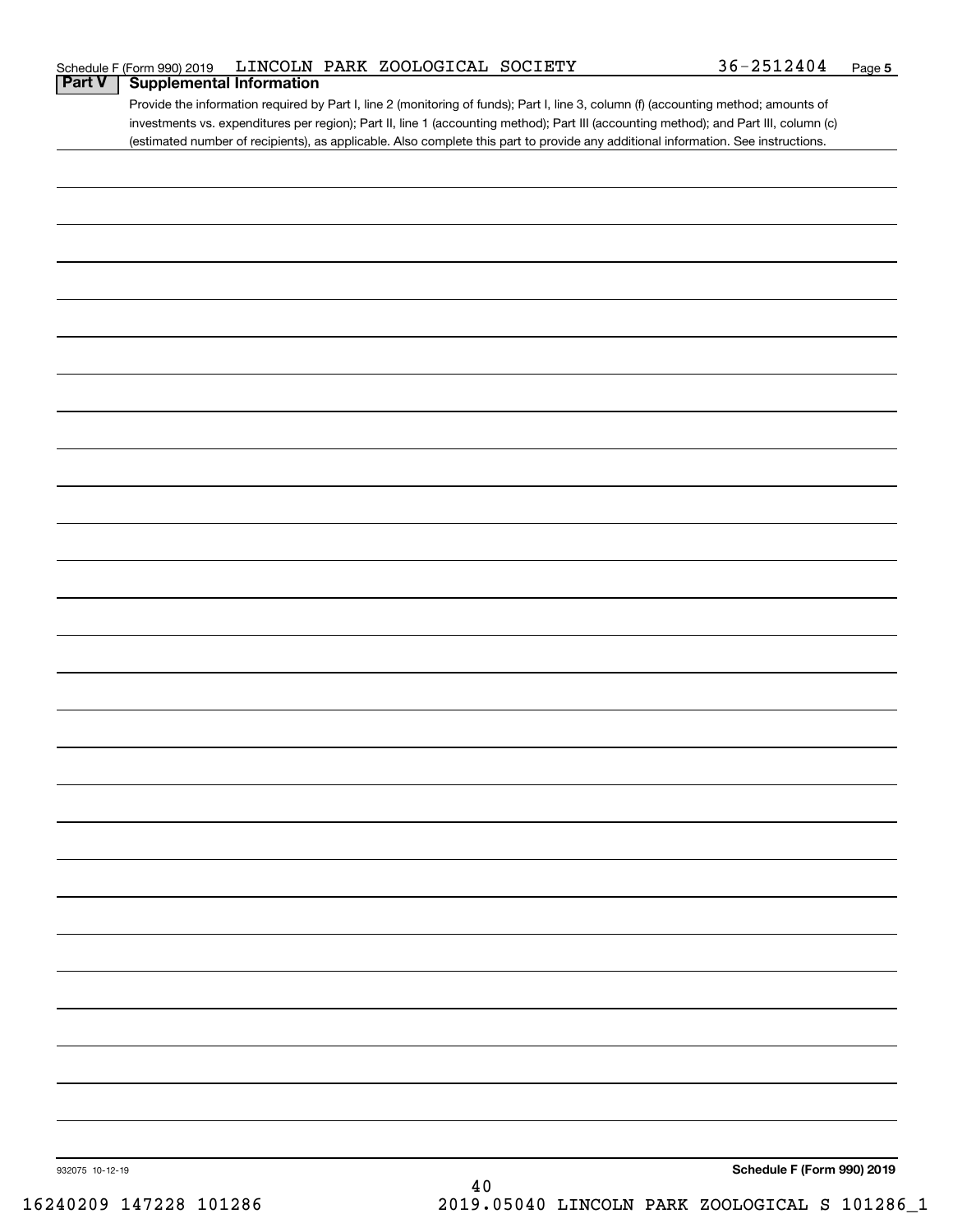Schedule F (Form 990) 2019 LINCOLN PARK ZOOLOGICAL SOCIETY 36-2512404 Page 5

## Part V Supplemental Information

Provide the information required by Part I, line 2 (monitoring of funds); Part I, line 3, column (f) (accounting method; amounts of investments vs. expenditures per region); Part II, line 1 (accounting method); Part III (accounting method); and Part III, column (c) (estimated number of recipients), as applicable. Also complete this part to provide any additional information. See instructions.

932075 10-12-19

**Schedule F (Form 990) 2019**

16240209 147228 101286 2019.05040 LINCOLN PARK ZOOLOGICAL S 101286_1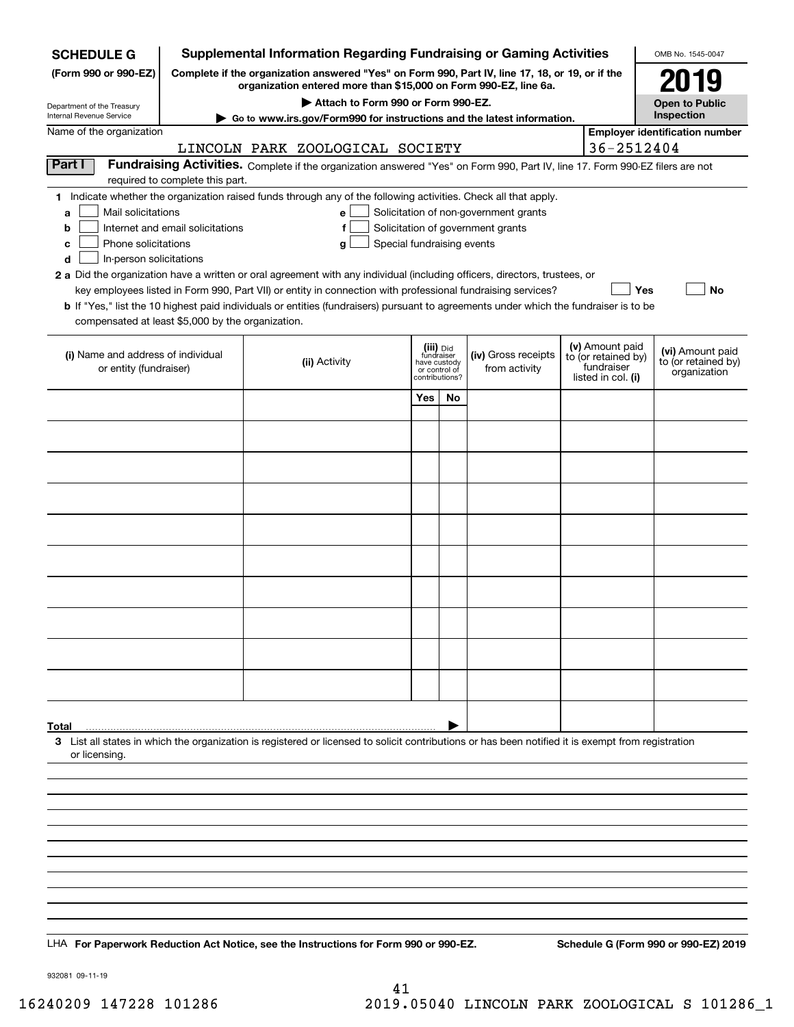**SCHEDULE G (Form 990 or 990-EZ)**

Department of the Treasury
Internal Revenue Service

# Supplemental Information Regarding Fundraising or Gaming Activities

**Complete if the organization answered "Yes" on Form 990, Part IV, line 17, 18, or 19, or if the organization entered more than $15,000 on Form 990-EZ, line 6a.**

**▶ Attach to Form 990 or Form 990-EZ.**

**▶ Go to www.irs.gov/Form990 for instructions and the latest information.**

OMB No. 1545-0047

**2019**

**Open to Public Inspection**

Name of the organization: LINCOLN PARK ZOOLOGICAL SOCIETY

Employer identification number: 36-2512404

**Part I** **Fundraising Activities.** Complete if the organization answered "Yes" on Form 990, Part IV, line 17. Form 990-EZ filers are not required to complete this part.

**1** Indicate whether the organization raised funds through any of the following activities. Check all that apply.

- **a** ☐ Mail solicitations
- **b** ☐ Internet and email solicitations
- **c** ☐ Phone solicitations
- **d** ☐ In-person solicitations
- **e** ☐ Solicitation of non-government grants
- **f** ☐ Solicitation of government grants
- **g** ☐ Special fundraising events

**2 a** Did the organization have a written or oral agreement with any individual (including officers, directors, trustees, or key employees listed in Form 990, Part VII) or entity in connection with professional fundraising services? ☐ **Yes** ☐ **No**

**b** If "Yes," list the 10 highest paid individuals or entities (fundraisers) pursuant to agreements under which the fundraiser is to be compensated at least $5,000 by the organization.

| (i) Name and address of individual or entity (fundraiser) | (ii) Activity | (iii) Did fundraiser have custody or control of contributions? | | (iv) Gross receipts from activity | (v) Amount paid to (or retained by) fundraiser listed in col. (i) | (vi) Amount paid to (or retained by) organization |
|---|---|---|---|---|---|---|
| | | Yes | No | | | |
| | | | | | | |
| | | | | | | |
| | | | | | | |
| | | | | | | |
| | | | | | | |
| | | | | | | |
| | | | | | | |
| | | | | | | |
| | | | | | | |
| | | | | | | |
| **Total** ▶ | | | | | | |

**3** List all states in which the organization is registered or licensed to solicit contributions or has been notified it is exempt from registration or licensing.

LHA **For Paperwork Reduction Act Notice, see the Instructions for Form 990 or 990-EZ.** **Schedule G (Form 990 or 990-EZ) 2019**

932081 09-11-19

16240209 147228 101286 2019.05040 LINCOLN PARK ZOOLOGICAL S 101286_1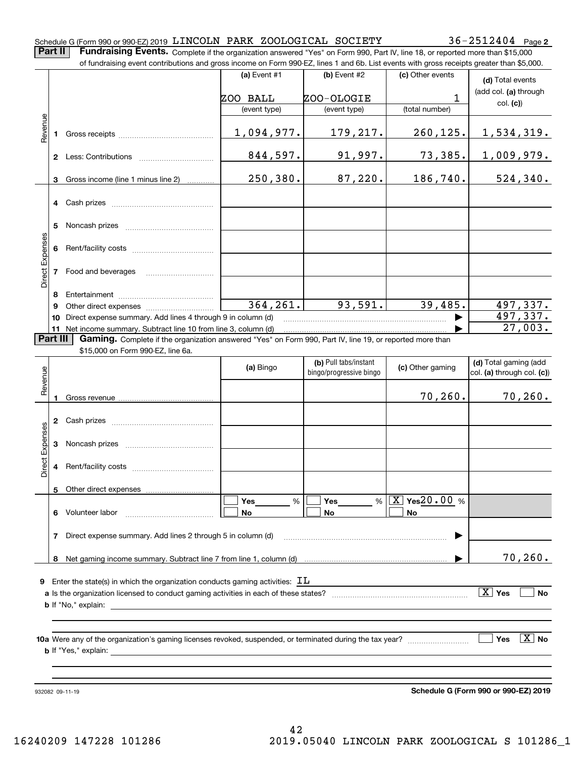Schedule G (Form 990 or 990-EZ) 2019 LINCOLN PARK ZOOLOGICAL SOCIETY 36-2512404 Page **2**

**Part II** **Fundraising Events.** Complete if the organization answered "Yes" on Form 990, Part IV, line 18, or reported more than $15,000 of fundraising event contributions and gross income on Form 990-EZ, lines 1 and 6b. List events with gross receipts greater than $5,000.

| | | (a) Event #1 | (b) Event #2 | (c) Other events | (d) Total events (add col. (a) through col. (c)) |
|---|---|---|---|---|---|
| | | ZOO BALL | ZOO-OLOGIE | 1 | |
| | | (event type) | (event type) | (total number) | |
| Revenue | 1 Gross receipts | 1,094,977. | 179,217. | 260,125. | 1,534,319. |
| | 2 Less: Contributions | 844,597. | 91,997. | 73,385. | 1,009,979. |
| | 3 Gross income (line 1 minus line 2) | 250,380. | 87,220. | 186,740. | 524,340. |
| Direct Expenses | 4 Cash prizes | | | | |
| | 5 Noncash prizes | | | | |
| | 6 Rent/facility costs | | | | |
| | 7 Food and beverages | | | | |
| | 8 Entertainment | | | | |
| | 9 Other direct expenses | 364,261. | 93,591. | 39,485. | 497,337. |
| | 10 Direct expense summary. Add lines 4 through 9 in column (d) | | | ▶ | 497,337. |
| | 11 Net income summary. Subtract line 10 from line 3, column (d) | | | ▶ | 27,003. |

**Part III** **Gaming.** Complete if the organization answered "Yes" on Form 990, Part IV, line 19, or reported more than $15,000 on Form 990-EZ, line 6a.

| | | (a) Bingo | (b) Pull tabs/instant bingo/progressive bingo | (c) Other gaming | (d) Total gaming (add col. (a) through col. (c)) |
|---|---|---|---|---|---|
| Revenue | 1 Gross revenue | | | 70,260. | 70,260. |
| Direct Expenses | 2 Cash prizes | | | | |
| | 3 Noncash prizes | | | | |
| | 4 Rent/facility costs | | | | |
| | 5 Other direct expenses | | | | |
| | 6 Volunteer labor | ☐ Yes ___ % ☐ No | ☐ Yes ___ % ☐ No | [X] Yes 20.00 % ☐ No | |
| | 7 Direct expense summary. Add lines 2 through 5 in column (d) | | | ▶ | |
| | 8 Net gaming income summary. Subtract line 7 from line 1, column (d) | | | ▶ | 70,260. |

**9** Enter the state(s) in which the organization conducts gaming activities: IL

**a** Is the organization licensed to conduct gaming activities in each of these states? [X] Yes ☐ No

**b** If "No," explain:

**10a** Were any of the organization's gaming licenses revoked, suspended, or terminated during the tax year? ☐ Yes [X] No

**b** If "Yes," explain:

932082 09-11-19 **Schedule G (Form 990 or 990-EZ) 2019**

16240209 147228 101286 2019.05040 LINCOLN PARK ZOOLOGICAL S 101286_1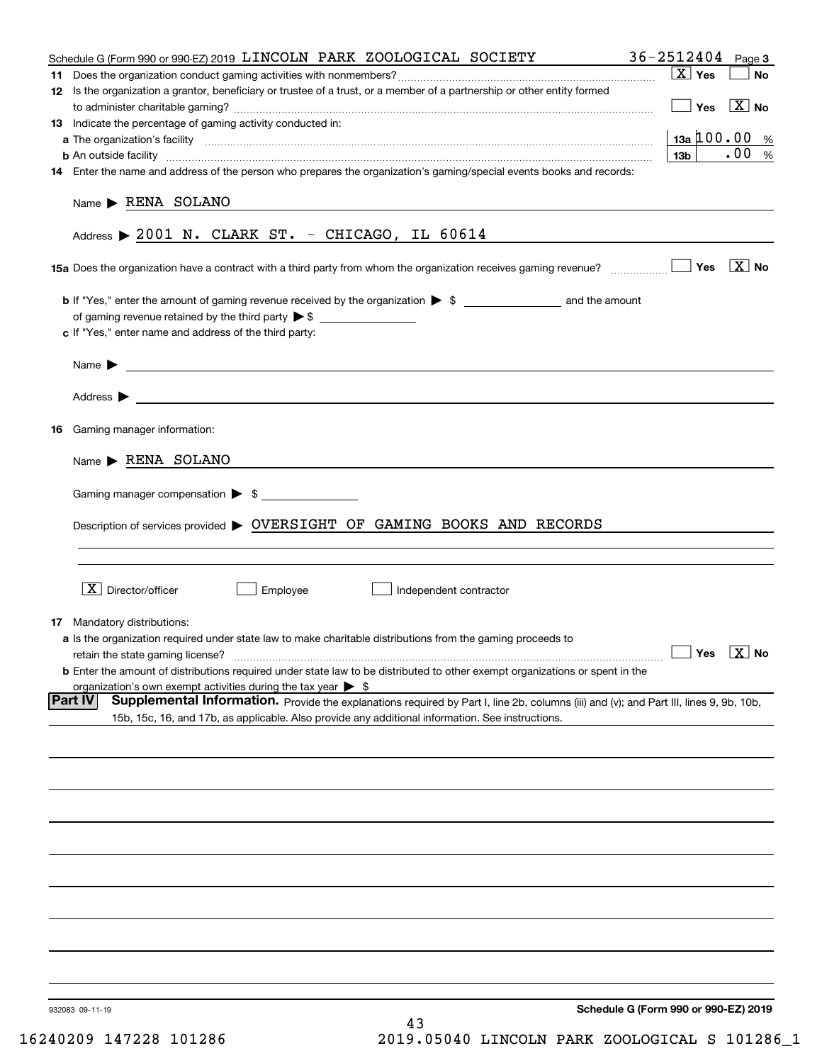Schedule G (Form 990 or 990-EZ) 2019 LINCOLN PARK ZOOLOGICAL SOCIETY 36-2512404 Page 3

**11** Does the organization conduct gaming activities with nonmembers? [X] Yes [ ] No

**12** Is the organization a grantor, beneficiary or trustee of a trust, or a member of a partnership or other entity formed to administer charitable gaming? [ ] Yes [X] No

**13** Indicate the percentage of gaming activity conducted in:

**a** The organization's facility ... **13a** 100.00 %

**b** An outside facility ... **13b** .00 %

**14** Enter the name and address of the person who prepares the organization's gaming/special events books and records:

Name ▶ RENA SOLANO

Address ▶ 2001 N. CLARK ST. - CHICAGO, IL 60614

**15a** Does the organization have a contract with a third party from whom the organization receives gaming revenue? [ ] Yes [X] No

**b** If "Yes," enter the amount of gaming revenue received by the organization ▶ $ ______ and the amount of gaming revenue retained by the third party ▶ $ ______

**c** If "Yes," enter name and address of the third party:

Name ▶

Address ▶

**16** Gaming manager information:

Name ▶ RENA SOLANO

Gaming manager compensation ▶ $

Description of services provided ▶ OVERSIGHT OF GAMING BOOKS AND RECORDS

[X] Director/officer [ ] Employee [ ] Independent contractor

**17** Mandatory distributions:

**a** Is the organization required under state law to make charitable distributions from the gaming proceeds to retain the state gaming license? [ ] Yes [X] No

**b** Enter the amount of distributions required under state law to be distributed to other exempt organizations or spent in the organization's own exempt activities during the tax year ▶ $

**Part IV** **Supplemental Information.** Provide the explanations required by Part I, line 2b, columns (iii) and (v); and Part III, lines 9, 9b, 10b, 15b, 15c, 16, and 17b, as applicable. Also provide any additional information. See instructions.

932083 09-11-19 **Schedule G (Form 990 or 990-EZ) 2019**

16240209 147228 101286 2019.05040 LINCOLN PARK ZOOLOGICAL S 101286_1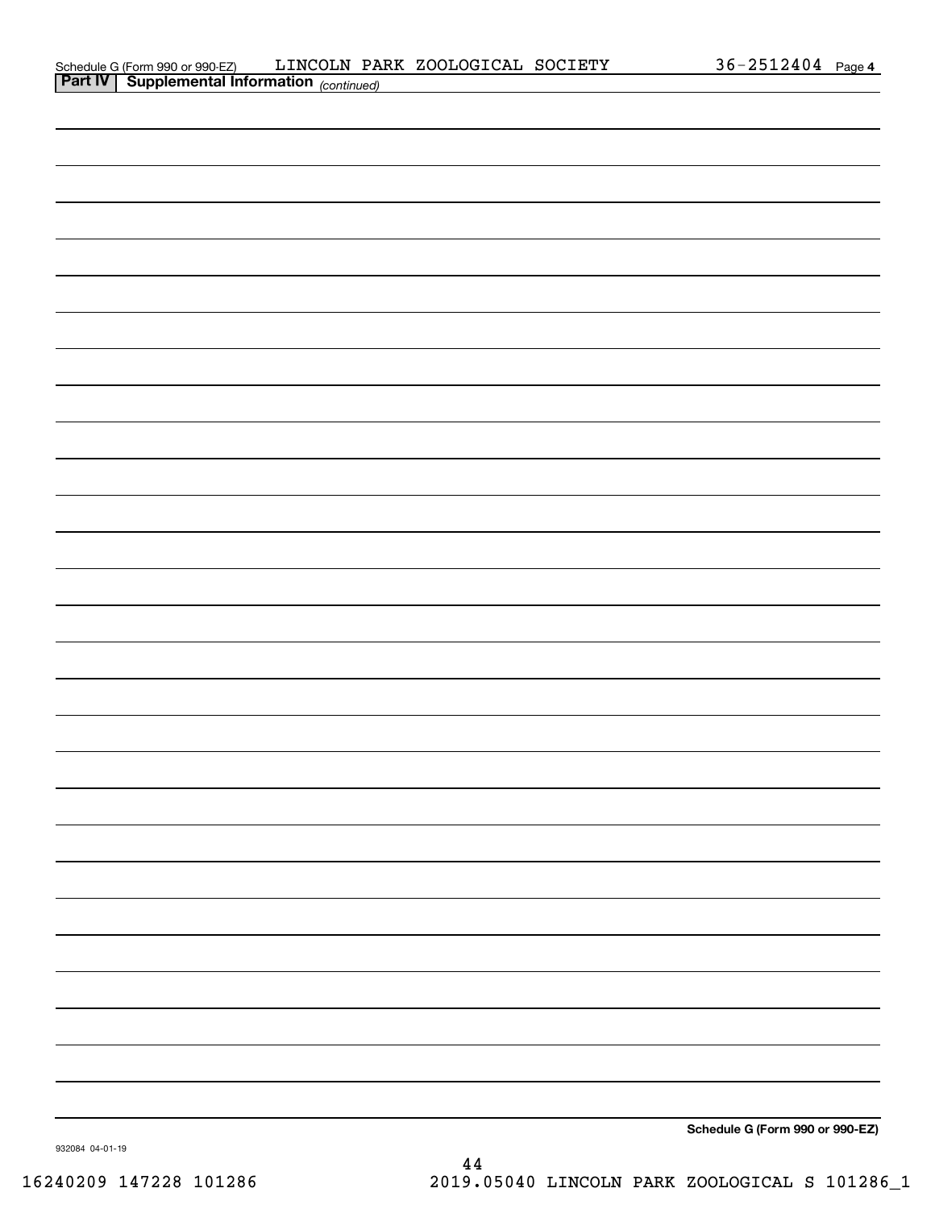Schedule G (Form 990 or 990-EZ) LINCOLN PARK ZOOLOGICAL SOCIETY 36-2512404 Page 4

**Part IV | Supplemental Information** *(continued)*

**Schedule G (Form 990 or 990-EZ)**

932084 04-01-19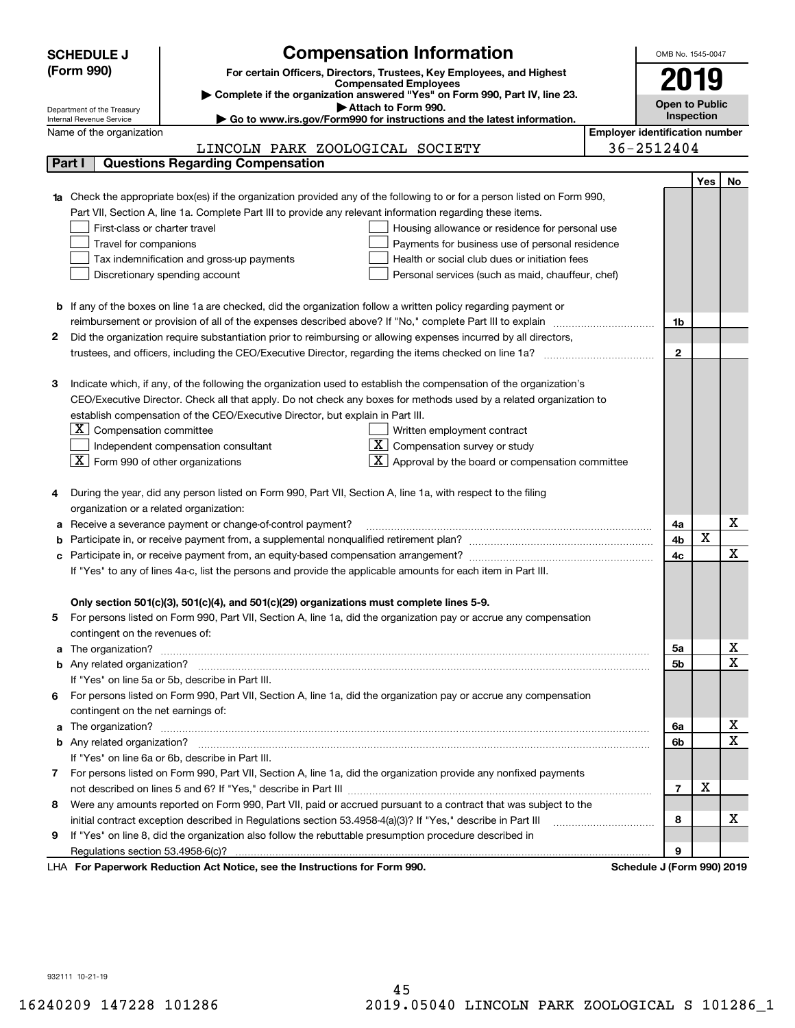**SCHEDULE J (Form 990)**

Department of the Treasury
Internal Revenue Service

# Compensation Information

**For certain Officers, Directors, Trustees, Key Employees, and Highest Compensated Employees**

▶ **Complete if the organization answered "Yes" on Form 990, Part IV, line 23.**
▶ **Attach to Form 990.**
▶ **Go to www.irs.gov/Form990 for instructions and the latest information.**

OMB No. 1545-0047

**2019**

**Open to Public Inspection**

Name of the organization: LINCOLN PARK ZOOLOGICAL SOCIETY

**Employer identification number:** 36-2512404

## Part I — Questions Regarding Compensation

| | | Line | Yes | No |
|---|---|---|---|---|
| **1a** | Check the appropriate box(es) if the organization provided any of the following to or for a person listed on Form 990, Part VII, Section A, line 1a. Complete Part III to provide any relevant information regarding these items.<br>☐ First-class or charter travel ☐ Housing allowance or residence for personal use<br>☐ Travel for companions ☐ Payments for business use of personal residence<br>☐ Tax indemnification and gross-up payments ☐ Health or social club dues or initiation fees<br>☐ Discretionary spending account ☐ Personal services (such as maid, chauffeur, chef) | | | |
| **b** | If any of the boxes on line 1a are checked, did the organization follow a written policy regarding payment or reimbursement or provision of all of the expenses described above? If "No," complete Part III to explain | 1b | | |
| **2** | Did the organization require substantiation prior to reimbursing or allowing expenses incurred by all directors, trustees, and officers, including the CEO/Executive Director, regarding the items checked on line 1a? | 2 | | |
| **3** | Indicate which, if any, of the following the organization used to establish the compensation of the organization's CEO/Executive Director. Check all that apply. Do not check any boxes for methods used by a related organization to establish compensation of the CEO/Executive Director, but explain in Part III.<br>☒ Compensation committee ☐ Written employment contract<br>☐ Independent compensation consultant ☒ Compensation survey or study<br>☒ Form 990 of other organizations ☒ Approval by the board or compensation committee | | | |
| **4** | During the year, did any person listed on Form 990, Part VII, Section A, line 1a, with respect to the filing organization or a related organization: | | | |
| **a** | Receive a severance payment or change-of-control payment? | 4a | | X |
| **b** | Participate in, or receive payment from, a supplemental nonqualified retirement plan? | 4b | X | |
| **c** | Participate in, or receive payment from, an equity-based compensation arrangement? | 4c | | X |
| | If "Yes" to any of lines 4a-c, list the persons and provide the applicable amounts for each item in Part III. | | | |
| | **Only section 501(c)(3), 501(c)(4), and 501(c)(29) organizations must complete lines 5-9.** | | | |
| **5** | For persons listed on Form 990, Part VII, Section A, line 1a, did the organization pay or accrue any compensation contingent on the revenues of: | | | |
| **a** | The organization? | 5a | | X |
| **b** | Any related organization? | 5b | | X |
| | If "Yes" on line 5a or 5b, describe in Part III. | | | |
| **6** | For persons listed on Form 990, Part VII, Section A, line 1a, did the organization pay or accrue any compensation contingent on the net earnings of: | | | |
| **a** | The organization? | 6a | | X |
| **b** | Any related organization? | 6b | | X |
| | If "Yes" on line 6a or 6b, describe in Part III. | | | |
| **7** | For persons listed on Form 990, Part VII, Section A, line 1a, did the organization provide any nonfixed payments not described on lines 5 and 6? If "Yes," describe in Part III | 7 | X | |
| **8** | Were any amounts reported on Form 990, Part VII, paid or accrued pursuant to a contract that was subject to the initial contract exception described in Regulations section 53.4958-4(a)(3)? If "Yes," describe in Part III | 8 | | X |
| **9** | If "Yes" on line 8, did the organization also follow the rebuttable presumption procedure described in Regulations section 53.4958-6(c)? | 9 | | |

LHA **For Paperwork Reduction Act Notice, see the Instructions for Form 990.** **Schedule J (Form 990) 2019**

932111 10-21-19

16240209 147228 101286 2019.05040 LINCOLN PARK ZOOLOGICAL S 101286_1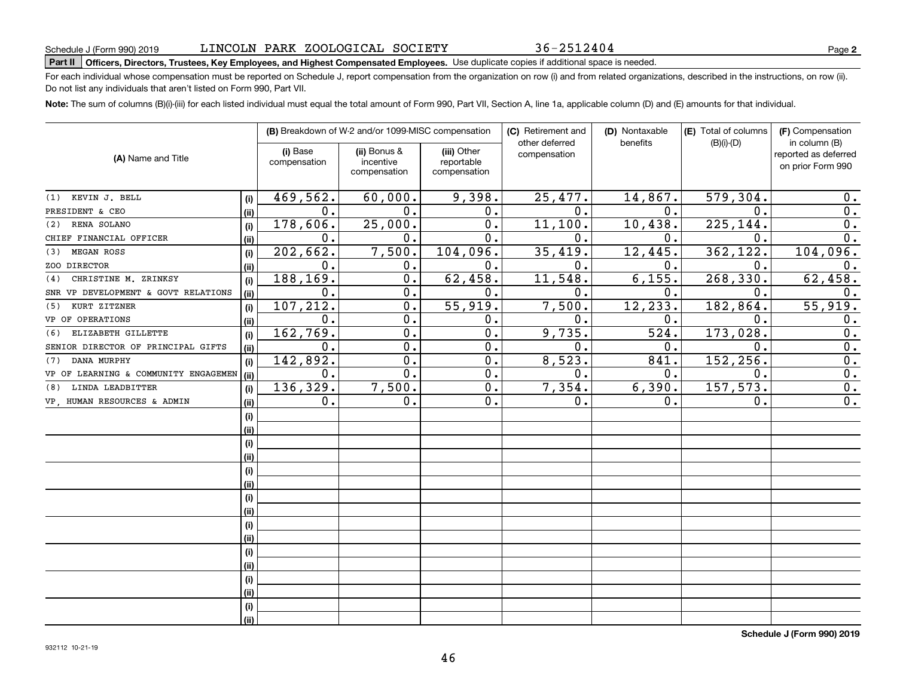Schedule J (Form 990) 2019 LINCOLN PARK ZOOLOGICAL SOCIETY 36-2512404 Page **2**

**Part II Officers, Directors, Trustees, Key Employees, and Highest Compensated Employees.** Use duplicate copies if additional space is needed.

For each individual whose compensation must be reported on Schedule J, report compensation from the organization on row (i) and from related organizations, described in the instructions, on row (ii). Do not list any individuals that aren't listed on Form 990, Part VII.

**Note:** The sum of columns (B)(i)-(iii) for each listed individual must equal the total amount of Form 990, Part VII, Section A, line 1a, applicable column (D) and (E) amounts for that individual.

| (A) Name and Title | | (B) Breakdown of W-2 and/or 1099-MISC compensation | | | (C) Retirement and other deferred compensation | (D) Nontaxable benefits | (E) Total of columns (B)(i)-(D) | (F) Compensation in column (B) reported as deferred on prior Form 990 |
|---|---|---|---|---|---|---|---|---|
| | | (i) Base compensation | (ii) Bonus & incentive compensation | (iii) Other reportable compensation | | | | |
| (1) KEVIN J. BELL | (i) | 469,562. | 60,000. | 9,398. | 25,477. | 14,867. | 579,304. | 0. |
| PRESIDENT & CEO | (ii) | 0. | 0. | 0. | 0. | 0. | 0. | 0. |
| (2) RENA SOLANO | (i) | 178,606. | 25,000. | 0. | 11,100. | 10,438. | 225,144. | 0. |
| CHIEF FINANCIAL OFFICER | (ii) | 0. | 0. | 0. | 0. | 0. | 0. | 0. |
| (3) MEGAN ROSS | (i) | 202,662. | 7,500. | 104,096. | 35,419. | 12,445. | 362,122. | 104,096. |
| ZOO DIRECTOR | (ii) | 0. | 0. | 0. | 0. | 0. | 0. | 0. |
| (4) CHRISTINE M. ZRINKSY | (i) | 188,169. | 0. | 62,458. | 11,548. | 6,155. | 268,330. | 62,458. |
| SNR VP DEVELOPMENT & GOVT RELATIONS | (ii) | 0. | 0. | 0. | 0. | 0. | 0. | 0. |
| (5) KURT ZITZNER | (i) | 107,212. | 0. | 55,919. | 7,500. | 12,233. | 182,864. | 55,919. |
| VP OF OPERATIONS | (ii) | 0. | 0. | 0. | 0. | 0. | 0. | 0. |
| (6) ELIZABETH GILLETTE | (i) | 162,769. | 0. | 0. | 9,735. | 524. | 173,028. | 0. |
| SENIOR DIRECTOR OF PRINCIPAL GIFTS | (ii) | 0. | 0. | 0. | 0. | 0. | 0. | 0. |
| (7) DANA MURPHY | (i) | 142,892. | 0. | 0. | 8,523. | 841. | 152,256. | 0. |
| VP OF LEARNING & COMMUNITY ENGAGEMEN | (ii) | 0. | 0. | 0. | 0. | 0. | 0. | 0. |
| (8) LINDA LEADBITTER | (i) | 136,329. | 7,500. | 0. | 7,354. | 6,390. | 157,573. | 0. |
| VP, HUMAN RESOURCES & ADMIN | (ii) | 0. | 0. | 0. | 0. | 0. | 0. | 0. |
| | (i) | | | | | | | |
| | (ii) | | | | | | | |
| | (i) | | | | | | | |
| | (ii) | | | | | | | |
| | (i) | | | | | | | |
| | (ii) | | | | | | | |
| | (i) | | | | | | | |
| | (ii) | | | | | | | |
| | (i) | | | | | | | |
| | (ii) | | | | | | | |
| | (i) | | | | | | | |
| | (ii) | | | | | | | |
| | (i) | | | | | | | |
| | (ii) | | | | | | | |
| | (i) | | | | | | | |
| | (ii) | | | | | | | |

**Schedule J (Form 990) 2019**

932112 10-21-19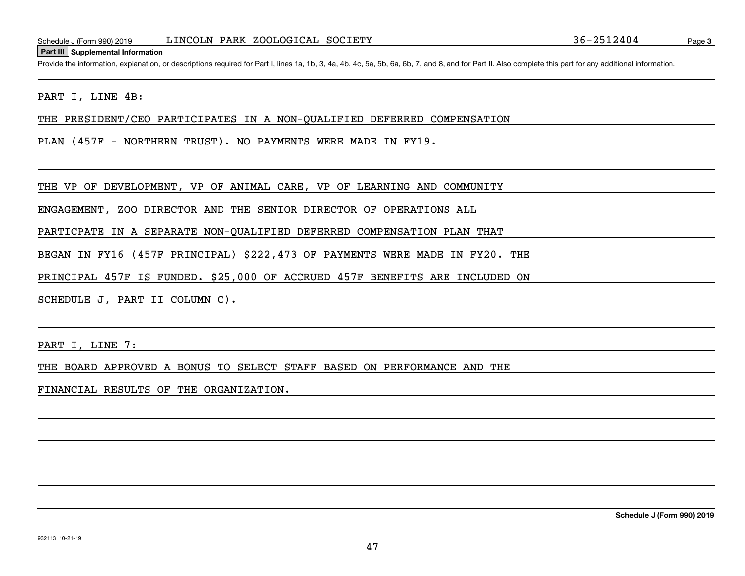Schedule J (Form 990) 2019 LINCOLN PARK ZOOLOGICAL SOCIETY 36-2512404 Page 3

**Part III Supplemental Information**

Provide the information, explanation, or descriptions required for Part I, lines 1a, 1b, 3, 4a, 4b, 4c, 5a, 5b, 6a, 6b, 7, and 8, and for Part II. Also complete this part for any additional information.

PART I, LINE 4B:

THE PRESIDENT/CEO PARTICIPATES IN A NON-QUALIFIED DEFERRED COMPENSATION PLAN (457F - NORTHERN TRUST). NO PAYMENTS WERE MADE IN FY19.

THE VP OF DEVELOPMENT, VP OF ANIMAL CARE, VP OF LEARNING AND COMMUNITY ENGAGEMENT, ZOO DIRECTOR AND THE SENIOR DIRECTOR OF OPERATIONS ALL PARTICPATE IN A SEPARATE NON-QUALIFIED DEFERRED COMPENSATION PLAN THAT BEGAN IN FY16 (457F PRINCIPAL) $222,473 OF PAYMENTS WERE MADE IN FY20. THE PRINCIPAL 457F IS FUNDED. $25,000 OF ACCRUED 457F BENEFITS ARE INCLUDED ON SCHEDULE J, PART II COLUMN C).

PART I, LINE 7:

THE BOARD APPROVED A BONUS TO SELECT STAFF BASED ON PERFORMANCE AND THE FINANCIAL RESULTS OF THE ORGANIZATION.

Schedule J (Form 990) 2019

932113 10-21-19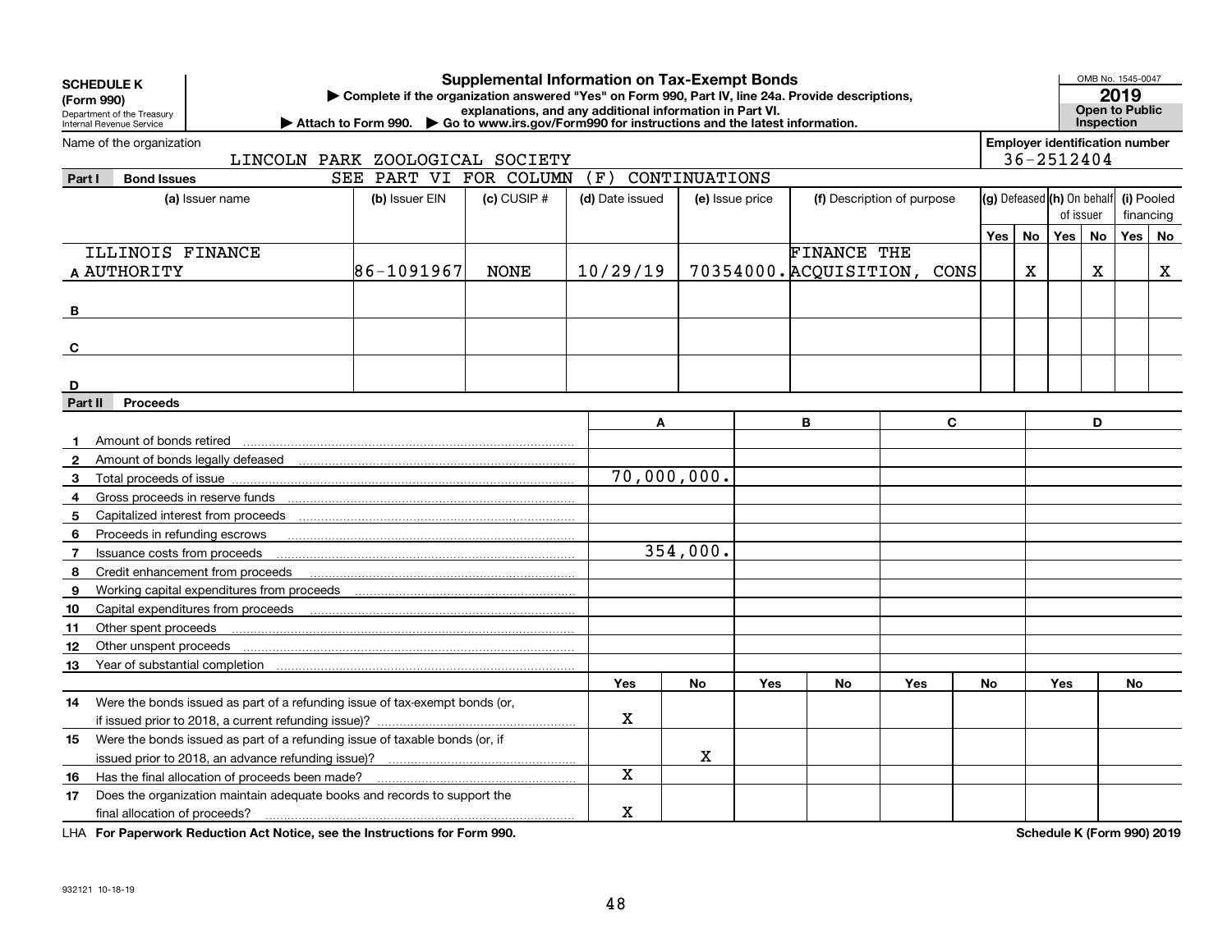**SCHEDULE K (Form 990)**
Department of the Treasury
Internal Revenue Service

# Supplemental Information on Tax-Exempt Bonds

▶ Complete if the organization answered "Yes" on Form 990, Part IV, line 24a. Provide descriptions, explanations, and any additional information in Part VI.
▶ Attach to Form 990. ▶ Go to www.irs.gov/Form990 for instructions and the latest information.

OMB No. 1545-0047
**2019**
**Open to Public Inspection**

Name of the organization: LINCOLN PARK ZOOLOGICAL SOCIETY

Employer identification number: 36-2512404

**Part I Bond Issues** SEE PART VI FOR COLUMN (F) CONTINUATIONS

| | (a) Issuer name | (b) Issuer EIN | (c) CUSIP # | (d) Date issued | (e) Issue price | (f) Description of purpose | (g) Defeased | | (h) On behalf of issuer | | (i) Pooled financing | |
|---|---|---|---|---|---|---|---|---|---|---|---|---|
| | | | | | | | Yes | No | Yes | No | Yes | No |
| A | ILLINOIS FINANCE AUTHORITY | 86-1091967 | NONE | 10/29/19 | 70354000. | FINANCE THE ACQUISITION, CONS | | X | | X | | X |
| B | | | | | | | | | | | | |
| C | | | | | | | | | | | | |
| D | | | | | | | | | | | | |

**Part II Proceeds**

| | | A | | B | | C | | D | |
|---|---|---|---|---|---|---|---|---|---|
| 1 | Amount of bonds retired | | | | | | | | |
| 2 | Amount of bonds legally defeased | | | | | | | | |
| 3 | Total proceeds of issue | 70,000,000. | | | | | | | |
| 4 | Gross proceeds in reserve funds | | | | | | | | |
| 5 | Capitalized interest from proceeds | | | | | | | | |
| 6 | Proceeds in refunding escrows | | | | | | | | |
| 7 | Issuance costs from proceeds | 354,000. | | | | | | | |
| 8 | Credit enhancement from proceeds | | | | | | | | |
| 9 | Working capital expenditures from proceeds | | | | | | | | |
| 10 | Capital expenditures from proceeds | | | | | | | | |
| 11 | Other spent proceeds | | | | | | | | |
| 12 | Other unspent proceeds | | | | | | | | |
| 13 | Year of substantial completion | | | | | | | | |
| | | Yes | No | Yes | No | Yes | No | Yes | No |
| 14 | Were the bonds issued as part of a refunding issue of tax-exempt bonds (or, if issued prior to 2018, a current refunding issue)? | X | | | | | | | |
| 15 | Were the bonds issued as part of a refunding issue of taxable bonds (or, if issued prior to 2018, an advance refunding issue)? | | X | | | | | | |
| 16 | Has the final allocation of proceeds been made? | X | | | | | | | |
| 17 | Does the organization maintain adequate books and records to support the final allocation of proceeds? | X | | | | | | | |

LHA **For Paperwork Reduction Act Notice, see the Instructions for Form 990.** **Schedule K (Form 990) 2019**

932121 10-18-19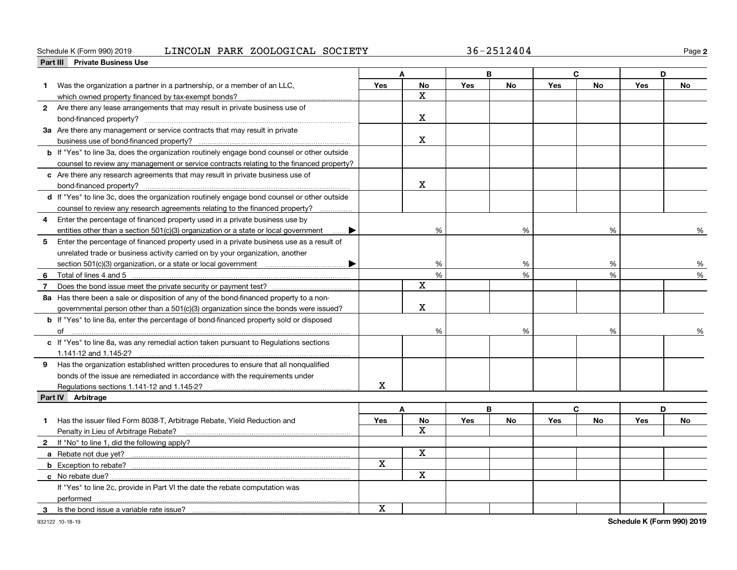Schedule K (Form 990) 2019 LINCOLN PARK ZOOLOGICAL SOCIETY 36-2512404 Page **2**

## Part III Private Business Use

| | A | | B | | C | | D | |
|---|---|---|---|---|---|---|---|---|
| | Yes | No | Yes | No | Yes | No | Yes | No |
| **1** Was the organization a partner in a partnership, or a member of an LLC, which owned property financed by tax-exempt bonds? | | X | | | | | | |
| **2** Are there any lease arrangements that may result in private business use of bond-financed property? | | X | | | | | | |
| **3a** Are there any management or service contracts that may result in private business use of bond-financed property? | | X | | | | | | |
| **b** If "Yes" to line 3a, does the organization routinely engage bond counsel or other outside counsel to review any management or service contracts relating to the financed property? | | | | | | | | |
| **c** Are there any research agreements that may result in private business use of bond-financed property? | | X | | | | | | |
| **d** If "Yes" to line 3c, does the organization routinely engage bond counsel or other outside counsel to review any research agreements relating to the financed property? | | | | | | | | |
| **4** Enter the percentage of financed property used in a private business use by entities other than a section 501(c)(3) organization or a state or local government ▶ | | % | | % | | % | | % |
| **5** Enter the percentage of financed property used in a private business use as a result of unrelated trade or business activity carried on by your organization, another section 501(c)(3) organization, or a state or local government ▶ | | % | | % | | % | | % |
| **6** Total of lines 4 and 5 | | % | | % | | % | | % |
| **7** Does the bond issue meet the private security or payment test? | | X | | | | | | |
| **8a** Has there been a sale or disposition of any of the bond-financed property to a non-governmental person other than a 501(c)(3) organization since the bonds were issued? | | X | | | | | | |
| **b** If "Yes" to line 8a, enter the percentage of bond-financed property sold or disposed of | | % | | % | | % | | % |
| **c** If "Yes" to line 8a, was any remedial action taken pursuant to Regulations sections 1.141-12 and 1.145-2? | | | | | | | | |
| **9** Has the organization established written procedures to ensure that all nonqualified bonds of the issue are remediated in accordance with the requirements under Regulations sections 1.141-12 and 1.145-2? | X | | | | | | | |

## Part IV Arbitrage

| | A | | B | | C | | D | |
|---|---|---|---|---|---|---|---|---|
| | Yes | No | Yes | No | Yes | No | Yes | No |
| **1** Has the issuer filed Form 8038-T, Arbitrage Rebate, Yield Reduction and Penalty in Lieu of Arbitrage Rebate? | | X | | | | | | |
| **2** If "No" to line 1, did the following apply? | | | | | | | | |
| **a** Rebate not due yet? | | X | | | | | | |
| **b** Exception to rebate? | X | | | | | | | |
| **c** No rebate due? | | X | | | | | | |
| If "Yes" to line 2c, provide in Part VI the date the rebate computation was performed | | | | | | | | |
| **3** Is the bond issue a variable rate issue? | X | | | | | | | |

932122 10-18-19 **Schedule K (Form 990) 2019**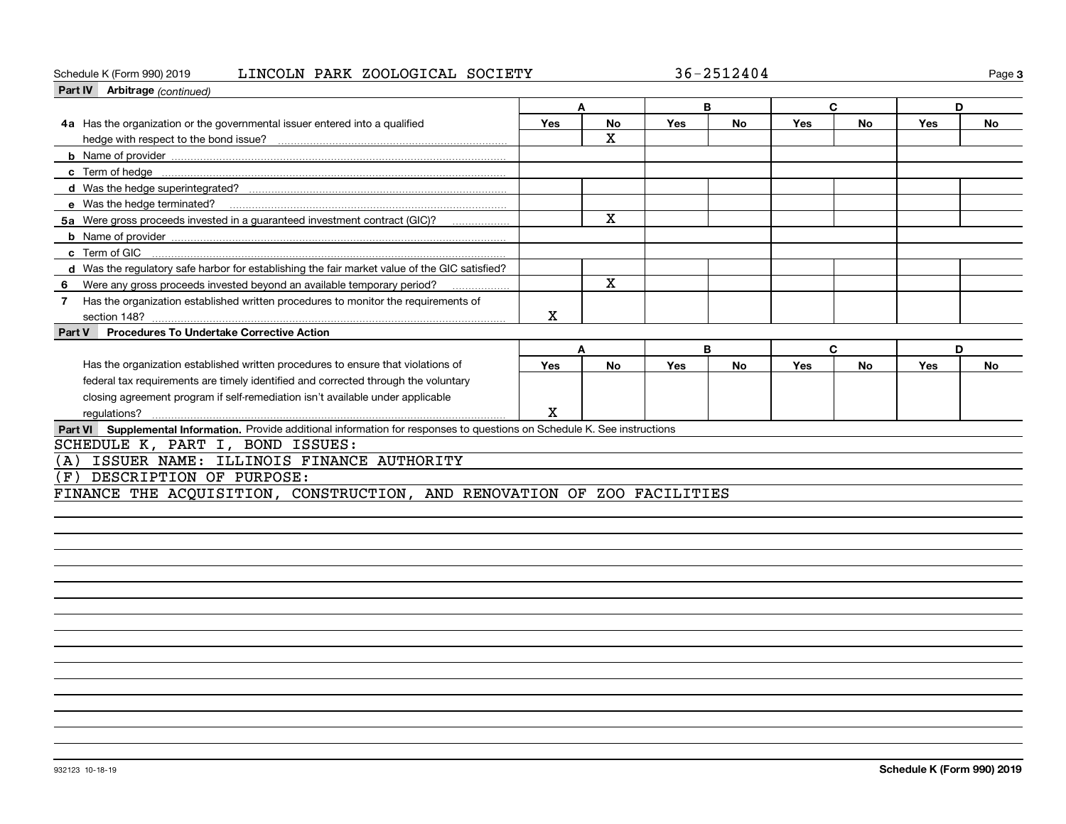Schedule K (Form 990) 2019 LINCOLN PARK ZOOLOGICAL SOCIETY 36-2512404

**Part IV Arbitrage** *(continued)*

| | A | | B | | C | | D | |
|---|---|---|---|---|---|---|---|---|
| | Yes | No | Yes | No | Yes | No | Yes | No |
| 4a Has the organization or the governmental issuer entered into a qualified hedge with respect to the bond issue? | | X | | | | | | |
| b Name of provider | | | | | | | | |
| c Term of hedge | | | | | | | | |
| d Was the hedge superintegrated? | | | | | | | | |
| e Was the hedge terminated? | | | | | | | | |
| 5a Were gross proceeds invested in a guaranteed investment contract (GIC)? | | X | | | | | | |
| b Name of provider | | | | | | | | |
| c Term of GIC | | | | | | | | |
| d Was the regulatory safe harbor for establishing the fair market value of the GIC satisfied? | | | | | | | | |
| 6 Were any gross proceeds invested beyond an available temporary period? | | X | | | | | | |
| 7 Has the organization established written procedures to monitor the requirements of section 148? | X | | | | | | | |

**Part V Procedures To Undertake Corrective Action**

| | A | | B | | C | | D | |
|---|---|---|---|---|---|---|---|---|
| | Yes | No | Yes | No | Yes | No | Yes | No |
| Has the organization established written procedures to ensure that violations of federal tax requirements are timely identified and corrected through the voluntary closing agreement program if self-remediation isn't available under applicable regulations? | X | | | | | | | |

**Part VI Supplemental Information.** Provide additional information for responses to questions on Schedule K. See instructions

SCHEDULE K, PART I, BOND ISSUES:

(A) ISSUER NAME: ILLINOIS FINANCE AUTHORITY

(F) DESCRIPTION OF PURPOSE:

FINANCE THE ACQUISITION, CONSTRUCTION, AND RENOVATION OF ZOO FACILITIES

932123 10-18-19

Schedule K (Form 990) 2019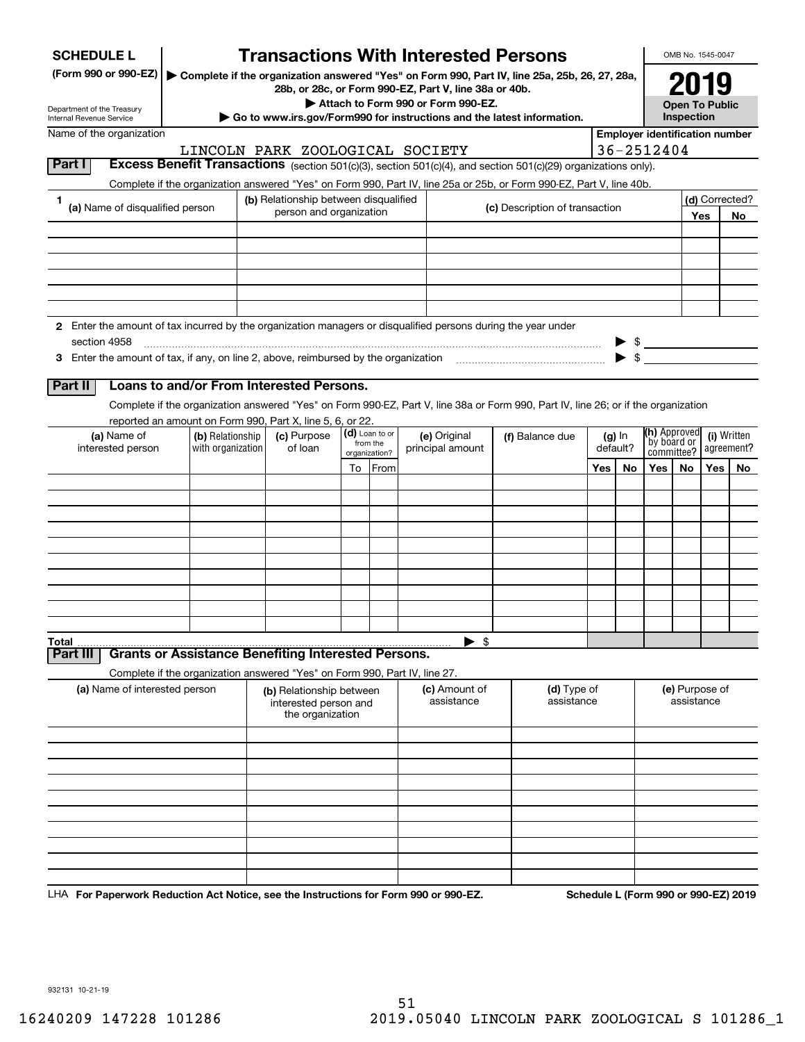**SCHEDULE L**
**(Form 990 or 990-EZ)**

Department of the Treasury
Internal Revenue Service

# Transactions With Interested Persons

▶ Complete if the organization answered "Yes" on Form 990, Part IV, line 25a, 25b, 26, 27, 28a, 28b, or 28c, or Form 990-EZ, Part V, line 38a or 40b.
▶ Attach to Form 990 or Form 990-EZ.
▶ Go to www.irs.gov/Form990 for instructions and the latest information.

OMB No. 1545-0047
**2019**
**Open To Public Inspection**

Name of the organization: LINCOLN PARK ZOOLOGICAL SOCIETY

Employer identification number: 36-2512404

## Part I — Excess Benefit Transactions (section 501(c)(3), section 501(c)(4), and section 501(c)(29) organizations only).

Complete if the organization answered "Yes" on Form 990, Part IV, line 25a or 25b, or Form 990-EZ, Part V, line 40b.

| 1 (a) Name of disqualified person | (b) Relationship between disqualified person and organization | (c) Description of transaction | (d) Corrected? Yes | No |
|---|---|---|---|---|
| | | | | |
| | | | | |
| | | | | |
| | | | | |
| | | | | |
| | | | | |

**2** Enter the amount of tax incurred by the organization managers or disqualified persons during the year under section 4958 ▶ $

**3** Enter the amount of tax, if any, on line 2, above, reimbursed by the organization ▶ $

## Part II — Loans to and/or From Interested Persons.

Complete if the organization answered "Yes" on Form 990-EZ, Part V, line 38a or Form 990, Part IV, line 26; or if the organization reported an amount on Form 990, Part X, line 5, 6, or 22.

| (a) Name of interested person | (b) Relationship with organization | (c) Purpose of loan | (d) Loan to or from the organization? To | From | (e) Original principal amount | (f) Balance due | (g) In default? Yes | No | (h) Approved by board or committee? Yes | No | (i) Written agreement? Yes | No |
|---|---|---|---|---|---|---|---|---|---|---|---|---|
| | | | | | | | | | | | | |
| | | | | | | | | | | | | |
| | | | | | | | | | | | | |
| | | | | | | | | | | | | |
| | | | | | | | | | | | | |
| | | | | | | | | | | | | |
| | | | | | | | | | | | | |
| | | | | | | | | | | | | |
| | | | | | | | | | | | | |
| | | | | | | | | | | | | |
| **Total** | | | | | ▶ $ | | | | | | | |

## Part III — Grants or Assistance Benefiting Interested Persons.

Complete if the organization answered "Yes" on Form 990, Part IV, line 27.

| (a) Name of interested person | (b) Relationship between interested person and the organization | (c) Amount of assistance | (d) Type of assistance | (e) Purpose of assistance |
|---|---|---|---|---|
| | | | | |
| | | | | |
| | | | | |
| | | | | |
| | | | | |
| | | | | |
| | | | | |
| | | | | |
| | | | | |
| | | | | |

LHA **For Paperwork Reduction Act Notice, see the Instructions for Form 990 or 990-EZ.** **Schedule L (Form 990 or 990-EZ) 2019**

932131 10-21-19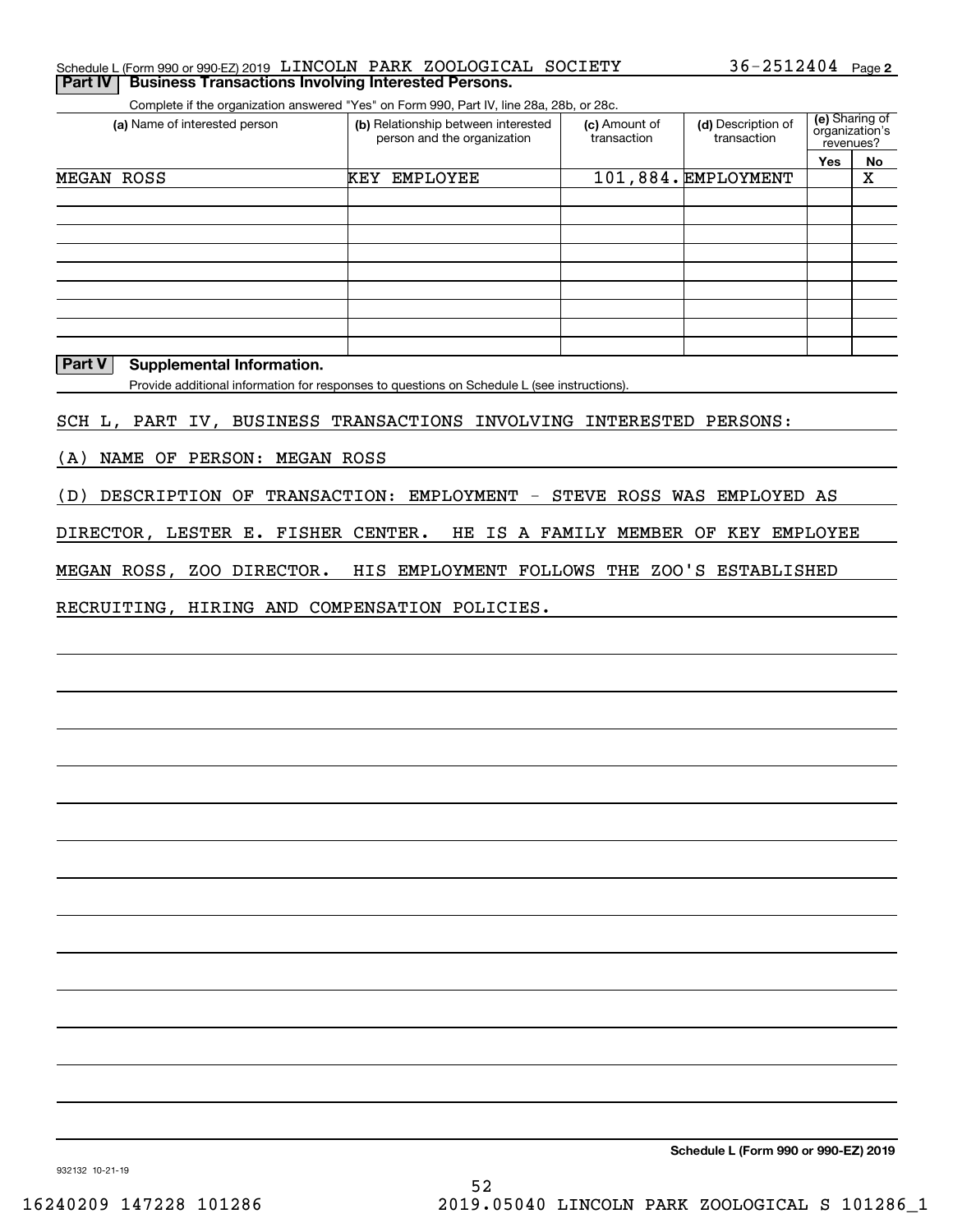Schedule L (Form 990 or 990-EZ) 2019 LINCOLN PARK ZOOLOGICAL SOCIETY 36-2512404 Page 2

## Part IV Business Transactions Involving Interested Persons.

Complete if the organization answered "Yes" on Form 990, Part IV, line 28a, 28b, or 28c.

| (a) Name of interested person | (b) Relationship between interested person and the organization | (c) Amount of transaction | (d) Description of transaction | (e) Sharing of organization's revenues? | |
|---|---|---|---|---|---|
| | | | | Yes | No |
| MEGAN ROSS | KEY EMPLOYEE | 101,884. | EMPLOYMENT | | X |
| | | | | | |
| | | | | | |
| | | | | | |
| | | | | | |
| | | | | | |
| | | | | | |
| | | | | | |
| | | | | | |
| | | | | | |

## Part V Supplemental Information.

Provide additional information for responses to questions on Schedule L (see instructions).

SCH L, PART IV, BUSINESS TRANSACTIONS INVOLVING INTERESTED PERSONS:

(A) NAME OF PERSON: MEGAN ROSS

(D) DESCRIPTION OF TRANSACTION: EMPLOYMENT - STEVE ROSS WAS EMPLOYED AS DIRECTOR, LESTER E. FISHER CENTER. HE IS A FAMILY MEMBER OF KEY EMPLOYEE MEGAN ROSS, ZOO DIRECTOR. HIS EMPLOYMENT FOLLOWS THE ZOO'S ESTABLISHED RECRUITING, HIRING AND COMPENSATION POLICIES.

Schedule L (Form 990 or 990-EZ) 2019

932132 10-21-19

16240209 147228 101286 2019.05040 LINCOLN PARK ZOOLOGICAL S 101286_1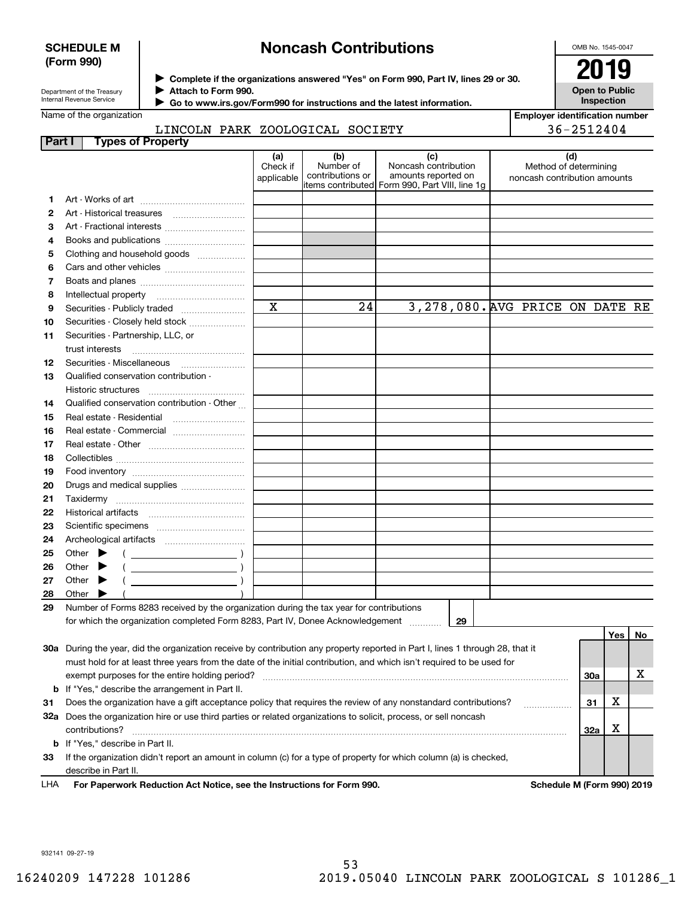**SCHEDULE M (Form 990)**

Department of the Treasury
Internal Revenue Service

# Noncash Contributions

▶ Complete if the organizations answered "Yes" on Form 990, Part IV, lines 29 or 30.
▶ Attach to Form 990.
▶ Go to www.irs.gov/Form990 for instructions and the latest information.

OMB No. 1545-0047

**2019**

**Open to Public Inspection**

Name of the organization: LINCOLN PARK ZOOLOGICAL SOCIETY

Employer identification number: 36-2512404

## Part I Types of Property

| | | (a) Check if applicable | (b) Number of contributions or items contributed | (c) Noncash contribution amounts reported on Form 990, Part VIII, line 1g | (d) Method of determining noncash contribution amounts |
|---|---|---|---|---|---|
| 1 | Art - Works of art | | | | |
| 2 | Art - Historical treasures | | | | |
| 3 | Art - Fractional interests | | | | |
| 4 | Books and publications | | | | |
| 5 | Clothing and household goods | | | | |
| 6 | Cars and other vehicles | | | | |
| 7 | Boats and planes | | | | |
| 8 | Intellectual property | | | | |
| 9 | Securities - Publicly traded | X | 24 | 3,278,080. | AVG PRICE ON DATE RE |
| 10 | Securities - Closely held stock | | | | |
| 11 | Securities - Partnership, LLC, or trust interests | | | | |
| 12 | Securities - Miscellaneous | | | | |
| 13 | Qualified conservation contribution - Historic structures | | | | |
| 14 | Qualified conservation contribution - Other | | | | |
| 15 | Real estate - Residential | | | | |
| 16 | Real estate - Commercial | | | | |
| 17 | Real estate - Other | | | | |
| 18 | Collectibles | | | | |
| 19 | Food inventory | | | | |
| 20 | Drugs and medical supplies | | | | |
| 21 | Taxidermy | | | | |
| 22 | Historical artifacts | | | | |
| 23 | Scientific specimens | | | | |
| 24 | Archeological artifacts | | | | |
| 25 | Other ▶ ( ) | | | | |
| 26 | Other ▶ ( ) | | | | |
| 27 | Other ▶ ( ) | | | | |
| 28 | Other ▶ ( ) | | | | |

**29** Number of Forms 8283 received by the organization during the tax year for contributions for which the organization completed Form 8283, Part IV, Donee Acknowledgement ..... **29**

| | | | Yes | No |
|---|---|---|---|---|
| 30a | During the year, did the organization receive by contribution any property reported in Part I, lines 1 through 28, that it must hold for at least three years from the date of the initial contribution, and which isn't required to be used for exempt purposes for the entire holding period? | 30a | | X |
| b | If "Yes," describe the arrangement in Part II. | | | |
| 31 | Does the organization have a gift acceptance policy that requires the review of any nonstandard contributions? | 31 | X | |
| 32a | Does the organization hire or use third parties or related organizations to solicit, process, or sell noncash contributions? | 32a | X | |
| b | If "Yes," describe in Part II. | | | |
| 33 | If the organization didn't report an amount in column (c) for a type of property for which column (a) is checked, describe in Part II. | | | |

LHA **For Paperwork Reduction Act Notice, see the Instructions for Form 990.** **Schedule M (Form 990) 2019**

932141 09-27-19

16240209 147228 101286 2019.05040 LINCOLN PARK ZOOLOGICAL S 101286_1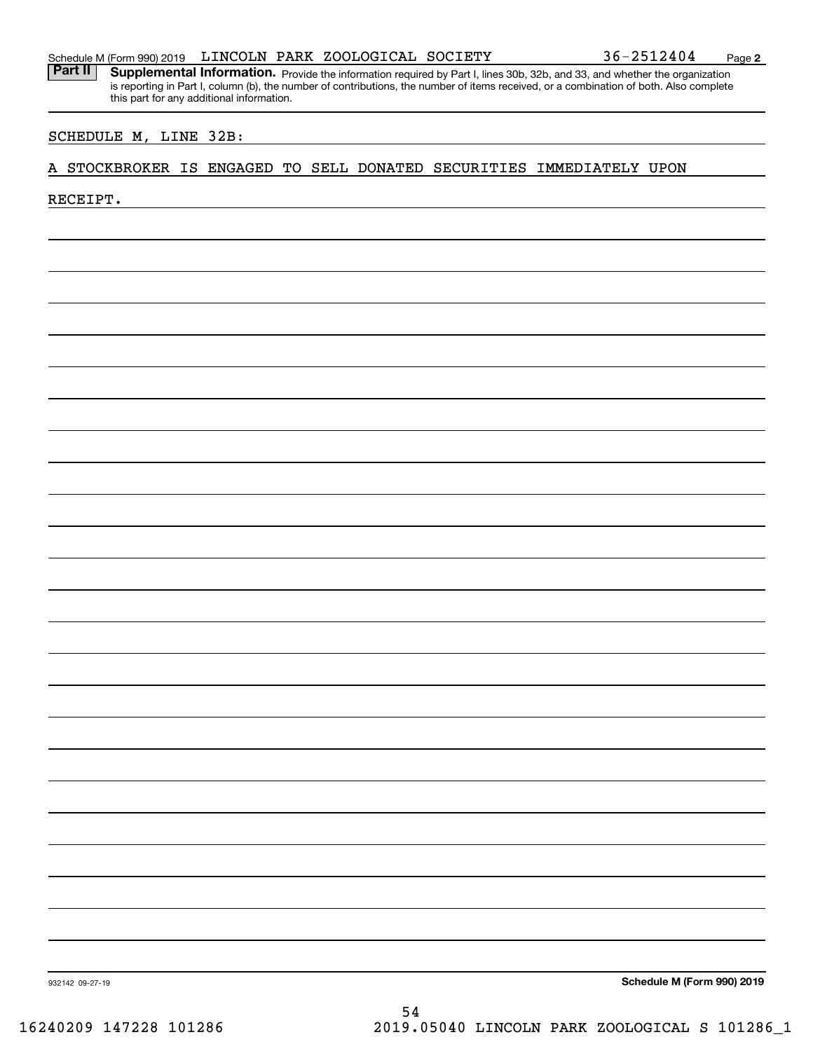Schedule M (Form 990) 2019 LINCOLN PARK ZOOLOGICAL SOCIETY 36-2512404 Page 2

**Part II** **Supplemental Information.** Provide the information required by Part I, lines 30b, 32b, and 33, and whether the organization is reporting in Part I, column (b), the number of contributions, the number of items received, or a combination of both. Also complete this part for any additional information.

SCHEDULE M, LINE 32B:

A STOCKBROKER IS ENGAGED TO SELL DONATED SECURITIES IMMEDIATELY UPON RECEIPT.

932142 09-27-19 **Schedule M (Form 990) 2019**

16240209 147228 101286 2019.05040 LINCOLN PARK ZOOLOGICAL S 101286_1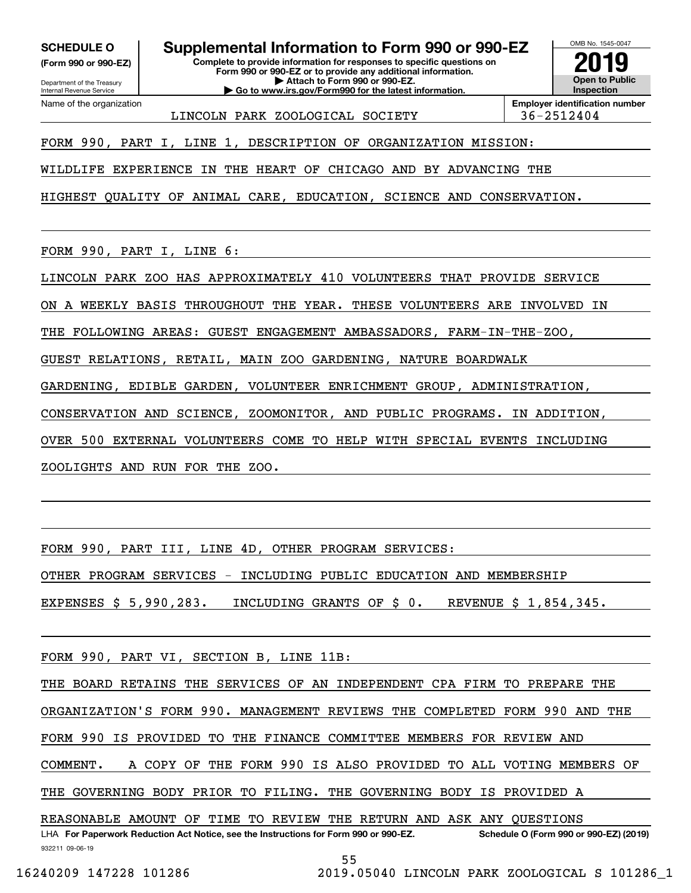**SCHEDULE O**
**(Form 990 or 990-EZ)**

Department of the Treasury
Internal Revenue Service

# Supplemental Information to Form 990 or 990-EZ

**Complete to provide information for responses to specific questions on Form 990 or 990-EZ or to provide any additional information.**
**▶ Attach to Form 990 or 990-EZ.**
**▶ Go to www.irs.gov/Form990 for the latest information.**

OMB No. 1545-0047

**2019**

**Open to Public Inspection**

| Name of the organization | Employer identification number |
|---|---|
| LINCOLN PARK ZOOLOGICAL SOCIETY | 36-2512404 |

FORM 990, PART I, LINE 1, DESCRIPTION OF ORGANIZATION MISSION:

WILDLIFE EXPERIENCE IN THE HEART OF CHICAGO AND BY ADVANCING THE HIGHEST QUALITY OF ANIMAL CARE, EDUCATION, SCIENCE AND CONSERVATION.

FORM 990, PART I, LINE 6:

LINCOLN PARK ZOO HAS APPROXIMATELY 410 VOLUNTEERS THAT PROVIDE SERVICE ON A WEEKLY BASIS THROUGHOUT THE YEAR. THESE VOLUNTEERS ARE INVOLVED IN THE FOLLOWING AREAS: GUEST ENGAGEMENT AMBASSADORS, FARM-IN-THE-ZOO, GUEST RELATIONS, RETAIL, MAIN ZOO GARDENING, NATURE BOARDWALK GARDENING, EDIBLE GARDEN, VOLUNTEER ENRICHMENT GROUP, ADMINISTRATION, CONSERVATION AND SCIENCE, ZOOMONITOR, AND PUBLIC PROGRAMS. IN ADDITION, OVER 500 EXTERNAL VOLUNTEERS COME TO HELP WITH SPECIAL EVENTS INCLUDING ZOOLIGHTS AND RUN FOR THE ZOO.

FORM 990, PART III, LINE 4D, OTHER PROGRAM SERVICES:

OTHER PROGRAM SERVICES - INCLUDING PUBLIC EDUCATION AND MEMBERSHIP EXPENSES $ 5,990,283. INCLUDING GRANTS OF $ 0. REVENUE $ 1,854,345.

FORM 990, PART VI, SECTION B, LINE 11B:

THE BOARD RETAINS THE SERVICES OF AN INDEPENDENT CPA FIRM TO PREPARE THE ORGANIZATION'S FORM 990. MANAGEMENT REVIEWS THE COMPLETED FORM 990 AND THE FORM 990 IS PROVIDED TO THE FINANCE COMMITTEE MEMBERS FOR REVIEW AND COMMENT. A COPY OF THE FORM 990 IS ALSO PROVIDED TO ALL VOTING MEMBERS OF THE GOVERNING BODY PRIOR TO FILING. THE GOVERNING BODY IS PROVIDED A REASONABLE AMOUNT OF TIME TO REVIEW THE RETURN AND ASK ANY QUESTIONS

LHA **For Paperwork Reduction Act Notice, see the Instructions for Form 990 or 990-EZ.** **Schedule O (Form 990 or 990-EZ) (2019)**

932211 09-06-19

16240209 147228 101286 2019.05040 LINCOLN PARK ZOOLOGICAL S 101286_1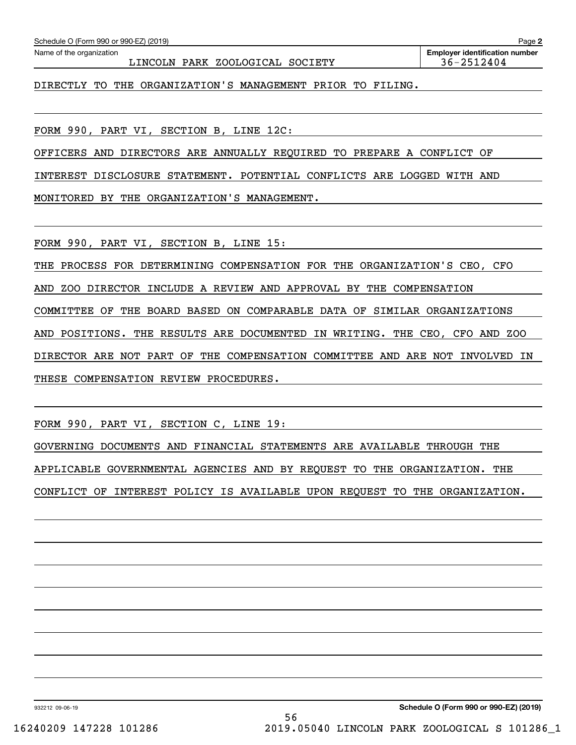Schedule O (Form 990 or 990-EZ) (2019) Page **2**

Name of the organization: LINCOLN PARK ZOOLOGICAL SOCIETY

**Employer identification number** 36-2512404

DIRECTLY TO THE ORGANIZATION'S MANAGEMENT PRIOR TO FILING.

FORM 990, PART VI, SECTION B, LINE 12C:

OFFICERS AND DIRECTORS ARE ANNUALLY REQUIRED TO PREPARE A CONFLICT OF INTEREST DISCLOSURE STATEMENT. POTENTIAL CONFLICTS ARE LOGGED WITH AND MONITORED BY THE ORGANIZATION'S MANAGEMENT.

FORM 990, PART VI, SECTION B, LINE 15:

THE PROCESS FOR DETERMINING COMPENSATION FOR THE ORGANIZATION'S CEO, CFO AND ZOO DIRECTOR INCLUDE A REVIEW AND APPROVAL BY THE COMPENSATION COMMITTEE OF THE BOARD BASED ON COMPARABLE DATA OF SIMILAR ORGANIZATIONS AND POSITIONS. THE RESULTS ARE DOCUMENTED IN WRITING. THE CEO, CFO AND ZOO DIRECTOR ARE NOT PART OF THE COMPENSATION COMMITTEE AND ARE NOT INVOLVED IN THESE COMPENSATION REVIEW PROCEDURES.

FORM 990, PART VI, SECTION C, LINE 19:

GOVERNING DOCUMENTS AND FINANCIAL STATEMENTS ARE AVAILABLE THROUGH THE APPLICABLE GOVERNMENTAL AGENCIES AND BY REQUEST TO THE ORGANIZATION. THE CONFLICT OF INTEREST POLICY IS AVAILABLE UPON REQUEST TO THE ORGANIZATION.

932212 09-06-19 **Schedule O (Form 990 or 990-EZ) (2019)**

16240209 147228 101286 2019.05040 LINCOLN PARK ZOOLOGICAL S 101286_1